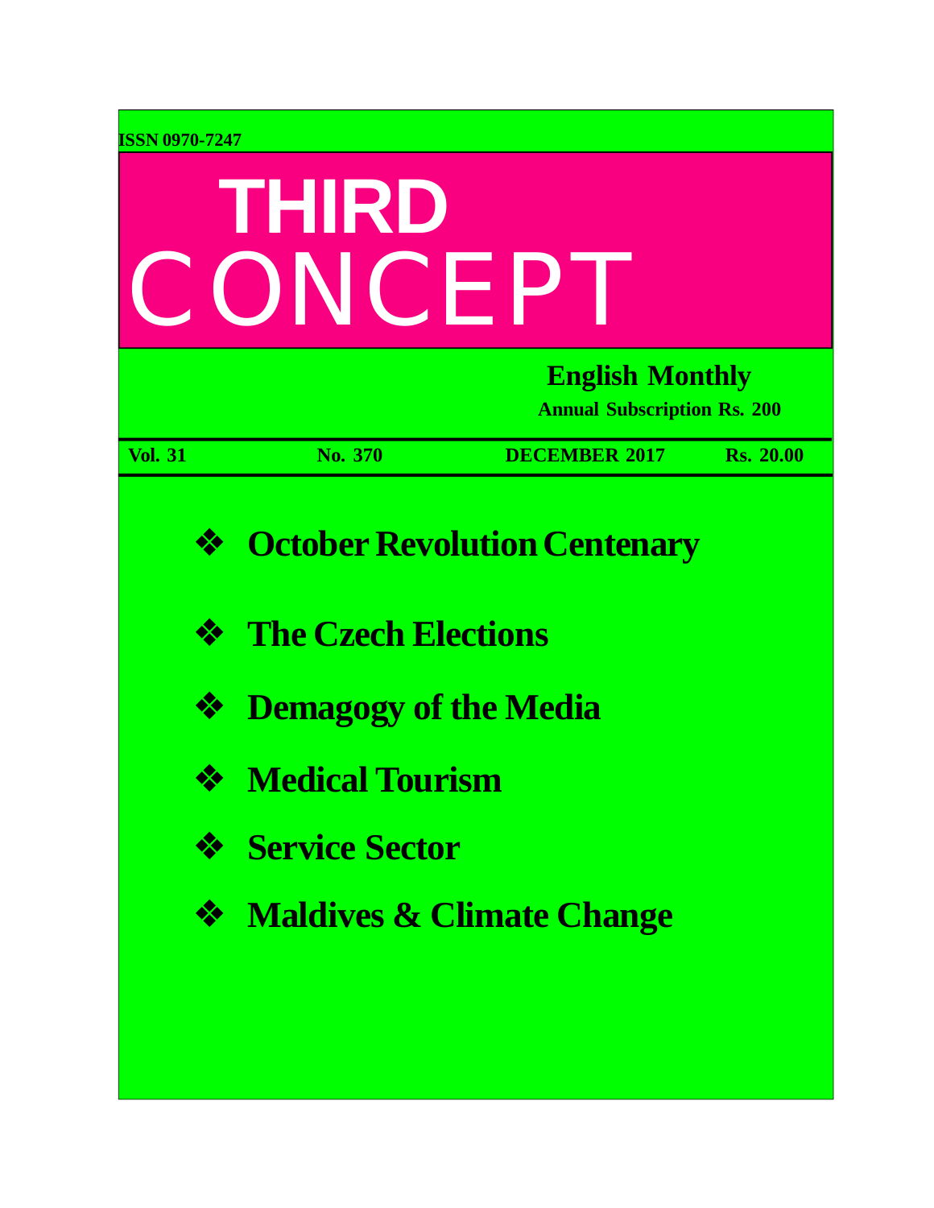ISSN 0970-7247

# THIRD CONCEPT

**English Monthly**

**Annual Subscription Rs. 200**

**Vol. 31** | **No. 370** | **DECEMBER 2017** | **Rs. 20.00**

- **October Revolution Centenary**
- **The Czech Elections**
- **Demagogy of the Media**
- **Medical Tourism**
- **Service Sector**
- **Maldives & Climate Change**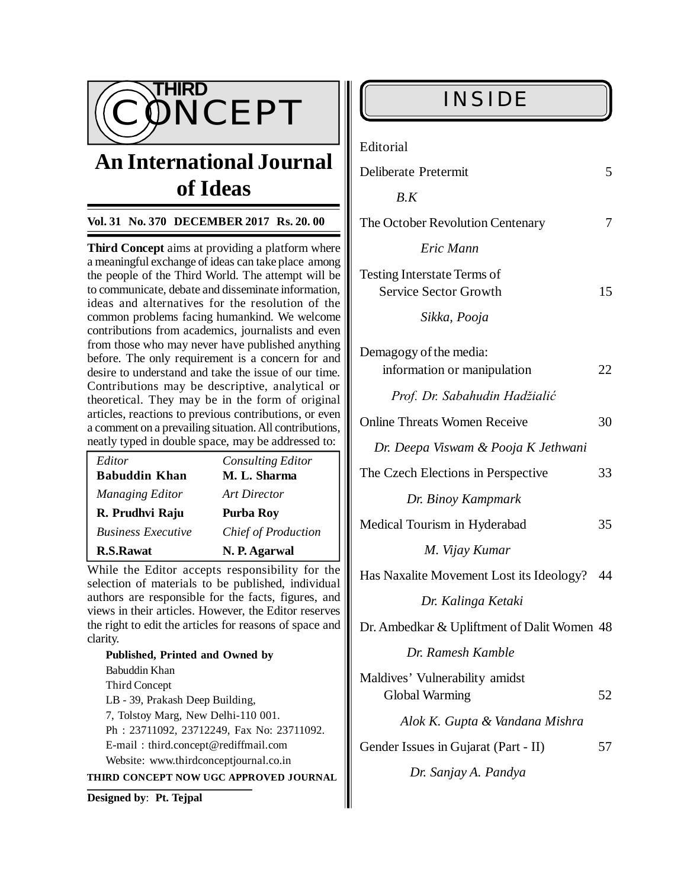# THIRD CONCEPT

## An International Journal of Ideas

**Vol. 31 No. 370 DECEMBER 2017 Rs. 20. 00**

**Third Concept** aims at providing a platform where a meaningful exchange of ideas can take place among the people of the Third World. The attempt will be to communicate, debate and disseminate information, ideas and alternatives for the resolution of the common problems facing humankind. We welcome contributions from academics, journalists and even from those who may never have published anything before. The only requirement is a concern for and desire to understand and take the issue of our time. Contributions may be descriptive, analytical or theoretical. They may be in the form of original articles, reactions to previous contributions, or even a comment on a prevailing situation. All contributions, neatly typed in double space, may be addressed to:

| | |
|---|---|
| *Editor* | *Consulting Editor* |
| **Babuddin Khan** | **M. L. Sharma** |
| *Managing Editor* | *Art Director* |
| **R. Prudhvi Raju** | **Purba Roy** |
| *Business Executive* | *Chief of Production* |
| **R.S.Rawat** | **N. P. Agarwal** |

While the Editor accepts responsibility for the selection of materials to be published, individual authors are responsible for the facts, figures, and views in their articles. However, the Editor reserves the right to edit the articles for reasons of space and clarity.

**Published, Printed and Owned by**
Babuddin Khan
Third Concept
LB - 39, Prakash Deep Building,
7, Tolstoy Marg, New Delhi-110 001.
Ph : 23711092, 23712249, Fax No: 23711092.
E-mail : third.concept@rediffmail.com
Website: www.thirdconceptjournal.co.in

**THIRD CONCEPT NOW UGC APPROVED JOURNAL**

**Designed by**: **Pt. Tejpal**

## INSIDE

Editorial

Deliberate Pretermit — 5
*B.K*

The October Revolution Centenary — 7
*Eric Mann*

Testing Interstate Terms of Service Sector Growth — 15
*Sikka, Pooja*

Demagogy of the media: information or manipulation — 22
*Prof. Dr. Sabahudin Hadžialić*

Online Threats Women Receive — 30
*Dr. Deepa Viswam & Pooja K Jethwani*

The Czech Elections in Perspective — 33
*Dr. Binoy Kampmark*

Medical Tourism in Hyderabad — 35
*M. Vijay Kumar*

Has Naxalite Movement Lost its Ideology? — 44
*Dr. Kalinga Ketaki*

Dr. Ambedkar & Upliftment of Dalit Women — 48
*Dr. Ramesh Kamble*

Maldives' Vulnerability amidst Global Warming — 52
*Alok K. Gupta & Vandana Mishra*

Gender Issues in Gujarat (Part - II) — 57
*Dr. Sanjay A. Pandya*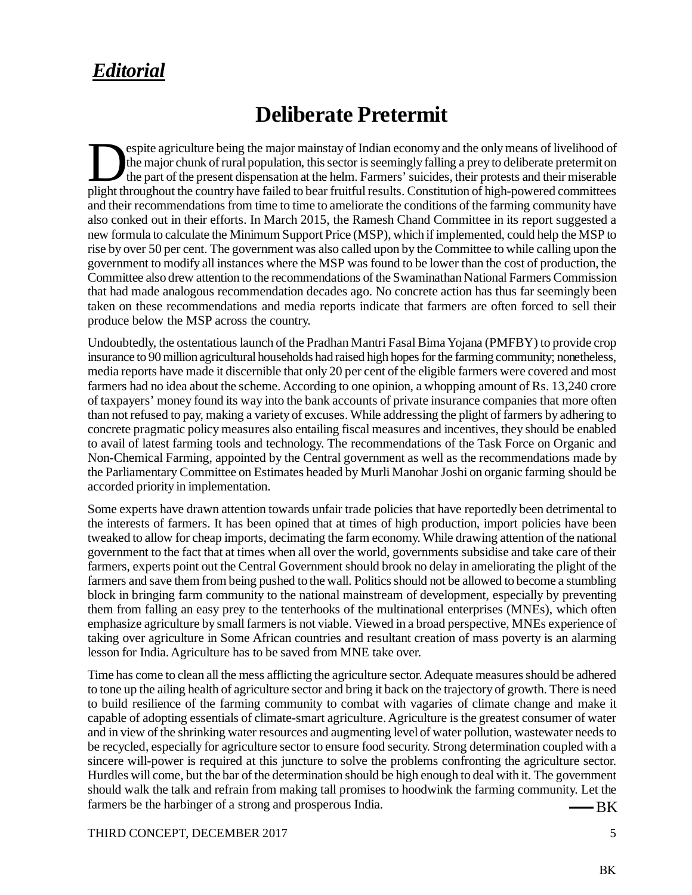## *Editorial*

# Deliberate Pretermit

Despite agriculture being the major mainstay of Indian economy and the only means of livelihood of the major chunk of rural population, this sector is seemingly falling a prey to deliberate pretermit on the part of the present dispensation at the helm. Farmers' suicides, their protests and their miserable plight throughout the country have failed to bear fruitful results. Constitution of high-powered committees and their recommendations from time to time to ameliorate the conditions of the farming community have also conked out in their efforts. In March 2015, the Ramesh Chand Committee in its report suggested a new formula to calculate the Minimum Support Price (MSP), which if implemented, could help the MSP to rise by over 50 per cent. The government was also called upon by the Committee to while calling upon the government to modify all instances where the MSP was found to be lower than the cost of production, the Committee also drew attention to the recommendations of the Swaminathan National Farmers Commission that had made analogous recommendation decades ago. No concrete action has thus far seemingly been taken on these recommendations and media reports indicate that farmers are often forced to sell their produce below the MSP across the country.

Undoubtedly, the ostentatious launch of the Pradhan Mantri Fasal Bima Yojana (PMFBY) to provide crop insurance to 90 million agricultural households had raised high hopes for the farming community; nonetheless, media reports have made it discernible that only 20 per cent of the eligible farmers were covered and most farmers had no idea about the scheme. According to one opinion, a whopping amount of Rs. 13,240 crore of taxpayers' money found its way into the bank accounts of private insurance companies that more often than not refused to pay, making a variety of excuses. While addressing the plight of farmers by adhering to concrete pragmatic policy measures also entailing fiscal measures and incentives, they should be enabled to avail of latest farming tools and technology. The recommendations of the Task Force on Organic and Non-Chemical Farming, appointed by the Central government as well as the recommendations made by the Parliamentary Committee on Estimates headed by Murli Manohar Joshi on organic farming should be accorded priority in implementation.

Some experts have drawn attention towards unfair trade policies that have reportedly been detrimental to the interests of farmers. It has been opined that at times of high production, import policies have been tweaked to allow for cheap imports, decimating the farm economy. While drawing attention of the national government to the fact that at times when all over the world, governments subsidise and take care of their farmers, experts point out the Central Government should brook no delay in ameliorating the plight of the farmers and save them from being pushed to the wall. Politics should not be allowed to become a stumbling block in bringing farm community to the national mainstream of development, especially by preventing them from falling an easy prey to the tenterhooks of the multinational enterprises (MNEs), which often emphasize agriculture by small farmers is not viable. Viewed in a broad perspective, MNEs experience of taking over agriculture in Some African countries and resultant creation of mass poverty is an alarming lesson for India. Agriculture has to be saved from MNE take over.

Time has come to clean all the mess afflicting the agriculture sector. Adequate measures should be adhered to tone up the ailing health of agriculture sector and bring it back on the trajectory of growth. There is need to build resilience of the farming community to combat with vagaries of climate change and make it capable of adopting essentials of climate-smart agriculture. Agriculture is the greatest consumer of water and in view of the shrinking water resources and augmenting level of water pollution, wastewater needs to be recycled, especially for agriculture sector to ensure food security. Strong determination coupled with a sincere will-power is required at this juncture to solve the problems confronting the agriculture sector. Hurdles will come, but the bar of the determination should be high enough to deal with it. The government should walk the talk and refrain from making tall promises to hoodwink the farming community. Let the farmers be the harbinger of a strong and prosperous India.

— BK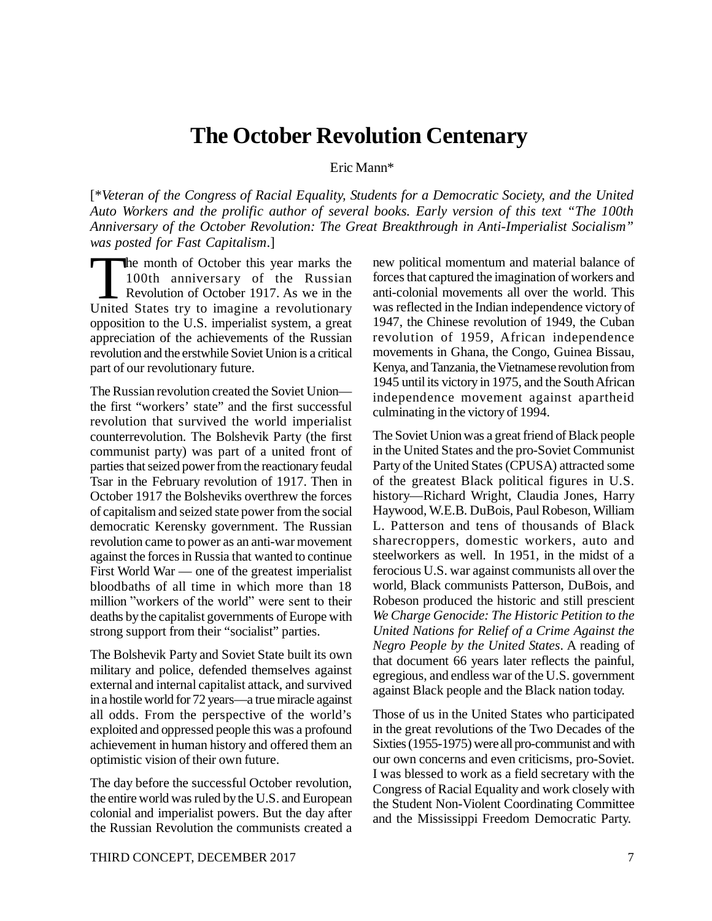# The October Revolution Centenary

Eric Mann*

[*Veteran of the Congress of Racial Equality, Students for a Democratic Society, and the United Auto Workers and the prolific author of several books. Early version of this text "The 100th Anniversary of the October Revolution: The Great Breakthrough in Anti-Imperialist Socialism" was posted for Fast Capitalism.*]

The month of October this year marks the 100th anniversary of the Russian Revolution of October 1917. As we in the United States try to imagine a revolutionary opposition to the U.S. imperialist system, a great appreciation of the achievements of the Russian revolution and the erstwhile Soviet Union is a critical part of our revolutionary future.

The Russian revolution created the Soviet Union—the first "workers' state" and the first successful revolution that survived the world imperialist counterrevolution. The Bolshevik Party (the first communist party) was part of a united front of parties that seized power from the reactionary feudal Tsar in the February revolution of 1917. Then in October 1917 the Bolsheviks overthrew the forces of capitalism and seized state power from the social democratic Kerensky government. The Russian revolution came to power as an anti-war movement against the forces in Russia that wanted to continue First World War — one of the greatest imperialist bloodbaths of all time in which more than 18 million "workers of the world" were sent to their deaths by the capitalist governments of Europe with strong support from their "socialist" parties.

The Bolshevik Party and Soviet State built its own military and police, defended themselves against external and internal capitalist attack, and survived in a hostile world for 72 years—a true miracle against all odds. From the perspective of the world's exploited and oppressed people this was a profound achievement in human history and offered them an optimistic vision of their own future.

The day before the successful October revolution, the entire world was ruled by the U.S. and European colonial and imperialist powers. But the day after the Russian Revolution the communists created a new political momentum and material balance of forces that captured the imagination of workers and anti-colonial movements all over the world. This was reflected in the Indian independence victory of 1947, the Chinese revolution of 1949, the Cuban revolution of 1959, African independence movements in Ghana, the Congo, Guinea Bissau, Kenya, and Tanzania, the Vietnamese revolution from 1945 until its victory in 1975, and the South African independence movement against apartheid culminating in the victory of 1994.

The Soviet Union was a great friend of Black people in the United States and the pro-Soviet Communist Party of the United States (CPUSA) attracted some of the greatest Black political figures in U.S. history—Richard Wright, Claudia Jones, Harry Haywood, W.E.B. DuBois, Paul Robeson, William L. Patterson and tens of thousands of Black sharecroppers, domestic workers, auto and steelworkers as well. In 1951, in the midst of a ferocious U.S. war against communists all over the world, Black communists Patterson, DuBois, and Robeson produced the historic and still prescient *We Charge Genocide: The Historic Petition to the United Nations for Relief of a Crime Against the Negro People by the United States*. A reading of that document 66 years later reflects the painful, egregious, and endless war of the U.S. government against Black people and the Black nation today.

Those of us in the United States who participated in the great revolutions of the Two Decades of the Sixties (1955-1975) were all pro-communist and with our own concerns and even criticisms, pro-Soviet. I was blessed to work as a field secretary with the Congress of Racial Equality and work closely with the Student Non-Violent Coordinating Committee and the Mississippi Freedom Democratic Party.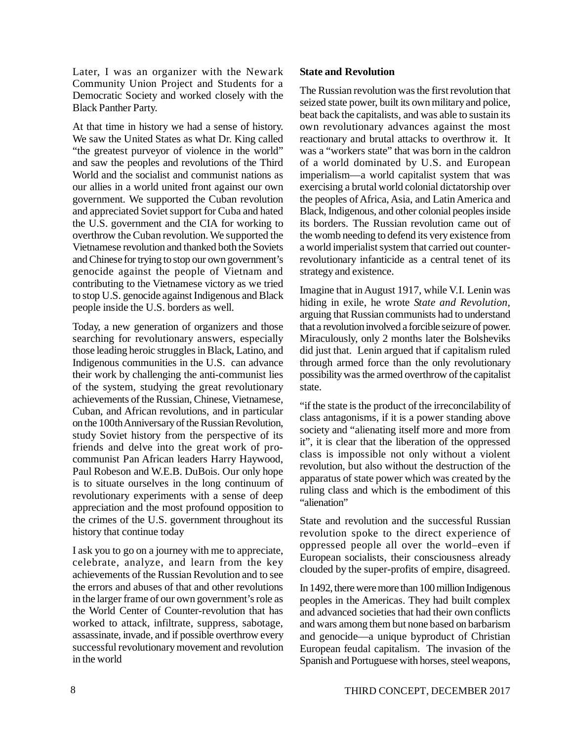Later, I was an organizer with the Newark Community Union Project and Students for a Democratic Society and worked closely with the Black Panther Party.

At that time in history we had a sense of history. We saw the United States as what Dr. King called "the greatest purveyor of violence in the world" and saw the peoples and revolutions of the Third World and the socialist and communist nations as our allies in a world united front against our own government. We supported the Cuban revolution and appreciated Soviet support for Cuba and hated the U.S. government and the CIA for working to overthrow the Cuban revolution. We supported the Vietnamese revolution and thanked both the Soviets and Chinese for trying to stop our own government's genocide against the people of Vietnam and contributing to the Vietnamese victory as we tried to stop U.S. genocide against Indigenous and Black people inside the U.S. borders as well.

Today, a new generation of organizers and those searching for revolutionary answers, especially those leading heroic struggles in Black, Latino, and Indigenous communities in the U.S. can advance their work by challenging the anti-communist lies of the system, studying the great revolutionary achievements of the Russian, Chinese, Vietnamese, Cuban, and African revolutions, and in particular on the 100th Anniversary of the Russian Revolution, study Soviet history from the perspective of its friends and delve into the great work of pro-communist Pan African leaders Harry Haywood, Paul Robeson and W.E.B. DuBois. Our only hope is to situate ourselves in the long continuum of revolutionary experiments with a sense of deep appreciation and the most profound opposition to the crimes of the U.S. government throughout its history that continue today

I ask you to go on a journey with me to appreciate, celebrate, analyze, and learn from the key achievements of the Russian Revolution and to see the errors and abuses of that and other revolutions in the larger frame of our own government's role as the World Center of Counter-revolution that has worked to attack, infiltrate, suppress, sabotage, assassinate, invade, and if possible overthrow every successful revolutionary movement and revolution in the world

**State and Revolution**

The Russian revolution was the first revolution that seized state power, built its own military and police, beat back the capitalists, and was able to sustain its own revolutionary advances against the most reactionary and brutal attacks to overthrow it. It was a "workers state" that was born in the caldron of a world dominated by U.S. and European imperialism—a world capitalist system that was exercising a brutal world colonial dictatorship over the peoples of Africa, Asia, and Latin America and Black, Indigenous, and other colonial peoples inside its borders. The Russian revolution came out of the womb needing to defend its very existence from a world imperialist system that carried out counter-revolutionary infanticide as a central tenet of its strategy and existence.

Imagine that in August 1917, while V.I. Lenin was hiding in exile, he wrote *State and Revolution*, arguing that Russian communists had to understand that a revolution involved a forcible seizure of power. Miraculously, only 2 months later the Bolsheviks did just that. Lenin argued that if capitalism ruled through armed force than the only revolutionary possibility was the armed overthrow of the capitalist state.

"if the state is the product of the irreconcilability of class antagonisms, if it is a power standing above society and "alienating itself more and more from it", it is clear that the liberation of the oppressed class is impossible not only without a violent revolution, but also without the destruction of the apparatus of state power which was created by the ruling class and which is the embodiment of this "alienation"

State and revolution and the successful Russian revolution spoke to the direct experience of oppressed people all over the world–even if European socialists, their consciousness already clouded by the super-profits of empire, disagreed.

In 1492, there were more than 100 million Indigenous peoples in the Americas. They had built complex and advanced societies that had their own conflicts and wars among them but none based on barbarism and genocide—a unique byproduct of Christian European feudal capitalism. The invasion of the Spanish and Portuguese with horses, steel weapons,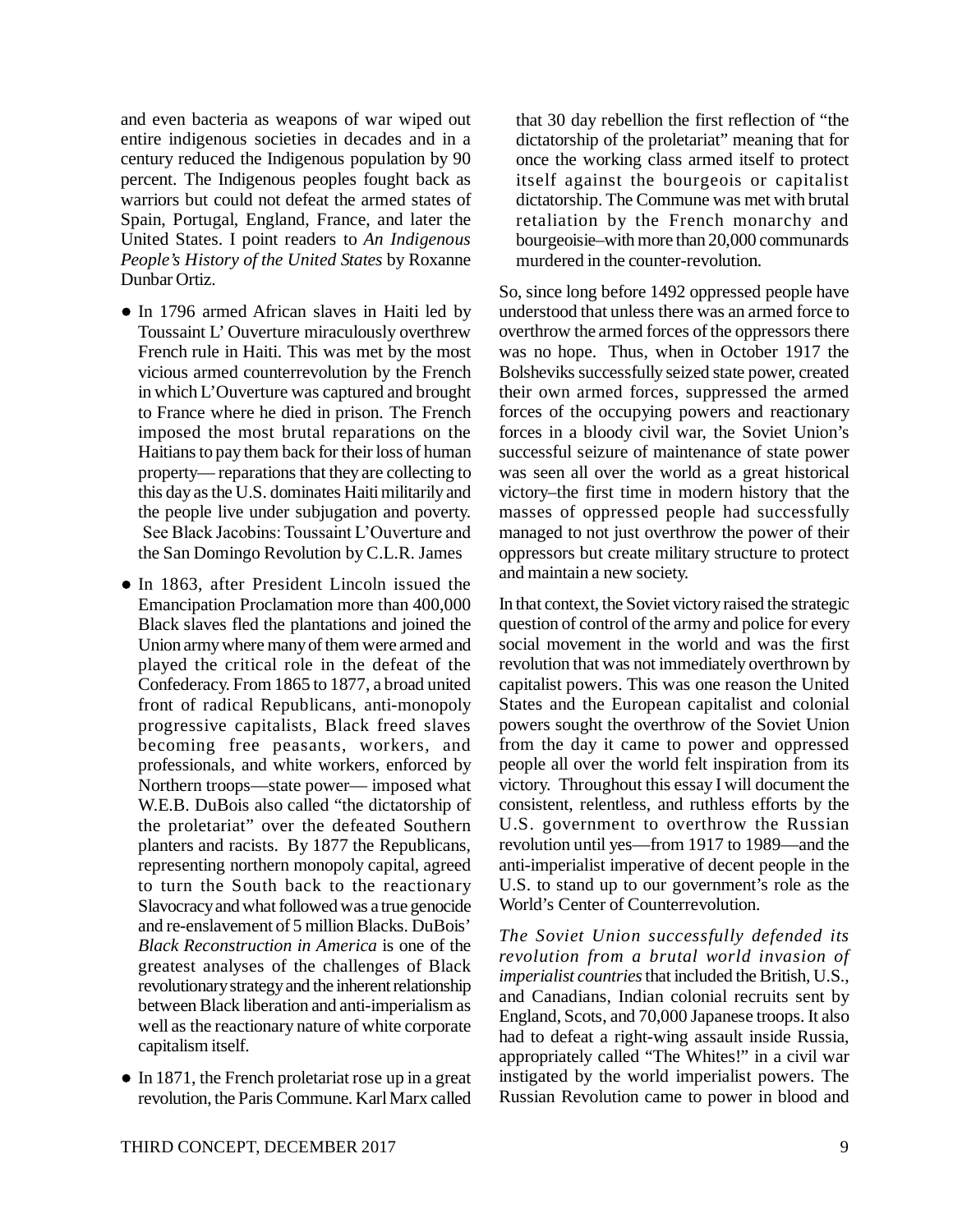and even bacteria as weapons of war wiped out entire indigenous societies in decades and in a century reduced the Indigenous population by 90 percent. The Indigenous peoples fought back as warriors but could not defeat the armed states of Spain, Portugal, England, France, and later the United States. I point readers to *An Indigenous People's History of the United States* by Roxanne Dunbar Ortiz.

- In 1796 armed African slaves in Haiti led by Toussaint L' Ouverture miraculously overthrew French rule in Haiti. This was met by the most vicious armed counterrevolution by the French in which L'Ouverture was captured and brought to France where he died in prison. The French imposed the most brutal reparations on the Haitians to pay them back for their loss of human property— reparations that they are collecting to this day as the U.S. dominates Haiti militarily and the people live under subjugation and poverty. See Black Jacobins: Toussaint L'Ouverture and the San Domingo Revolution by C.L.R. James

- In 1863, after President Lincoln issued the Emancipation Proclamation more than 400,000 Black slaves fled the plantations and joined the Union army where many of them were armed and played the critical role in the defeat of the Confederacy. From 1865 to 1877, a broad united front of radical Republicans, anti-monopoly progressive capitalists, Black freed slaves becoming free peasants, workers, and professionals, and white workers, enforced by Northern troops—state power— imposed what W.E.B. DuBois also called "the dictatorship of the proletariat" over the defeated Southern planters and racists. By 1877 the Republicans, representing northern monopoly capital, agreed to turn the South back to the reactionary Slavocracy and what followed was a true genocide and re-enslavement of 5 million Blacks. DuBois' *Black Reconstruction in America* is one of the greatest analyses of the challenges of Black revolutionary strategy and the inherent relationship between Black liberation and anti-imperialism as well as the reactionary nature of white corporate capitalism itself.

- In 1871, the French proletariat rose up in a great revolution, the Paris Commune. Karl Marx called that 30 day rebellion the first reflection of "the dictatorship of the proletariat" meaning that for once the working class armed itself to protect itself against the bourgeois or capitalist dictatorship. The Commune was met with brutal retaliation by the French monarchy and bourgeoisie–with more than 20,000 communards murdered in the counter-revolution.

So, since long before 1492 oppressed people have understood that unless there was an armed force to overthrow the armed forces of the oppressors there was no hope. Thus, when in October 1917 the Bolsheviks successfully seized state power, created their own armed forces, suppressed the armed forces of the occupying powers and reactionary forces in a bloody civil war, the Soviet Union's successful seizure of maintenance of state power was seen all over the world as a great historical victory–the first time in modern history that the masses of oppressed people had successfully managed to not just overthrow the power of their oppressors but create military structure to protect and maintain a new society.

In that context, the Soviet victory raised the strategic question of control of the army and police for every social movement in the world and was the first revolution that was not immediately overthrown by capitalist powers. This was one reason the United States and the European capitalist and colonial powers sought the overthrow of the Soviet Union from the day it came to power and oppressed people all over the world felt inspiration from its victory. Throughout this essay I will document the consistent, relentless, and ruthless efforts by the U.S. government to overthrow the Russian revolution until yes—from 1917 to 1989—and the anti-imperialist imperative of decent people in the U.S. to stand up to our government's role as the World's Center of Counterrevolution.

*The Soviet Union successfully defended its revolution from a brutal world invasion of imperialist countries* that included the British, U.S., and Canadians, Indian colonial recruits sent by England, Scots, and 70,000 Japanese troops. It also had to defeat a right-wing assault inside Russia, appropriately called "The Whites!" in a civil war instigated by the world imperialist powers. The Russian Revolution came to power in blood and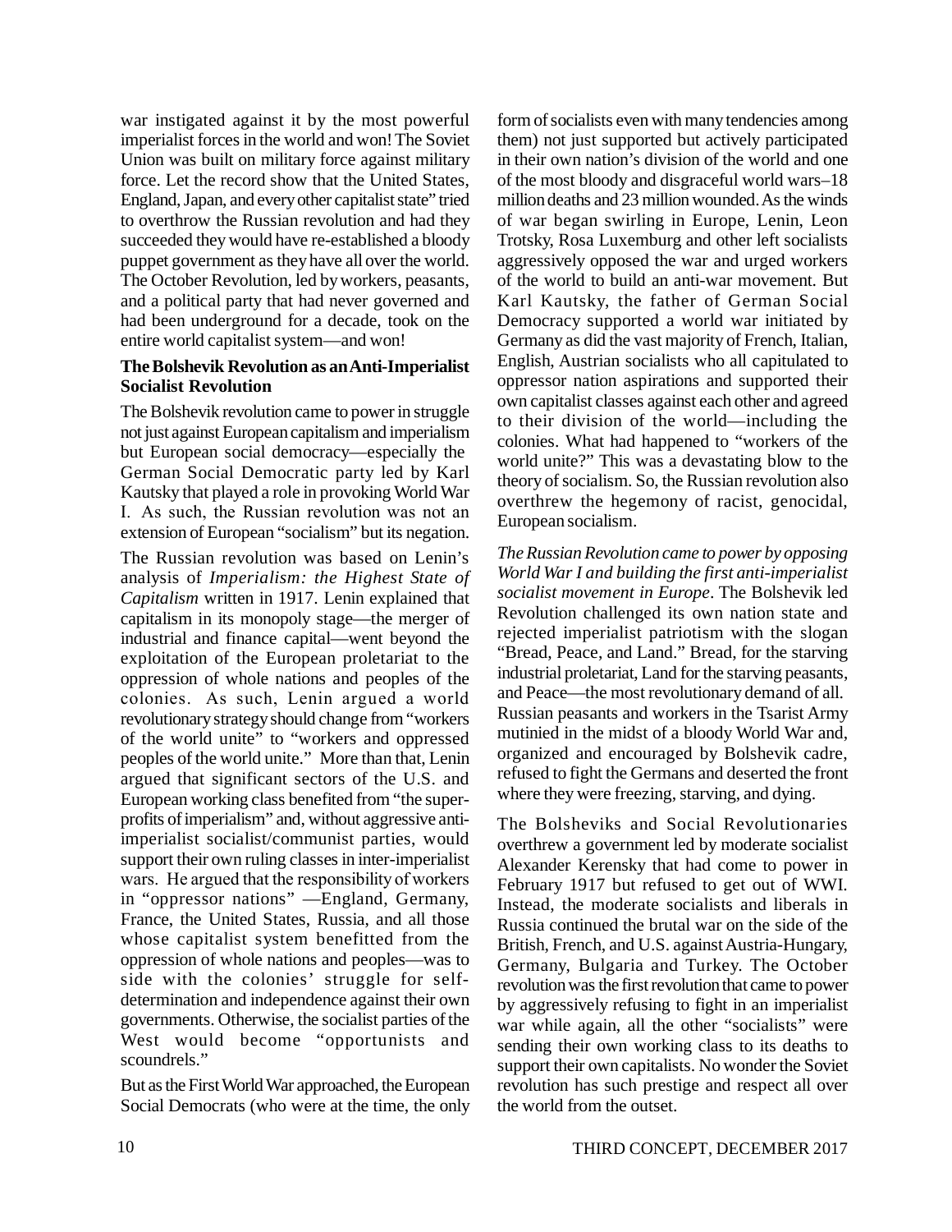war instigated against it by the most powerful imperialist forces in the world and won! The Soviet Union was built on military force against military force. Let the record show that the United States, England, Japan, and every other capitalist state" tried to overthrow the Russian revolution and had they succeeded they would have re-established a bloody puppet government as they have all over the world. The October Revolution, led by workers, peasants, and a political party that had never governed and had been underground for a decade, took on the entire world capitalist system—and won!

**The Bolshevik Revolution as an Anti-Imperialist Socialist Revolution**

The Bolshevik revolution came to power in struggle not just against European capitalism and imperialism but European social democracy—especially the German Social Democratic party led by Karl Kautsky that played a role in provoking World War I. As such, the Russian revolution was not an extension of European "socialism" but its negation.

The Russian revolution was based on Lenin's analysis of *Imperialism: the Highest State of Capitalism* written in 1917. Lenin explained that capitalism in its monopoly stage—the merger of industrial and finance capital—went beyond the exploitation of the European proletariat to the oppression of whole nations and peoples of the colonies. As such, Lenin argued a world revolutionary strategy should change from "workers of the world unite" to "workers and oppressed peoples of the world unite." More than that, Lenin argued that significant sectors of the U.S. and European working class benefited from "the super-profits of imperialism" and, without aggressive anti-imperialist socialist/communist parties, would support their own ruling classes in inter-imperialist wars. He argued that the responsibility of workers in "oppressor nations" —England, Germany, France, the United States, Russia, and all those whose capitalist system benefitted from the oppression of whole nations and peoples—was to side with the colonies' struggle for self-determination and independence against their own governments. Otherwise, the socialist parties of the West would become "opportunists and scoundrels."

But as the First World War approached, the European Social Democrats (who were at the time, the only form of socialists even with many tendencies among them) not just supported but actively participated in their own nation's division of the world and one of the most bloody and disgraceful world wars–18 million deaths and 23 million wounded. As the winds of war began swirling in Europe, Lenin, Leon Trotsky, Rosa Luxemburg and other left socialists aggressively opposed the war and urged workers of the world to build an anti-war movement. But Karl Kautsky, the father of German Social Democracy supported a world war initiated by Germany as did the vast majority of French, Italian, English, Austrian socialists who all capitulated to oppressor nation aspirations and supported their own capitalist classes against each other and agreed to their division of the world—including the colonies. What had happened to "workers of the world unite?" This was a devastating blow to the theory of socialism. So, the Russian revolution also overthrew the hegemony of racist, genocidal, European socialism.

*The Russian Revolution came to power by opposing World War I and building the first anti-imperialist socialist movement in Europe*. The Bolshevik led Revolution challenged its own nation state and rejected imperialist patriotism with the slogan "Bread, Peace, and Land." Bread, for the starving industrial proletariat, Land for the starving peasants, and Peace—the most revolutionary demand of all. Russian peasants and workers in the Tsarist Army mutinied in the midst of a bloody World War and, organized and encouraged by Bolshevik cadre, refused to fight the Germans and deserted the front where they were freezing, starving, and dying.

The Bolsheviks and Social Revolutionaries overthrew a government led by moderate socialist Alexander Kerensky that had come to power in February 1917 but refused to get out of WWI. Instead, the moderate socialists and liberals in Russia continued the brutal war on the side of the British, French, and U.S. against Austria-Hungary, Germany, Bulgaria and Turkey. The October revolution was the first revolution that came to power by aggressively refusing to fight in an imperialist war while again, all the other "socialists" were sending their own working class to its deaths to support their own capitalists. No wonder the Soviet revolution has such prestige and respect all over the world from the outset.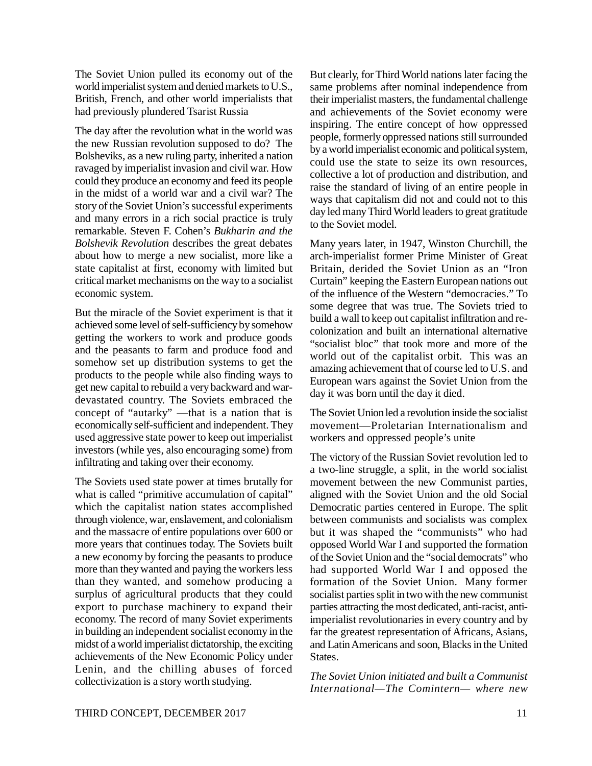The Soviet Union pulled its economy out of the world imperialist system and denied markets to U.S., British, French, and other world imperialists that had previously plundered Tsarist Russia

The day after the revolution what in the world was the new Russian revolution supposed to do? The Bolsheviks, as a new ruling party, inherited a nation ravaged by imperialist invasion and civil war. How could they produce an economy and feed its people in the midst of a world war and a civil war? The story of the Soviet Union's successful experiments and many errors in a rich social practice is truly remarkable. Steven F. Cohen's *Bukharin and the Bolshevik Revolution* describes the great debates about how to merge a new socialist, more like a state capitalist at first, economy with limited but critical market mechanisms on the way to a socialist economic system.

But the miracle of the Soviet experiment is that it achieved some level of self-sufficiency by somehow getting the workers to work and produce goods and the peasants to farm and produce food and somehow set up distribution systems to get the products to the people while also finding ways to get new capital to rebuild a very backward and war-devastated country. The Soviets embraced the concept of "autarky" —that is a nation that is economically self-sufficient and independent. They used aggressive state power to keep out imperialist investors (while yes, also encouraging some) from infiltrating and taking over their economy.

The Soviets used state power at times brutally for what is called "primitive accumulation of capital" which the capitalist nation states accomplished through violence, war, enslavement, and colonialism and the massacre of entire populations over 600 or more years that continues today. The Soviets built a new economy by forcing the peasants to produce more than they wanted and paying the workers less than they wanted, and somehow producing a surplus of agricultural products that they could export to purchase machinery to expand their economy. The record of many Soviet experiments in building an independent socialist economy in the midst of a world imperialist dictatorship, the exciting achievements of the New Economic Policy under Lenin, and the chilling abuses of forced collectivization is a story worth studying.

But clearly, for Third World nations later facing the same problems after nominal independence from their imperialist masters, the fundamental challenge and achievements of the Soviet economy were inspiring. The entire concept of how oppressed people, formerly oppressed nations still surrounded by a world imperialist economic and political system, could use the state to seize its own resources, collective a lot of production and distribution, and raise the standard of living of an entire people in ways that capitalism did not and could not to this day led many Third World leaders to great gratitude to the Soviet model.

Many years later, in 1947, Winston Churchill, the arch-imperialist former Prime Minister of Great Britain, derided the Soviet Union as an "Iron Curtain" keeping the Eastern European nations out of the influence of the Western "democracies." To some degree that was true. The Soviets tried to build a wall to keep out capitalist infiltration and re-colonization and built an international alternative "socialist bloc" that took more and more of the world out of the capitalist orbit. This was an amazing achievement that of course led to U.S. and European wars against the Soviet Union from the day it was born until the day it died.

The Soviet Union led a revolution inside the socialist movement—Proletarian Internationalism and workers and oppressed people's unite

The victory of the Russian Soviet revolution led to a two-line struggle, a split, in the world socialist movement between the new Communist parties, aligned with the Soviet Union and the old Social Democratic parties centered in Europe. The split between communists and socialists was complex but it was shaped the "communists" who had opposed World War I and supported the formation of the Soviet Union and the "social democrats" who had supported World War I and opposed the formation of the Soviet Union. Many former socialist parties split in two with the new communist parties attracting the most dedicated, anti-racist, anti-imperialist revolutionaries in every country and by far the greatest representation of Africans, Asians, and Latin Americans and soon, Blacks in the United States.

*The Soviet Union initiated and built a Communist International—The Comintern— where new*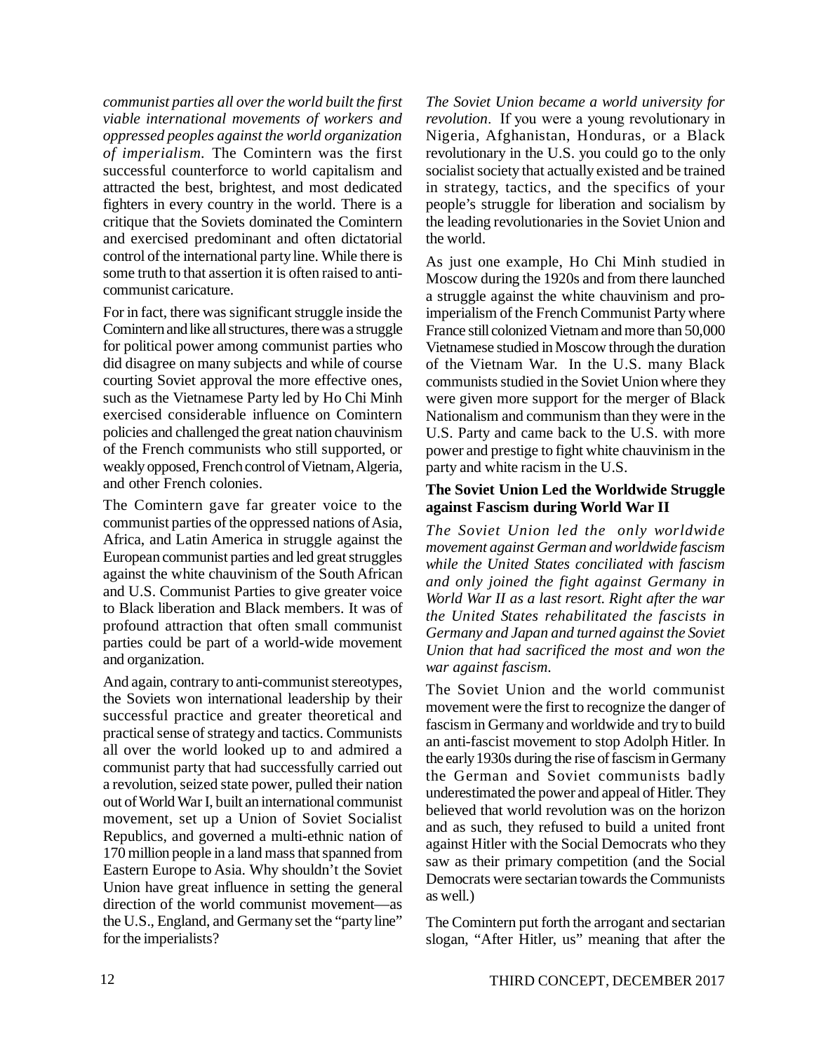*communist parties all over the world built the first viable international movements of workers and oppressed peoples against the world organization of imperialism.* The Comintern was the first successful counterforce to world capitalism and attracted the best, brightest, and most dedicated fighters in every country in the world. There is a critique that the Soviets dominated the Comintern and exercised predominant and often dictatorial control of the international party line. While there is some truth to that assertion it is often raised to anti-communist caricature.

For in fact, there was significant struggle inside the Comintern and like all structures, there was a struggle for political power among communist parties who did disagree on many subjects and while of course courting Soviet approval the more effective ones, such as the Vietnamese Party led by Ho Chi Minh exercised considerable influence on Comintern policies and challenged the great nation chauvinism of the French communists who still supported, or weakly opposed, French control of Vietnam, Algeria, and other French colonies.

The Comintern gave far greater voice to the communist parties of the oppressed nations of Asia, Africa, and Latin America in struggle against the European communist parties and led great struggles against the white chauvinism of the South African and U.S. Communist Parties to give greater voice to Black liberation and Black members. It was of profound attraction that often small communist parties could be part of a world-wide movement and organization.

And again, contrary to anti-communist stereotypes, the Soviets won international leadership by their successful practice and greater theoretical and practical sense of strategy and tactics. Communists all over the world looked up to and admired a communist party that had successfully carried out a revolution, seized state power, pulled their nation out of World War I, built an international communist movement, set up a Union of Soviet Socialist Republics, and governed a multi-ethnic nation of 170 million people in a land mass that spanned from Eastern Europe to Asia. Why shouldn't the Soviet Union have great influence in setting the general direction of the world communist movement—as the U.S., England, and Germany set the "party line" for the imperialists?

*The Soviet Union became a world university for revolution.* If you were a young revolutionary in Nigeria, Afghanistan, Honduras, or a Black revolutionary in the U.S. you could go to the only socialist society that actually existed and be trained in strategy, tactics, and the specifics of your people's struggle for liberation and socialism by the leading revolutionaries in the Soviet Union and the world.

As just one example, Ho Chi Minh studied in Moscow during the 1920s and from there launched a struggle against the white chauvinism and pro-imperialism of the French Communist Party where France still colonized Vietnam and more than 50,000 Vietnamese studied in Moscow through the duration of the Vietnam War. In the U.S. many Black communists studied in the Soviet Union where they were given more support for the merger of Black Nationalism and communism than they were in the U.S. Party and came back to the U.S. with more power and prestige to fight white chauvinism in the party and white racism in the U.S.

**The Soviet Union Led the Worldwide Struggle against Fascism during World War II**

*The Soviet Union led the only worldwide movement against German and worldwide fascism while the United States conciliated with fascism and only joined the fight against Germany in World War II as a last resort. Right after the war the United States rehabilitated the fascists in Germany and Japan and turned against the Soviet Union that had sacrificed the most and won the war against fascism.*

The Soviet Union and the world communist movement were the first to recognize the danger of fascism in Germany and worldwide and try to build an anti-fascist movement to stop Adolph Hitler. In the early 1930s during the rise of fascism in Germany the German and Soviet communists badly underestimated the power and appeal of Hitler. They believed that world revolution was on the horizon and as such, they refused to build a united front against Hitler with the Social Democrats who they saw as their primary competition (and the Social Democrats were sectarian towards the Communists as well.)

The Comintern put forth the arrogant and sectarian slogan, "After Hitler, us" meaning that after the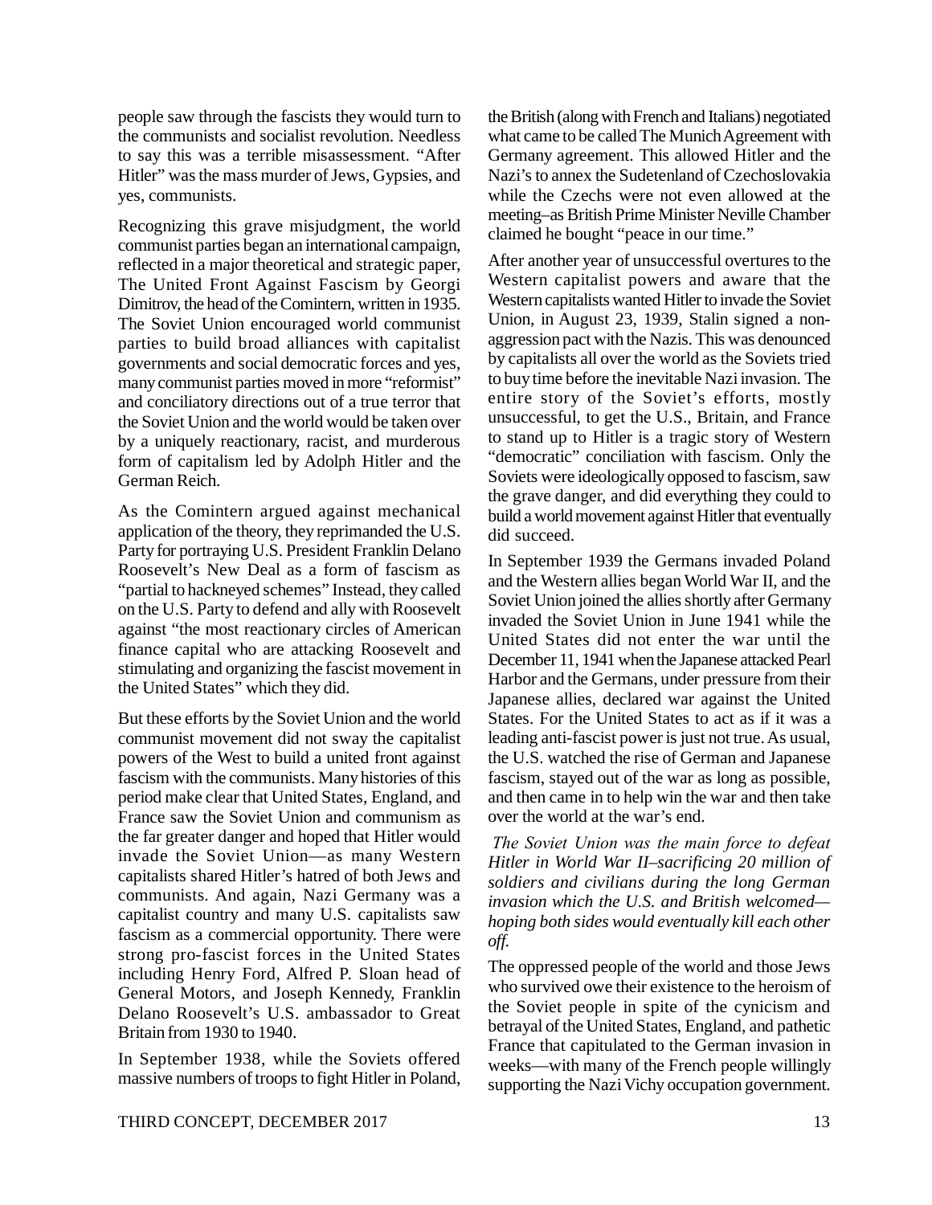people saw through the fascists they would turn to the communists and socialist revolution. Needless to say this was a terrible misassessment. "After Hitler" was the mass murder of Jews, Gypsies, and yes, communists.

Recognizing this grave misjudgment, the world communist parties began an international campaign, reflected in a major theoretical and strategic paper, The United Front Against Fascism by Georgi Dimitrov, the head of the Comintern, written in 1935. The Soviet Union encouraged world communist parties to build broad alliances with capitalist governments and social democratic forces and yes, many communist parties moved in more "reformist" and conciliatory directions out of a true terror that the Soviet Union and the world would be taken over by a uniquely reactionary, racist, and murderous form of capitalism led by Adolph Hitler and the German Reich.

As the Comintern argued against mechanical application of the theory, they reprimanded the U.S. Party for portraying U.S. President Franklin Delano Roosevelt's New Deal as a form of fascism as "partial to hackneyed schemes" Instead, they called on the U.S. Party to defend and ally with Roosevelt against "the most reactionary circles of American finance capital who are attacking Roosevelt and stimulating and organizing the fascist movement in the United States" which they did.

But these efforts by the Soviet Union and the world communist movement did not sway the capitalist powers of the West to build a united front against fascism with the communists. Many histories of this period make clear that United States, England, and France saw the Soviet Union and communism as the far greater danger and hoped that Hitler would invade the Soviet Union—as many Western capitalists shared Hitler's hatred of both Jews and communists. And again, Nazi Germany was a capitalist country and many U.S. capitalists saw fascism as a commercial opportunity. There were strong pro-fascist forces in the United States including Henry Ford, Alfred P. Sloan head of General Motors, and Joseph Kennedy, Franklin Delano Roosevelt's U.S. ambassador to Great Britain from 1930 to 1940.

In September 1938, while the Soviets offered massive numbers of troops to fight Hitler in Poland, the British (along with French and Italians) negotiated what came to be called The Munich Agreement with Germany agreement. This allowed Hitler and the Nazi's to annex the Sudetenland of Czechoslovakia while the Czechs were not even allowed at the meeting–as British Prime Minister Neville Chamber claimed he bought "peace in our time."

After another year of unsuccessful overtures to the Western capitalist powers and aware that the Western capitalists wanted Hitler to invade the Soviet Union, in August 23, 1939, Stalin signed a non-aggression pact with the Nazis. This was denounced by capitalists all over the world as the Soviets tried to buy time before the inevitable Nazi invasion. The entire story of the Soviet's efforts, mostly unsuccessful, to get the U.S., Britain, and France to stand up to Hitler is a tragic story of Western "democratic" conciliation with fascism. Only the Soviets were ideologically opposed to fascism, saw the grave danger, and did everything they could to build a world movement against Hitler that eventually did succeed.

In September 1939 the Germans invaded Poland and the Western allies began World War II, and the Soviet Union joined the allies shortly after Germany invaded the Soviet Union in June 1941 while the United States did not enter the war until the December 11, 1941 when the Japanese attacked Pearl Harbor and the Germans, under pressure from their Japanese allies, declared war against the United States. For the United States to act as if it was a leading anti-fascist power is just not true. As usual, the U.S. watched the rise of German and Japanese fascism, stayed out of the war as long as possible, and then came in to help win the war and then take over the world at the war's end.

*The Soviet Union was the main force to defeat Hitler in World War II–sacrificing 20 million of soldiers and civilians during the long German invasion which the U.S. and British welcomed—hoping both sides would eventually kill each other off.*

The oppressed people of the world and those Jews who survived owe their existence to the heroism of the Soviet people in spite of the cynicism and betrayal of the United States, England, and pathetic France that capitulated to the German invasion in weeks—with many of the French people willingly supporting the Nazi Vichy occupation government.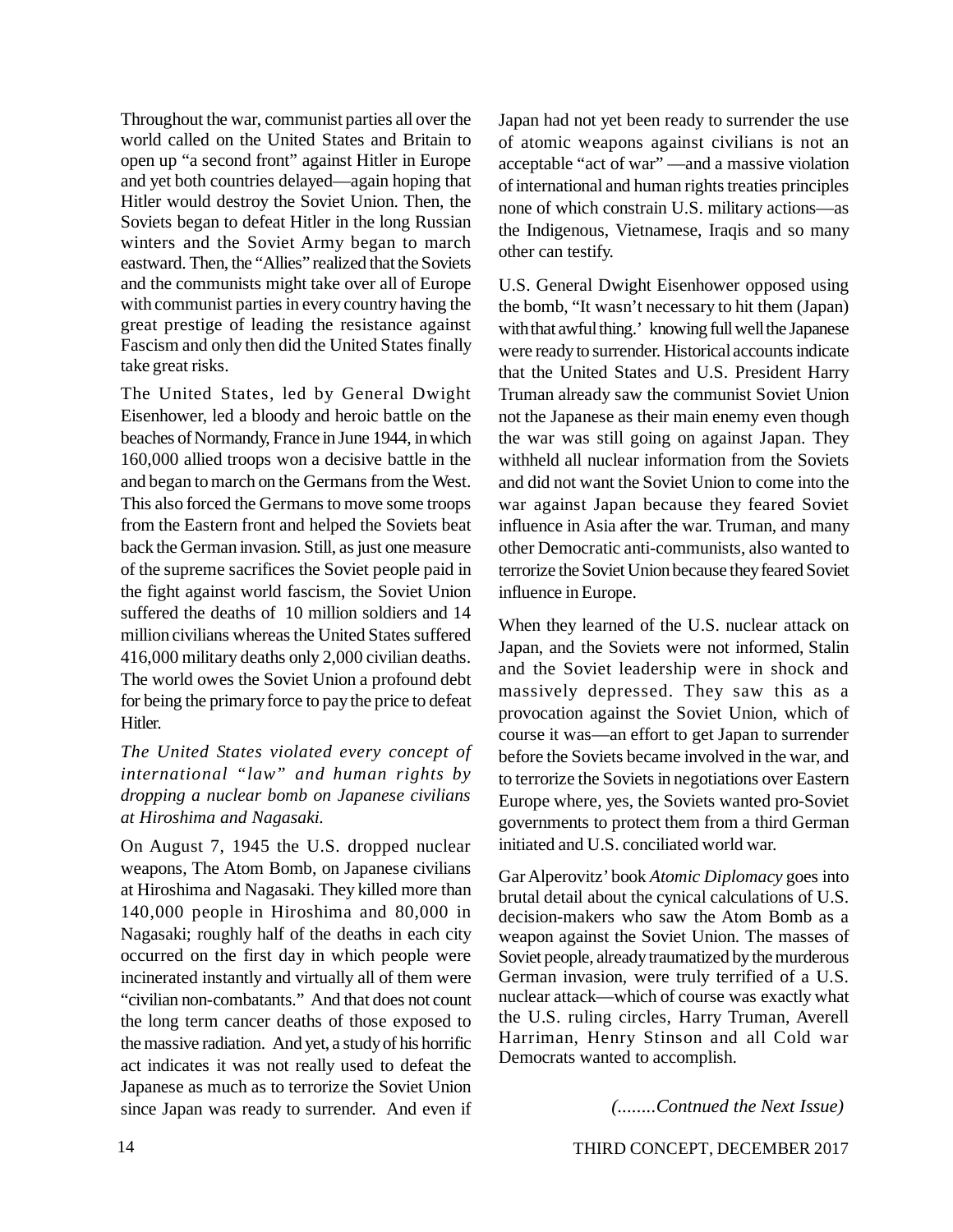Throughout the war, communist parties all over the world called on the United States and Britain to open up "a second front" against Hitler in Europe and yet both countries delayed—again hoping that Hitler would destroy the Soviet Union. Then, the Soviets began to defeat Hitler in the long Russian winters and the Soviet Army began to march eastward. Then, the "Allies" realized that the Soviets and the communists might take over all of Europe with communist parties in every country having the great prestige of leading the resistance against Fascism and only then did the United States finally take great risks.

The United States, led by General Dwight Eisenhower, led a bloody and heroic battle on the beaches of Normandy, France in June 1944, in which 160,000 allied troops won a decisive battle in the and began to march on the Germans from the West. This also forced the Germans to move some troops from the Eastern front and helped the Soviets beat back the German invasion. Still, as just one measure of the supreme sacrifices the Soviet people paid in the fight against world fascism, the Soviet Union suffered the deaths of 10 million soldiers and 14 million civilians whereas the United States suffered 416,000 military deaths only 2,000 civilian deaths. The world owes the Soviet Union a profound debt for being the primary force to pay the price to defeat Hitler.

*The United States violated every concept of international "law" and human rights by dropping a nuclear bomb on Japanese civilians at Hiroshima and Nagasaki.*

On August 7, 1945 the U.S. dropped nuclear weapons, The Atom Bomb, on Japanese civilians at Hiroshima and Nagasaki. They killed more than 140,000 people in Hiroshima and 80,000 in Nagasaki; roughly half of the deaths in each city occurred on the first day in which people were incinerated instantly and virtually all of them were "civilian non-combatants." And that does not count the long term cancer deaths of those exposed to the massive radiation. And yet, a study of his horrific act indicates it was not really used to defeat the Japanese as much as to terrorize the Soviet Union since Japan was ready to surrender. And even if Japan had not yet been ready to surrender the use of atomic weapons against civilians is not an acceptable "act of war" —and a massive violation of international and human rights treaties principles none of which constrain U.S. military actions—as the Indigenous, Vietnamese, Iraqis and so many other can testify.

U.S. General Dwight Eisenhower opposed using the bomb, "It wasn't necessary to hit them (Japan) with that awful thing.' knowing full well the Japanese were ready to surrender. Historical accounts indicate that the United States and U.S. President Harry Truman already saw the communist Soviet Union not the Japanese as their main enemy even though the war was still going on against Japan. They withheld all nuclear information from the Soviets and did not want the Soviet Union to come into the war against Japan because they feared Soviet influence in Asia after the war. Truman, and many other Democratic anti-communists, also wanted to terrorize the Soviet Union because they feared Soviet influence in Europe.

When they learned of the U.S. nuclear attack on Japan, and the Soviets were not informed, Stalin and the Soviet leadership were in shock and massively depressed. They saw this as a provocation against the Soviet Union, which of course it was—an effort to get Japan to surrender before the Soviets became involved in the war, and to terrorize the Soviets in negotiations over Eastern Europe where, yes, the Soviets wanted pro-Soviet governments to protect them from a third German initiated and U.S. conciliated world war.

Gar Alperovitz' book *Atomic Diplomacy* goes into brutal detail about the cynical calculations of U.S. decision-makers who saw the Atom Bomb as a weapon against the Soviet Union. The masses of Soviet people, already traumatized by the murderous German invasion, were truly terrified of a U.S. nuclear attack—which of course was exactly what the U.S. ruling circles, Harry Truman, Averell Harriman, Henry Stinson and all Cold war Democrats wanted to accomplish.

*(........Contnued the Next Issue)*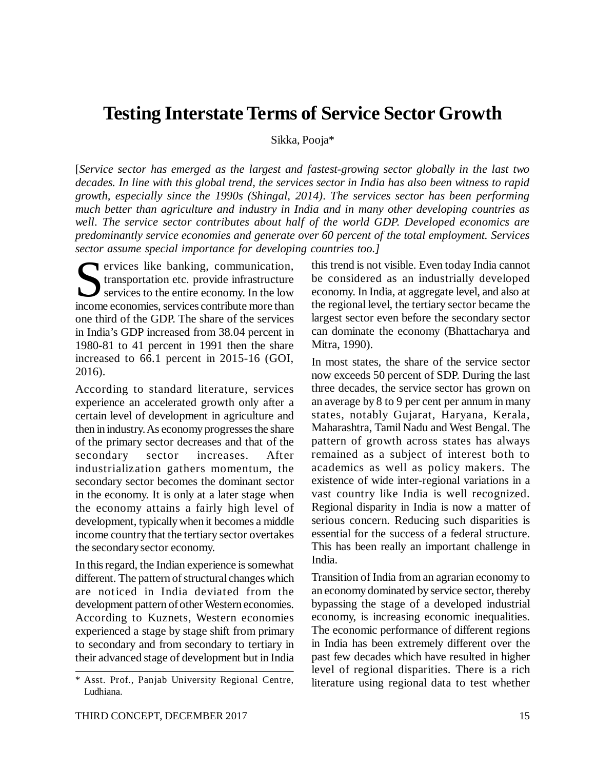# Testing Interstate Terms of Service Sector Growth

Sikka, Pooja*

[*Service sector has emerged as the largest and fastest-growing sector globally in the last two decades. In line with this global trend, the services sector in India has also been witness to rapid growth, especially since the 1990s (Shingal, 2014). The services sector has been performing much better than agriculture and industry in India and in many other developing countries as well. The service sector contributes about half of the world GDP. Developed economics are predominantly service economies and generate over 60 percent of the total employment. Services sector assume special importance for developing countries too.*]

Services like banking, communication, transportation etc. provide infrastructure services to the entire economy. In the low income economies, services contribute more than one third of the GDP. The share of the services in India's GDP increased from 38.04 percent in 1980-81 to 41 percent in 1991 then the share increased to 66.1 percent in 2015-16 (GOI, 2016).

According to standard literature, services experience an accelerated growth only after a certain level of development in agriculture and then in industry. As economy progresses the share of the primary sector decreases and that of the secondary sector increases. After industrialization gathers momentum, the secondary sector becomes the dominant sector in the economy. It is only at a later stage when the economy attains a fairly high level of development, typically when it becomes a middle income country that the tertiary sector overtakes the secondary sector economy.

In this regard, the Indian experience is somewhat different. The pattern of structural changes which are noticed in India deviated from the development pattern of other Western economies. According to Kuznets, Western economies experienced a stage by stage shift from primary to secondary and from secondary to tertiary in their advanced stage of development but in India this trend is not visible. Even today India cannot be considered as an industrially developed economy. In India, at aggregate level, and also at the regional level, the tertiary sector became the largest sector even before the secondary sector can dominate the economy (Bhattacharya and Mitra, 1990).

In most states, the share of the service sector now exceeds 50 percent of SDP. During the last three decades, the service sector has grown on an average by 8 to 9 per cent per annum in many states, notably Gujarat, Haryana, Kerala, Maharashtra, Tamil Nadu and West Bengal. The pattern of growth across states has always remained as a subject of interest both to academics as well as policy makers. The existence of wide inter-regional variations in a vast country like India is well recognized. Regional disparity in India is now a matter of serious concern. Reducing such disparities is essential for the success of a federal structure. This has been really an important challenge in India.

Transition of India from an agrarian economy to an economy dominated by service sector, thereby bypassing the stage of a developed industrial economy, is increasing economic inequalities. The economic performance of different regions in India has been extremely different over the past few decades which have resulted in higher level of regional disparities. There is a rich literature using regional data to test whether

---

* Asst. Prof., Panjab University Regional Centre, Ludhiana.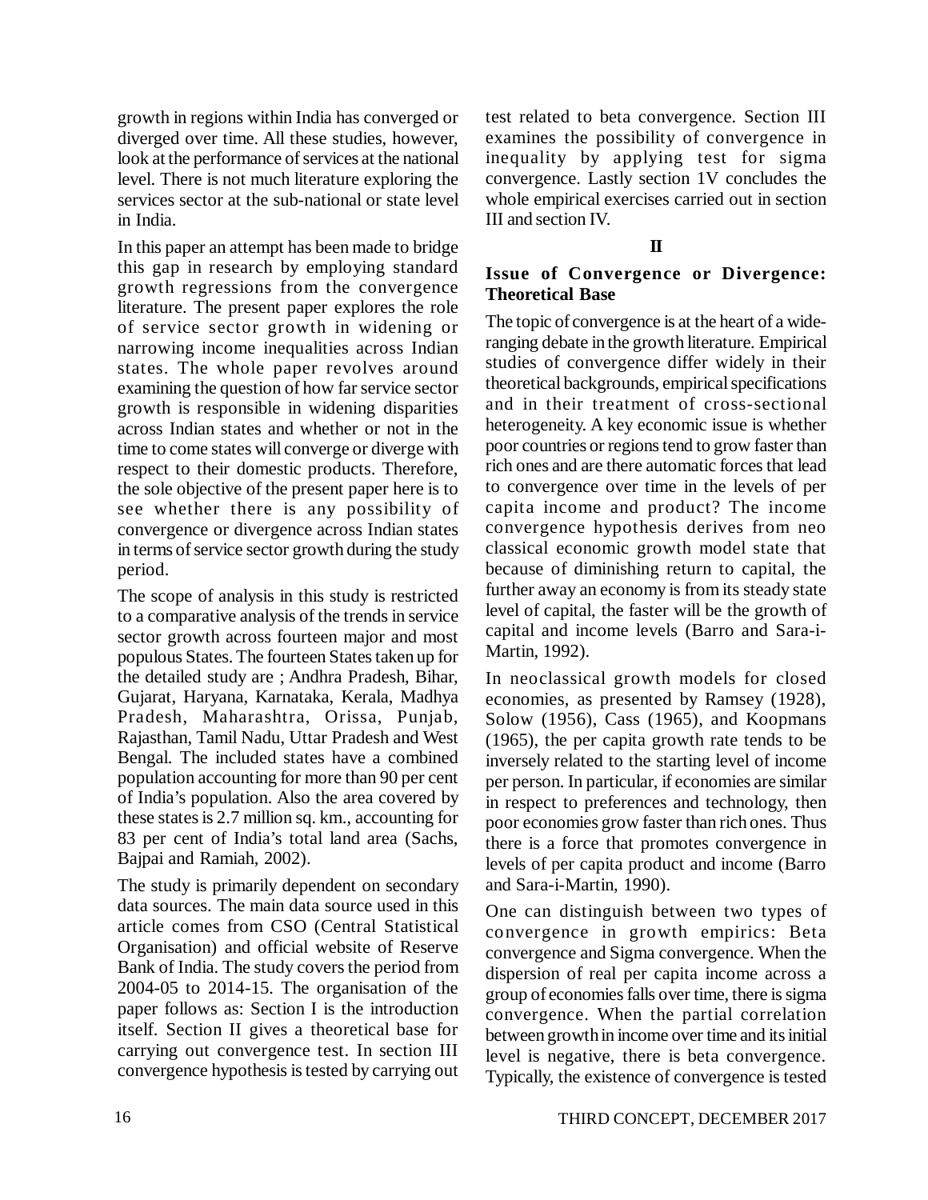growth in regions within India has converged or diverged over time. All these studies, however, look at the performance of services at the national level. There is not much literature exploring the services sector at the sub-national or state level in India.

In this paper an attempt has been made to bridge this gap in research by employing standard growth regressions from the convergence literature. The present paper explores the role of service sector growth in widening or narrowing income inequalities across Indian states. The whole paper revolves around examining the question of how far service sector growth is responsible in widening disparities across Indian states and whether or not in the time to come states will converge or diverge with respect to their domestic products. Therefore, the sole objective of the present paper here is to see whether there is any possibility of convergence or divergence across Indian states in terms of service sector growth during the study period.

The scope of analysis in this study is restricted to a comparative analysis of the trends in service sector growth across fourteen major and most populous States. The fourteen States taken up for the detailed study are ; Andhra Pradesh, Bihar, Gujarat, Haryana, Karnataka, Kerala, Madhya Pradesh, Maharashtra, Orissa, Punjab, Rajasthan, Tamil Nadu, Uttar Pradesh and West Bengal. The included states have a combined population accounting for more than 90 per cent of India's population. Also the area covered by these states is 2.7 million sq. km., accounting for 83 per cent of India's total land area (Sachs, Bajpai and Ramiah, 2002).

The study is primarily dependent on secondary data sources. The main data source used in this article comes from CSO (Central Statistical Organisation) and official website of Reserve Bank of India. The study covers the period from 2004-05 to 2014-15. The organisation of the paper follows as: Section I is the introduction itself. Section II gives a theoretical base for carrying out convergence test. In section III convergence hypothesis is tested by carrying out test related to beta convergence. Section III examines the possibility of convergence in inequality by applying test for sigma convergence. Lastly section 1V concludes the whole empirical exercises carried out in section III and section IV.

## II

### Issue of Convergence or Divergence: Theoretical Base

The topic of convergence is at the heart of a wide-ranging debate in the growth literature. Empirical studies of convergence differ widely in their theoretical backgrounds, empirical specifications and in their treatment of cross-sectional heterogeneity. A key economic issue is whether poor countries or regions tend to grow faster than rich ones and are there automatic forces that lead to convergence over time in the levels of per capita income and product? The income convergence hypothesis derives from neo classical economic growth model state that because of diminishing return to capital, the further away an economy is from its steady state level of capital, the faster will be the growth of capital and income levels (Barro and Sara-i-Martin, 1992).

In neoclassical growth models for closed economies, as presented by Ramsey (1928), Solow (1956), Cass (1965), and Koopmans (1965), the per capita growth rate tends to be inversely related to the starting level of income per person. In particular, if economies are similar in respect to preferences and technology, then poor economies grow faster than rich ones. Thus there is a force that promotes convergence in levels of per capita product and income (Barro and Sara-i-Martin, 1990).

One can distinguish between two types of convergence in growth empirics: Beta convergence and Sigma convergence. When the dispersion of real per capita income across a group of economies falls over time, there is sigma convergence. When the partial correlation between growth in income over time and its initial level is negative, there is beta convergence. Typically, the existence of convergence is tested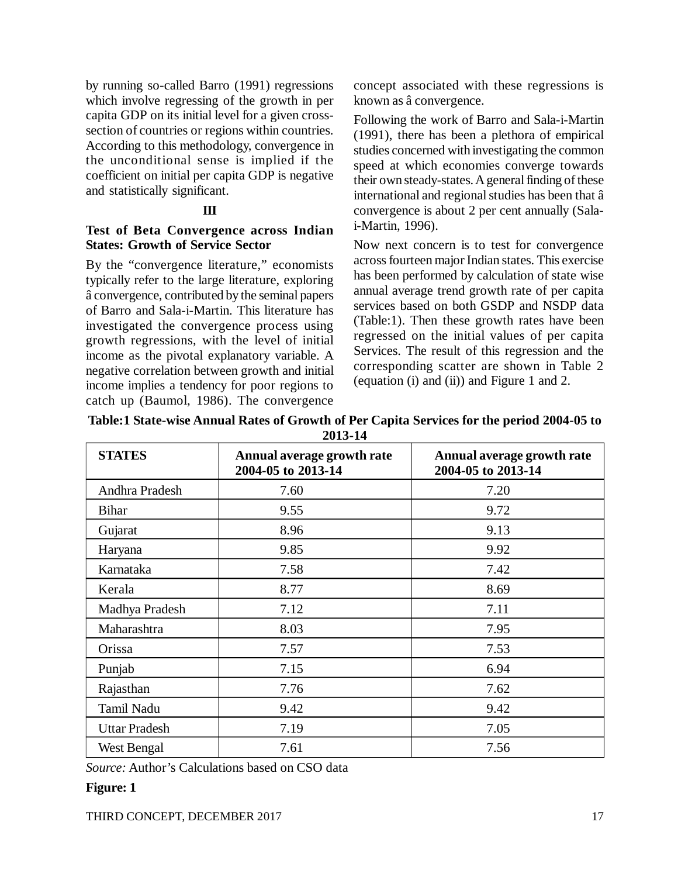by running so-called Barro (1991) regressions which involve regressing of the growth in per capita GDP on its initial level for a given cross-section of countries or regions within countries. According to this methodology, convergence in the unconditional sense is implied if the coefficient on initial per capita GDP is negative and statistically significant.

### III

### Test of Beta Convergence across Indian States: Growth of Service Sector

By the "convergence literature," economists typically refer to the large literature, exploring â convergence, contributed by the seminal papers of Barro and Sala-i-Martin. This literature has investigated the convergence process using growth regressions, with the level of initial income as the pivotal explanatory variable. A negative correlation between growth and initial income implies a tendency for poor regions to catch up (Baumol, 1986). The convergence concept associated with these regressions is known as â convergence.

Following the work of Barro and Sala-i-Martin (1991), there has been a plethora of empirical studies concerned with investigating the common speed at which economies converge towards their own steady-states. A general finding of these international and regional studies has been that â convergence is about 2 per cent annually (Sala-i-Martin, 1996).

Now next concern is to test for convergence across fourteen major Indian states. This exercise has been performed by calculation of state wise annual average trend growth rate of per capita services based on both GSDP and NSDP data (Table:1). Then these growth rates have been regressed on the initial values of per capita Services. The result of this regression and the corresponding scatter are shown in Table 2 (equation (i) and (ii)) and Figure 1 and 2.

**Table:1 State-wise Annual Rates of Growth of Per Capita Services for the period 2004-05 to 2013-14**

| STATES | Annual average growth rate 2004-05 to 2013-14 | Annual average growth rate 2004-05 to 2013-14 |
|---|---|---|
| Andhra Pradesh | 7.60 | 7.20 |
| Bihar | 9.55 | 9.72 |
| Gujarat | 8.96 | 9.13 |
| Haryana | 9.85 | 9.92 |
| Karnataka | 7.58 | 7.42 |
| Kerala | 8.77 | 8.69 |
| Madhya Pradesh | 7.12 | 7.11 |
| Maharashtra | 8.03 | 7.95 |
| Orissa | 7.57 | 7.53 |
| Punjab | 7.15 | 6.94 |
| Rajasthan | 7.76 | 7.62 |
| Tamil Nadu | 9.42 | 9.42 |
| Uttar Pradesh | 7.19 | 7.05 |
| West Bengal | 7.61 | 7.56 |

*Source:* Author's Calculations based on CSO data

**Figure: 1**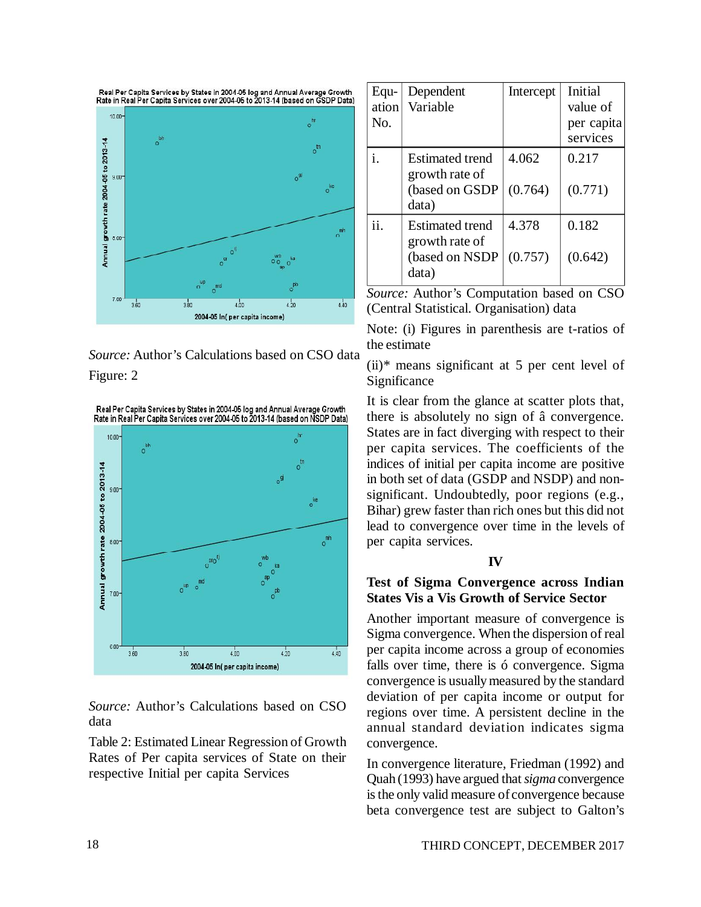Real Per Capita Services by States in 2004-05 log and Annual Average Growth Rate in Real Per Capita Services over 2004-05 to 2013-14 (based on GSDP Data)

*Source:* Author's Calculations based on CSO data

Figure: 2

Real Per Capita Services by States in 2004-05 log and Annual Average Growth Rate in Real Per Capita Services over 2004-05 to 2013-14 (based on NSDP Data)

*Source:* Author's Calculations based on CSO data

Table 2: Estimated Linear Regression of Growth Rates of Per capita services of State on their respective Initial per capita Services

| Equation No. | Dependent Variable | Intercept | Initial value of per capita services |
|---|---|---|---|
| i. | Estimated trend growth rate of (based on GSDP data) | 4.062 (0.764) | 0.217 (0.771) |
| ii. | Estimated trend growth rate of (based on NSDP data) | 4.378 (0.757) | 0.182 (0.642) |

*Source:* Author's Computation based on CSO (Central Statistical. Organisation) data

Note: (i) Figures in parenthesis are t-ratios of the estimate

(ii)* means significant at 5 per cent level of Significance

It is clear from the glance at scatter plots that, there is absolutely no sign of â convergence. States are in fact diverging with respect to their per capita services. The coefficients of the indices of initial per capita income are positive in both set of data (GSDP and NSDP) and non-significant. Undoubtedly, poor regions (e.g., Bihar) grew faster than rich ones but this did not lead to convergence over time in the levels of per capita services.

## IV

### Test of Sigma Convergence across Indian States Vis a Vis Growth of Service Sector

Another important measure of convergence is Sigma convergence. When the dispersion of real per capita income across a group of economies falls over time, there is ó convergence. Sigma convergence is usually measured by the standard deviation of per capita income or output for regions over time. A persistent decline in the annual standard deviation indicates sigma convergence.

In convergence literature, Friedman (1992) and Quah (1993) have argued that *sigma* convergence is the only valid measure of convergence because beta convergence test are subject to Galton's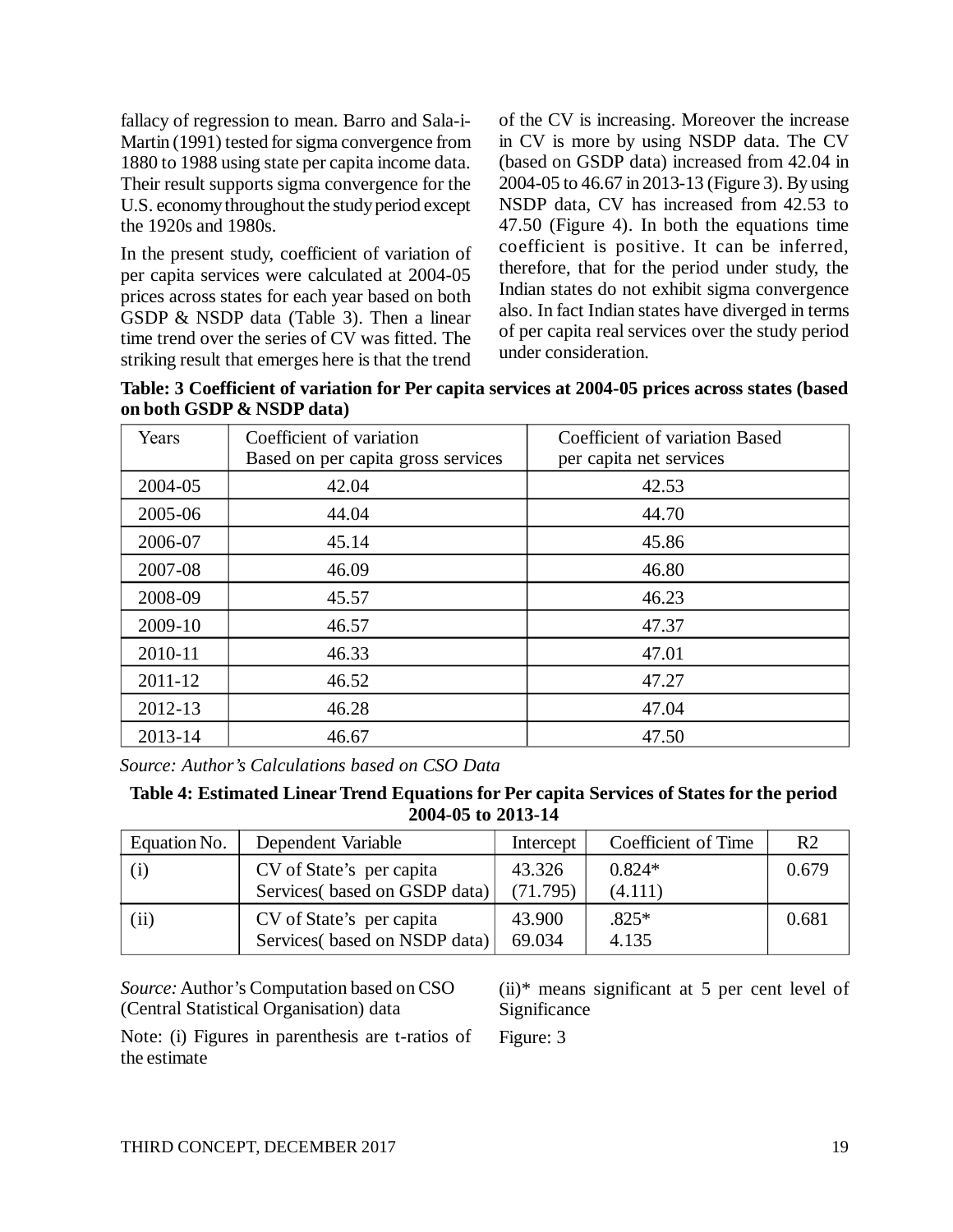fallacy of regression to mean. Barro and Sala-i-Martin (1991) tested for sigma convergence from 1880 to 1988 using state per capita income data. Their result supports sigma convergence for the U.S. economy throughout the study period except the 1920s and 1980s.

In the present study, coefficient of variation of per capita services were calculated at 2004-05 prices across states for each year based on both GSDP & NSDP data (Table 3). Then a linear time trend over the series of CV was fitted. The striking result that emerges here is that the trend of the CV is increasing. Moreover the increase in CV is more by using NSDP data. The CV (based on GSDP data) increased from 42.04 in 2004-05 to 46.67 in 2013-13 (Figure 3). By using NSDP data, CV has increased from 42.53 to 47.50 (Figure 4). In both the equations time coefficient is positive. It can be inferred, therefore, that for the period under study, the Indian states do not exhibit sigma convergence also. In fact Indian states have diverged in terms of per capita real services over the study period under consideration.

**Table: 3 Coefficient of variation for Per capita services at 2004-05 prices across states (based on both GSDP & NSDP data)**

| Years | Coefficient of variation Based on per capita gross services | Coefficient of variation Based per capita net services |
|---|---|---|
| 2004-05 | 42.04 | 42.53 |
| 2005-06 | 44.04 | 44.70 |
| 2006-07 | 45.14 | 45.86 |
| 2007-08 | 46.09 | 46.80 |
| 2008-09 | 45.57 | 46.23 |
| 2009-10 | 46.57 | 47.37 |
| 2010-11 | 46.33 | 47.01 |
| 2011-12 | 46.52 | 47.27 |
| 2012-13 | 46.28 | 47.04 |
| 2013-14 | 46.67 | 47.50 |

*Source: Author's Calculations based on CSO Data*

**Table 4: Estimated Linear Trend Equations for Per capita Services of States for the period 2004-05 to 2013-14**

| Equation No. | Dependent Variable | Intercept | Coefficient of Time | R2 |
|---|---|---|---|---|
| (i) | CV of State's per capita Services( based on GSDP data) | 43.326 (71.795) | 0.824* (4.111) | 0.679 |
| (ii) | CV of State's per capita Services( based on NSDP data) | 43.900 69.034 | .825* 4.135 | 0.681 |

*Source:* Author's Computation based on CSO (Central Statistical Organisation) data

Note: (i) Figures in parenthesis are t-ratios of the estimate

(ii)* means significant at 5 per cent level of Significance

Figure: 3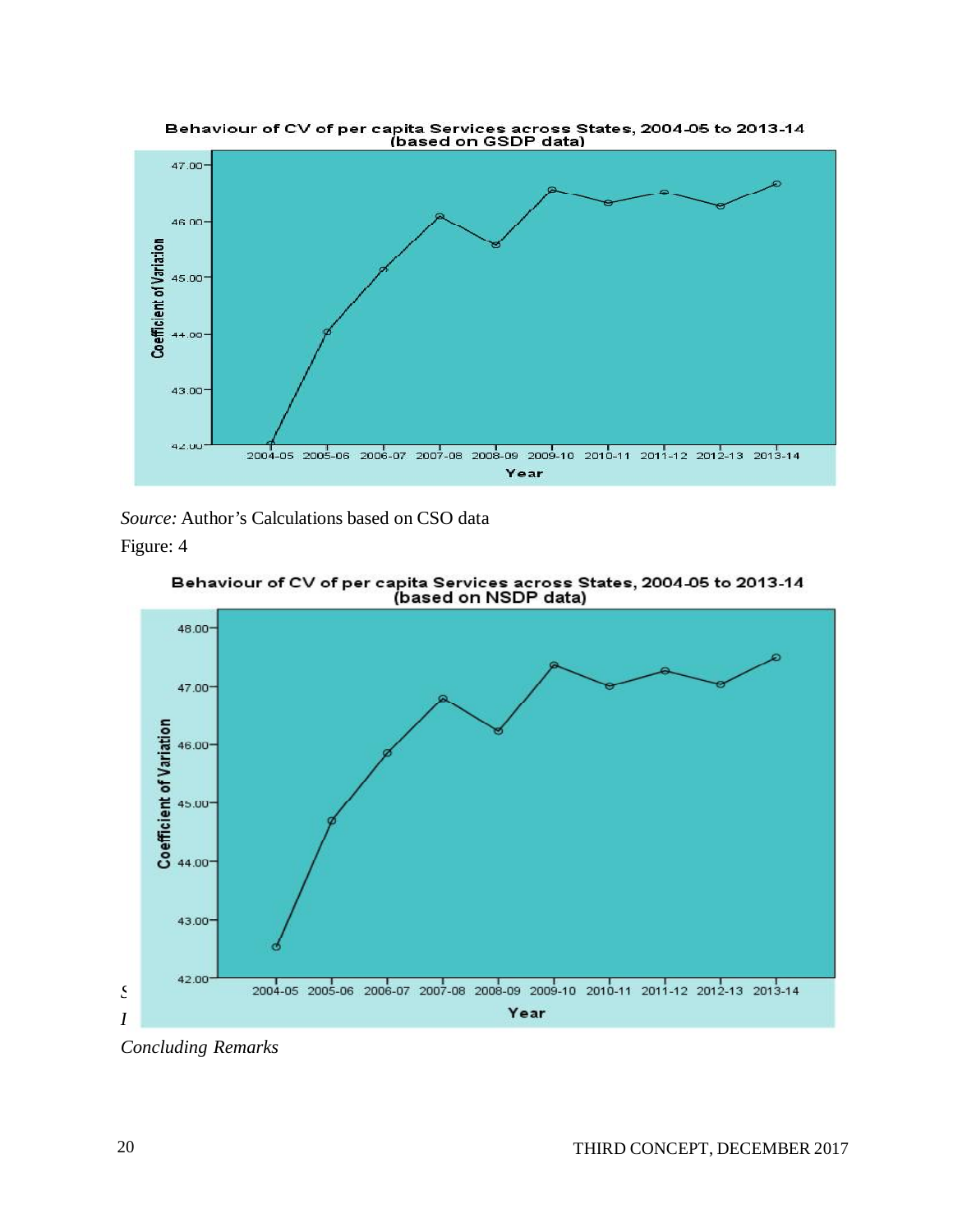Behaviour of CV of per capita Services across States, 2004-05 to 2013-14 (based on GSDP data)

*Source:* Author's Calculations based on CSO data

Figure: 4

Behaviour of CV of per capita Services across States, 2004-05 to 2013-14 (based on NSDP data)

*Concluding Remarks*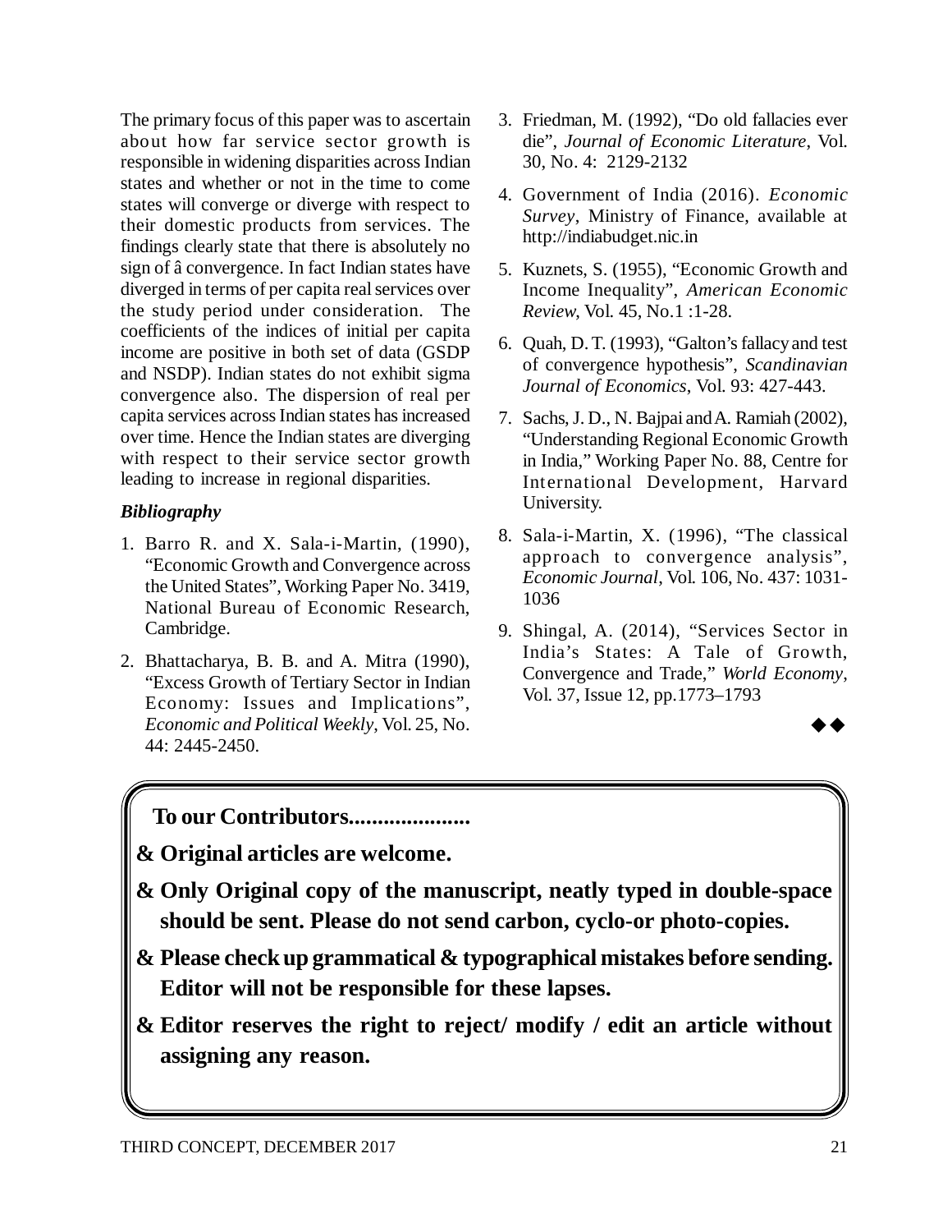The primary focus of this paper was to ascertain about how far service sector growth is responsible in widening disparities across Indian states and whether or not in the time to come states will converge or diverge with respect to their domestic products from services. The findings clearly state that there is absolutely no sign of â convergence. In fact Indian states have diverged in terms of per capita real services over the study period under consideration. The coefficients of the indices of initial per capita income are positive in both set of data (GSDP and NSDP). Indian states do not exhibit sigma convergence also. The dispersion of real per capita services across Indian states has increased over time. Hence the Indian states are diverging with respect to their service sector growth leading to increase in regional disparities.

### *Bibliography*

1. Barro R. and X. Sala-i-Martin, (1990), "Economic Growth and Convergence across the United States", Working Paper No. 3419, National Bureau of Economic Research, Cambridge.
2. Bhattacharya, B. B. and A. Mitra (1990), "Excess Growth of Tertiary Sector in Indian Economy: Issues and Implications", *Economic and Political Weekly*, Vol. 25, No. 44: 2445-2450.
3. Friedman, M. (1992), "Do old fallacies ever die", *Journal of Economic Literature*, Vol. 30, No. 4: 2129-2132
4. Government of India (2016). *Economic Survey*, Ministry of Finance, available at http://indiabudget.nic.in
5. Kuznets, S. (1955), "Economic Growth and Income Inequality", *American Economic Review*, Vol. 45, No.1 :1-28.
6. Quah, D. T. (1993), "Galton's fallacy and test of convergence hypothesis", *Scandinavian Journal of Economics*, Vol. 93: 427-443.
7. Sachs, J. D., N. Bajpai and A. Ramiah (2002), "Understanding Regional Economic Growth in India," Working Paper No. 88, Centre for International Development, Harvard University.
8. Sala-i-Martin, X. (1996), "The classical approach to convergence analysis", *Economic Journal*, Vol. 106, No. 437: 1031-1036
9. Shingal, A. (2014), "Services Sector in India's States: A Tale of Growth, Convergence and Trade," *World Economy*, Vol. 37, Issue 12, pp.1773–1793

◆◆

**To our Contributors.....................**

**& Original articles are welcome.**

**& Only Original copy of the manuscript, neatly typed in double-space should be sent. Please do not send carbon, cyclo-or photo-copies.**

**& Please check up grammatical & typographical mistakes before sending. Editor will not be responsible for these lapses.**

**& Editor reserves the right to reject/ modify / edit an article without assigning any reason.**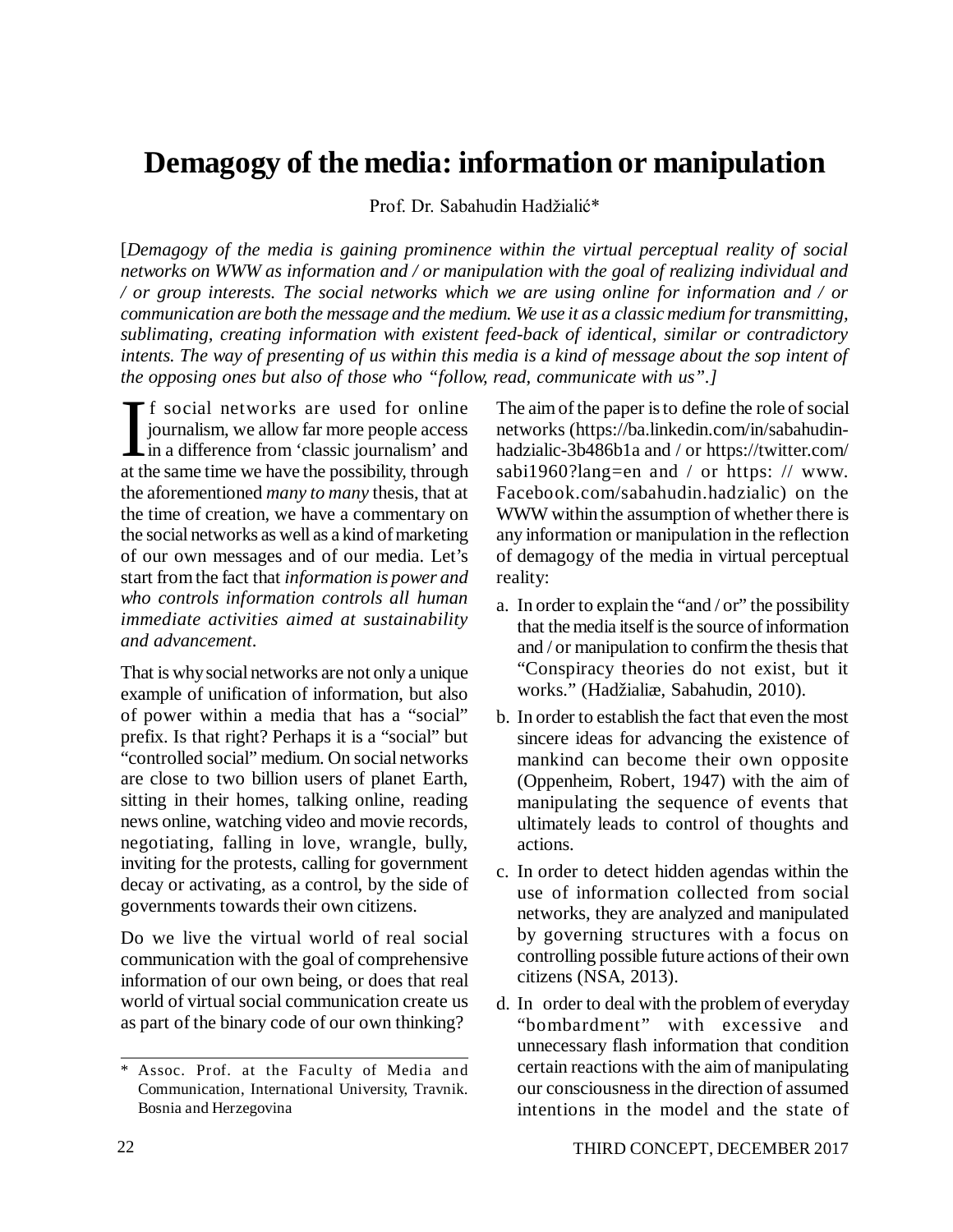# Demagogy of the media: information or manipulation

Prof. Dr. Sabahudin Hadžialić*

[*Demagogy of the media is gaining prominence within the virtual perceptual reality of social networks on WWW as information and / or manipulation with the goal of realizing individual and / or group interests. The social networks which we are using online for information and / or communication are both the message and the medium. We use it as a classic medium for transmitting, sublimating, creating information with existent feed-back of identical, similar or contradictory intents. The way of presenting of us within this media is a kind of message about the sop intent of the opposing ones but also of those who "follow, read, communicate with us".*]

If social networks are used for online journalism, we allow far more people access in a difference from 'classic journalism' and at the same time we have the possibility, through the aforementioned *many to many* thesis, that at the time of creation, we have a commentary on the social networks as well as a kind of marketing of our own messages and of our media. Let's start from the fact that *information is power and who controls information controls all human immediate activities aimed at sustainability and advancement*.

That is why social networks are not only a unique example of unification of information, but also of power within a media that has a "social" prefix. Is that right? Perhaps it is a "social" but "controlled social" medium. On social networks are close to two billion users of planet Earth, sitting in their homes, talking online, reading news online, watching video and movie records, negotiating, falling in love, wrangle, bully, inviting for the protests, calling for government decay or activating, as a control, by the side of governments towards their own citizens.

Do we live the virtual world of real social communication with the goal of comprehensive information of our own being, or does that real world of virtual social communication create us as part of the binary code of our own thinking?

The aim of the paper is to define the role of social networks (https://ba.linkedin.com/in/sabahudin-hadzialic-3b486b1a and / or https://twitter.com/sabi1960?lang=en and / or https: // www. Facebook.com/sabahudin.hadzialic) on the WWW within the assumption of whether there is any information or manipulation in the reflection of demagogy of the media in virtual perceptual reality:

a. In order to explain the "and / or" the possibility that the media itself is the source of information and / or manipulation to confirm the thesis that "Conspiracy theories do not exist, but it works." (Hadžialiæ, Sabahudin, 2010).
b. In order to establish the fact that even the most sincere ideas for advancing the existence of mankind can become their own opposite (Oppenheim, Robert, 1947) with the aim of manipulating the sequence of events that ultimately leads to control of thoughts and actions.
c. In order to detect hidden agendas within the use of information collected from social networks, they are analyzed and manipulated by governing structures with a focus on controlling possible future actions of their own citizens (NSA, 2013).
d. In order to deal with the problem of everyday "bombardment" with excessive and unnecessary flash information that condition certain reactions with the aim of manipulating our consciousness in the direction of assumed intentions in the model and the state of

---

\* Assoc. Prof. at the Faculty of Media and Communication, International University, Travnik. Bosnia and Herzegovina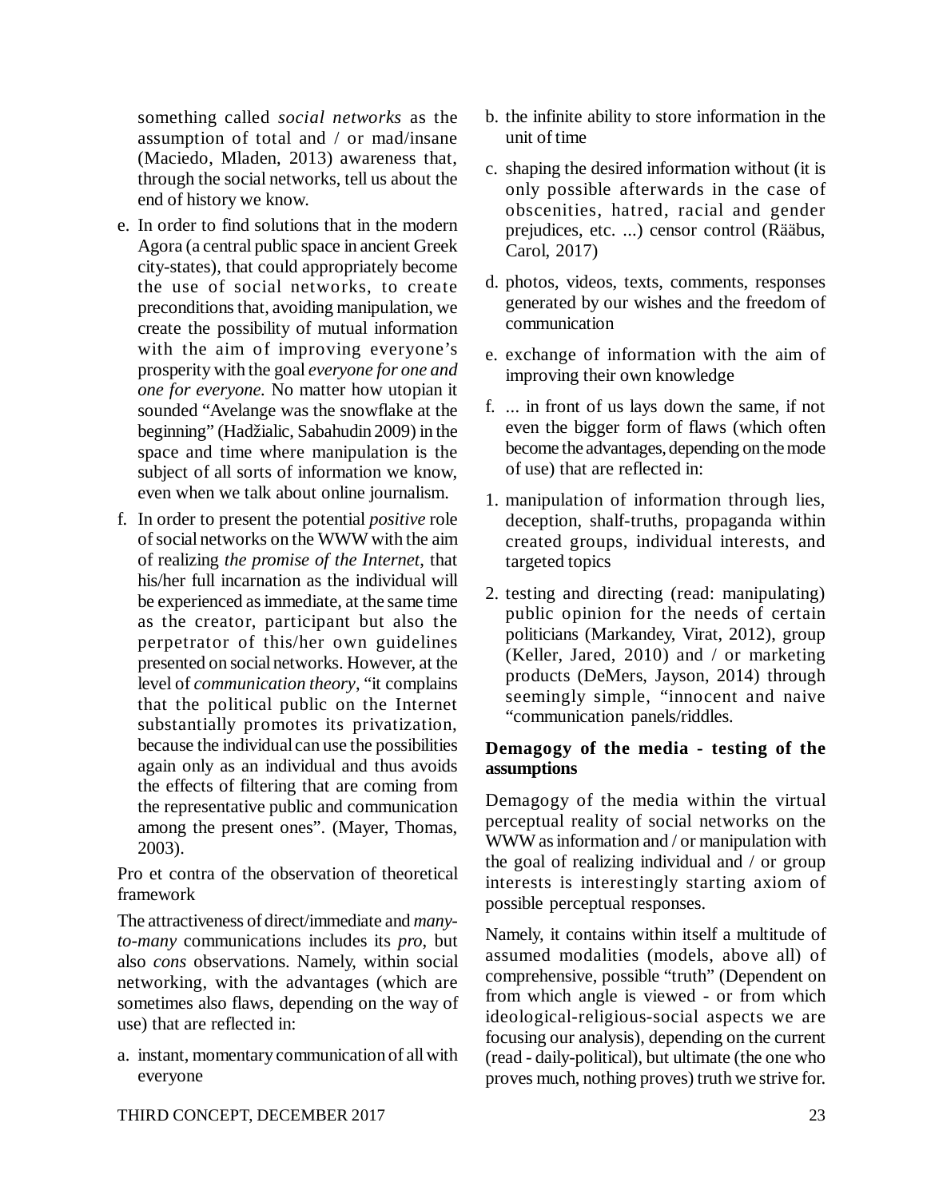something called *social networks* as the assumption of total and / or mad/insane (Maciedo, Mladen, 2013) awareness that, through the social networks, tell us about the end of history we know.

e. In order to find solutions that in the modern Agora (a central public space in ancient Greek city-states), that could appropriately become the use of social networks, to create preconditions that, avoiding manipulation, we create the possibility of mutual information with the aim of improving everyone's prosperity with the goal *everyone for one and one for everyone.* No matter how utopian it sounded "Avelange was the snowflake at the beginning" (Hadžialic, Sabahudin 2009) in the space and time where manipulation is the subject of all sorts of information we know, even when we talk about online journalism.

f. In order to present the potential *positive* role of social networks on the WWW with the aim of realizing *the promise of the Internet*, that his/her full incarnation as the individual will be experienced as immediate, at the same time as the creator, participant but also the perpetrator of this/her own guidelines presented on social networks. However, at the level of *communication theory*, "it complains that the political public on the Internet substantially promotes its privatization, because the individual can use the possibilities again only as an individual and thus avoids the effects of filtering that are coming from the representative public and communication among the present ones". (Mayer, Thomas, 2003).

Pro et contra of the observation of theoretical framework

The attractiveness of direct/immediate and *many-to-many* communications includes its *pro*, but also *cons* observations. Namely, within social networking, with the advantages (which are sometimes also flaws, depending on the way of use) that are reflected in:

a. instant, momentary communication of all with everyone

b. the infinite ability to store information in the unit of time

c. shaping the desired information without (it is only possible afterwards in the case of obscenities, hatred, racial and gender prejudices, etc. ...) censor control (Rääbus, Carol, 2017)

d. photos, videos, texts, comments, responses generated by our wishes and the freedom of communication

e. exchange of information with the aim of improving their own knowledge

f. ... in front of us lays down the same, if not even the bigger form of flaws (which often become the advantages, depending on the mode of use) that are reflected in:

1. manipulation of information through lies, deception, shalf-truths, propaganda within created groups, individual interests, and targeted topics

2. testing and directing (read: manipulating) public opinion for the needs of certain politicians (Markandey, Virat, 2012), group (Keller, Jared, 2010) and / or marketing products (DeMers, Jayson, 2014) through seemingly simple, "innocent and naive "communication panels/riddles.

**Demagogy of the media - testing of the assumptions**

Demagogy of the media within the virtual perceptual reality of social networks on the WWW as information and / or manipulation with the goal of realizing individual and / or group interests is interestingly starting axiom of possible perceptual responses.

Namely, it contains within itself a multitude of assumed modalities (models, above all) of comprehensive, possible "truth" (Dependent on from which angle is viewed - or from which ideological-religious-social aspects we are focusing our analysis), depending on the current (read - daily-political), but ultimate (the one who proves much, nothing proves) truth we strive for.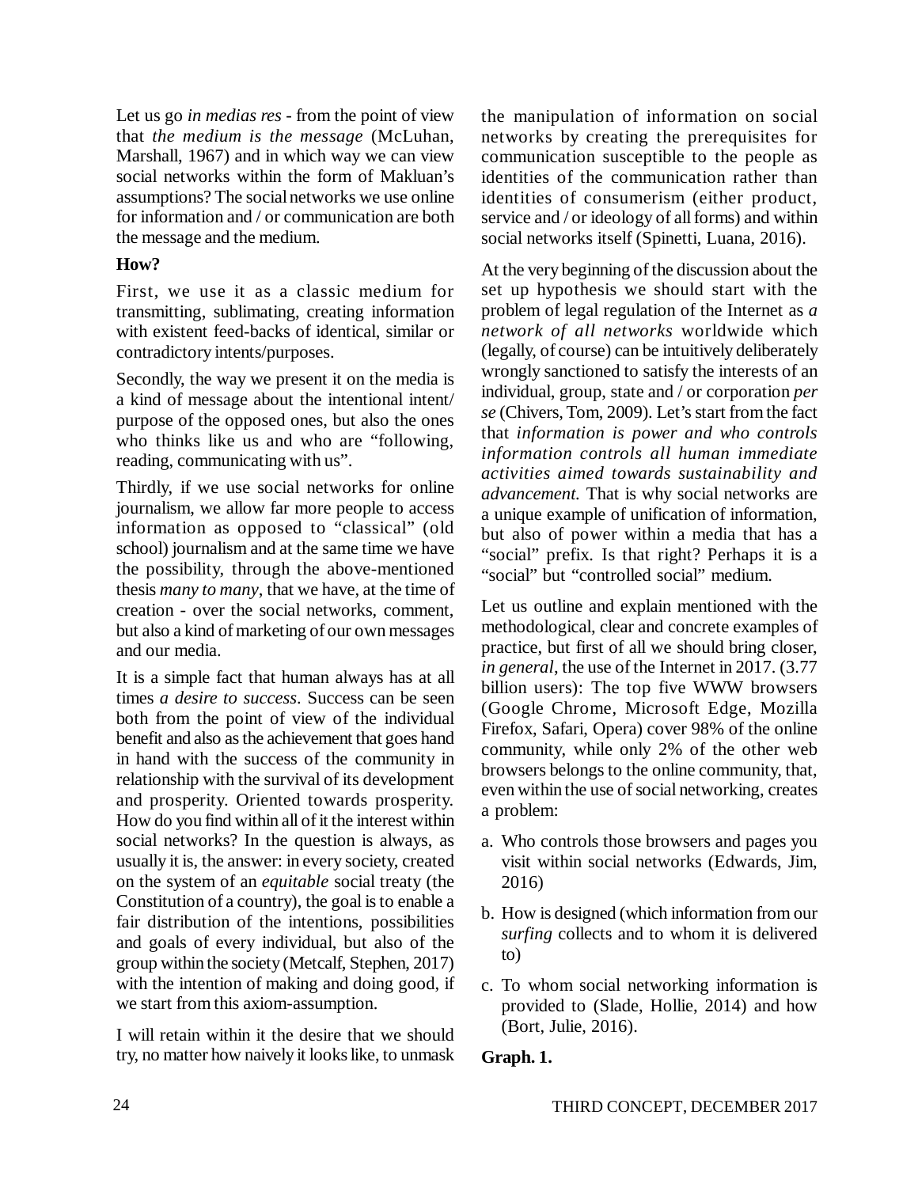Let us go *in medias res* - from the point of view that *the medium is the message* (McLuhan, Marshall, 1967) and in which way we can view social networks within the form of Makluan's assumptions? The social networks we use online for information and / or communication are both the message and the medium.

**How?**

First, we use it as a classic medium for transmitting, sublimating, creating information with existent feed-backs of identical, similar or contradictory intents/purposes.

Secondly, the way we present it on the media is a kind of message about the intentional intent/ purpose of the opposed ones, but also the ones who thinks like us and who are "following, reading, communicating with us".

Thirdly, if we use social networks for online journalism, we allow far more people to access information as opposed to "classical" (old school) journalism and at the same time we have the possibility, through the above-mentioned thesis *many to many*, that we have, at the time of creation - over the social networks, comment, but also a kind of marketing of our own messages and our media.

It is a simple fact that human always has at all times *a desire to success*. Success can be seen both from the point of view of the individual benefit and also as the achievement that goes hand in hand with the success of the community in relationship with the survival of its development and prosperity. Oriented towards prosperity. How do you find within all of it the interest within social networks? In the question is always, as usually it is, the answer: in every society, created on the system of an *equitable* social treaty (the Constitution of a country), the goal is to enable a fair distribution of the intentions, possibilities and goals of every individual, but also of the group within the society (Metcalf, Stephen, 2017) with the intention of making and doing good, if we start from this axiom-assumption.

I will retain within it the desire that we should try, no matter how naively it looks like, to unmask the manipulation of information on social networks by creating the prerequisites for communication susceptible to the people as identities of the communication rather than identities of consumerism (either product, service and / or ideology of all forms) and within social networks itself (Spinetti, Luana, 2016).

At the very beginning of the discussion about the set up hypothesis we should start with the problem of legal regulation of the Internet as *a network of all networks* worldwide which (legally, of course) can be intuitively deliberately wrongly sanctioned to satisfy the interests of an individual, group, state and / or corporation *per se* (Chivers, Tom, 2009). Let's start from the fact that *information is power and who controls information controls all human immediate activities aimed towards sustainability and advancement.* That is why social networks are a unique example of unification of information, but also of power within a media that has a "social" prefix. Is that right? Perhaps it is a "social" but "controlled social" medium.

Let us outline and explain mentioned with the methodological, clear and concrete examples of practice, but first of all we should bring closer, *in general*, the use of the Internet in 2017. (3.77 billion users): The top five WWW browsers (Google Chrome, Microsoft Edge, Mozilla Firefox, Safari, Opera) cover 98% of the online community, while only 2% of the other web browsers belongs to the online community, that, even within the use of social networking, creates a problem:

a. Who controls those browsers and pages you visit within social networks (Edwards, Jim, 2016)

b. How is designed (which information from our *surfing* collects and to whom it is delivered to)

c. To whom social networking information is provided to (Slade, Hollie, 2014) and how (Bort, Julie, 2016).

**Graph. 1.**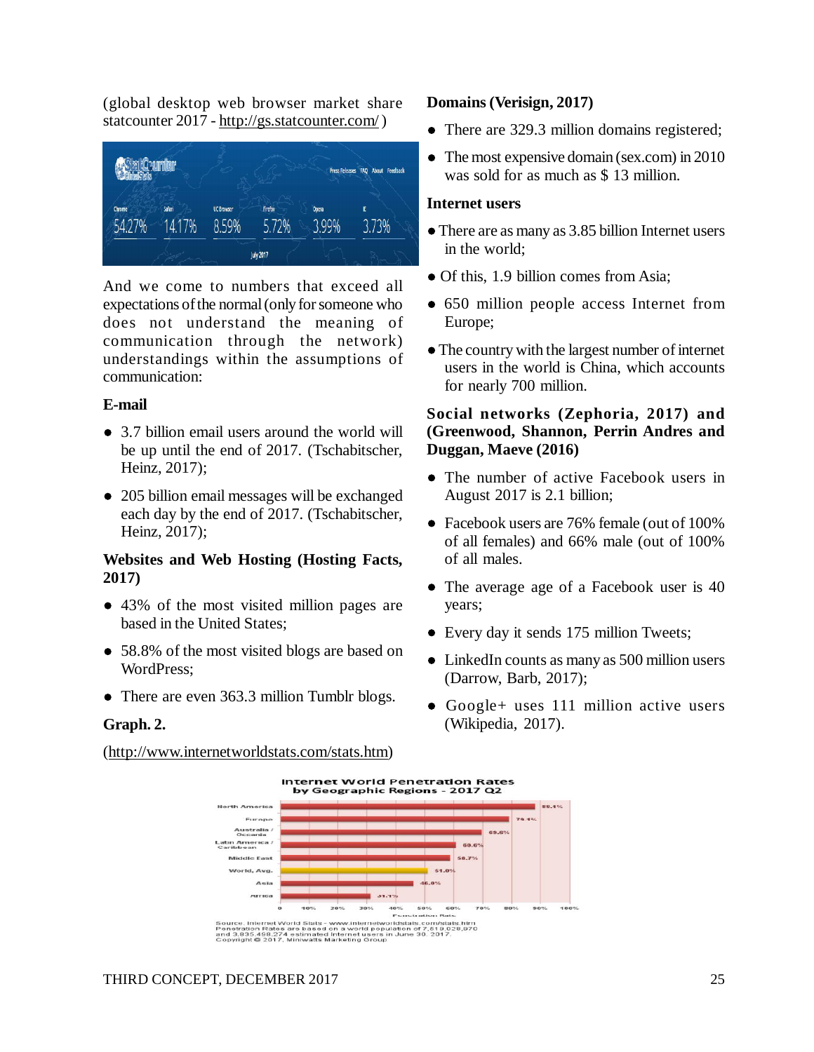(global desktop web browser market share statcounter 2017 - http://gs.statcounter.com/ )

| Chrome | Safari | UC Browser | Firefox | Opera | IE |
|---|---|---|---|---|---|
| 54.27% | 14.17% | 8.59% | 5.72% | 3.99% | 3.73% |

July 2017

And we come to numbers that exceed all expectations of the normal (only for someone who does not understand the meaning of communication through the network) understandings within the assumptions of communication:

**E-mail**

- 3.7 billion email users around the world will be up until the end of 2017. (Tschabitscher, Heinz, 2017);
- 205 billion email messages will be exchanged each day by the end of 2017. (Tschabitscher, Heinz, 2017);

**Websites and Web Hosting (Hosting Facts, 2017)**

- 43% of the most visited million pages are based in the United States;
- 58.8% of the most visited blogs are based on WordPress;
- There are even 363.3 million Tumblr blogs.

**Graph. 2.**

(http://www.internetworldstats.com/stats.htm)

**Domains (Verisign, 2017)**

- There are 329.3 million domains registered;
- The most expensive domain (sex.com) in 2010 was sold for as much as $ 13 million.

**Internet users**

- There are as many as 3.85 billion Internet users in the world;
- Of this, 1.9 billion comes from Asia;
- 650 million people access Internet from Europe;
- The country with the largest number of internet users in the world is China, which accounts for nearly 700 million.

**Social networks (Zephoria, 2017) and (Greenwood, Shannon, Perrin Andres and Duggan, Maeve (2016)**

- The number of active Facebook users in August 2017 is 2.1 billion;
- Facebook users are 76% female (out of 100% of all females) and 66% male (out of 100% of all males.
- The average age of a Facebook user is 40 years;
- Every day it sends 175 million Tweets;
- LinkedIn counts as many as 500 million users (Darrow, Barb, 2017);
- Google+ uses 111 million active users (Wikipedia, 2017).

**Internet World Penetration Rates by Geographic Regions - 2017 Q2**

| Region | Penetration Rate |
|---|---|
| North America | 88.1% |
| Europe | 79.1% |
| Australia / Oceania | 69.6% |
| Latin America / Caribbean | 60.6% |
| Middle East | 58.7% |
| World, Avg. | 51.0% |
| Asia | 46.0% |
| Africa | 31.1% |

Source: Internet World Stats - www.internetworldstats.com/stats.htm
Penetration Rates are based on a world population of 7,519,028,970 and 3,835,498,274 estimated Internet users in June 30, 2017.
Copyright © 2017, Miniwatts Marketing Group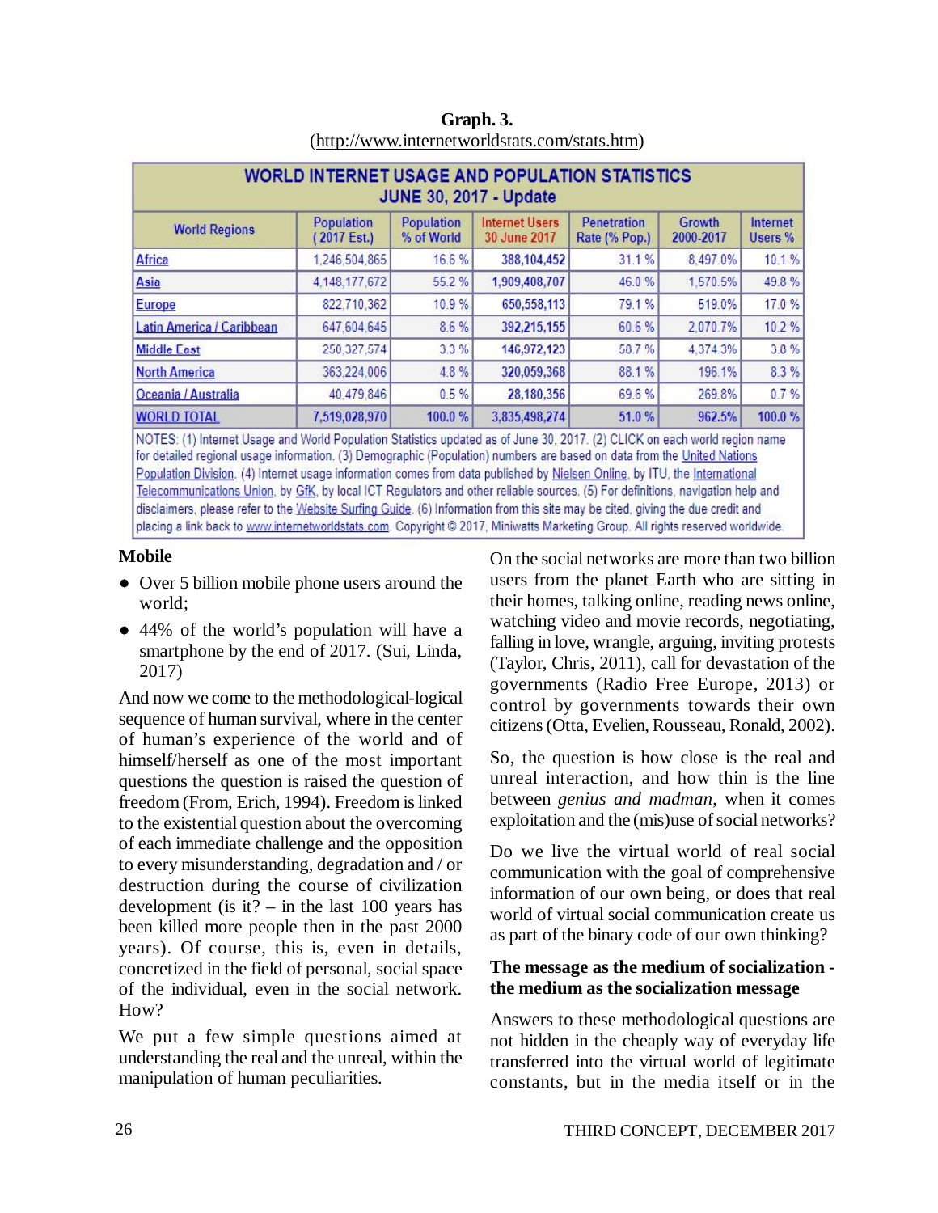**Graph. 3.**
(http://www.internetworldstats.com/stats.htm)

**WORLD INTERNET USAGE AND POPULATION STATISTICS**
**JUNE 30, 2017 - Update**

| World Regions | Population (2017 Est.) | Population % of World | Internet Users 30 June 2017 | Penetration Rate (% Pop.) | Growth 2000-2017 | Internet Users % |
|---|---|---|---|---|---|---|
| Africa | 1,246,504,865 | 16.6 % | 388,104,452 | 31.1 % | 8,497.0% | 10.1 % |
| Asia | 4,148,177,672 | 55.2 % | 1,909,408,707 | 46.0 % | 1,570.5% | 49.8 % |
| Europe | 822,710,362 | 10.9 % | 650,558,113 | 79.1 % | 519.0% | 17.0 % |
| Latin America / Caribbean | 647,604,645 | 8.6 % | 392,215,155 | 60.6 % | 2,070.7% | 10.2 % |
| Middle East | 250,327,574 | 3.3 % | 146,972,123 | 58.7 % | 4,374.3% | 3.8 % |
| North America | 363,224,006 | 4.8 % | 320,059,368 | 88.1 % | 196.1% | 8.3 % |
| Oceania / Australia | 40,479,846 | 0.5 % | 28,180,356 | 69.6 % | 269.8% | 0.7 % |
| WORLD TOTAL | 7,519,028,970 | 100.0 % | 3,835,498,274 | 51.0 % | 962.5% | 100.0 % |

NOTES: (1) Internet Usage and World Population Statistics updated as of June 30, 2017. (2) CLICK on each world region name for detailed regional usage information. (3) Demographic (Population) numbers are based on data from the United Nations Population Division. (4) Internet usage information comes from data published by Nielsen Online, by ITU, the International Telecommunications Union, by GfK, by local ICT Regulators and other reliable sources. (5) For definitions, navigation help and disclaimers, please refer to the Website Surfing Guide. (6) Information from this site may be cited, giving the due credit and placing a link back to www.internetworldstats.com. Copyright © 2017, Miniwatts Marketing Group. All rights reserved worldwide.

**Mobile**

- Over 5 billion mobile phone users around the world;
- 44% of the world's population will have a smartphone by the end of 2017. (Sui, Linda, 2017)

And now we come to the methodological-logical sequence of human survival, where in the center of human's experience of the world and of himself/herself as one of the most important questions the question is raised the question of freedom (From, Erich, 1994). Freedom is linked to the existential question about the overcoming of each immediate challenge and the opposition to every misunderstanding, degradation and / or destruction during the course of civilization development (is it? – in the last 100 years has been killed more people then in the past 2000 years). Of course, this is, even in details, concretized in the field of personal, social space of the individual, even in the social network. How?

We put a few simple questions aimed at understanding the real and the unreal, within the manipulation of human peculiarities.

On the social networks are more than two billion users from the planet Earth who are sitting in their homes, talking online, reading news online, watching video and movie records, negotiating, falling in love, wrangle, arguing, inviting protests (Taylor, Chris, 2011), call for devastation of the governments (Radio Free Europe, 2013) or control by governments towards their own citizens (Otta, Evelien, Rousseau, Ronald, 2002).

So, the question is how close is the real and unreal interaction, and how thin is the line between *genius and madman*, when it comes exploitation and the (mis)use of social networks?

Do we live the virtual world of real social communication with the goal of comprehensive information of our own being, or does that real world of virtual social communication create us as part of the binary code of our own thinking?

**The message as the medium of socialization - the medium as the socialization message**

Answers to these methodological questions are not hidden in the cheaply way of everyday life transferred into the virtual world of legitimate constants, but in the media itself or in the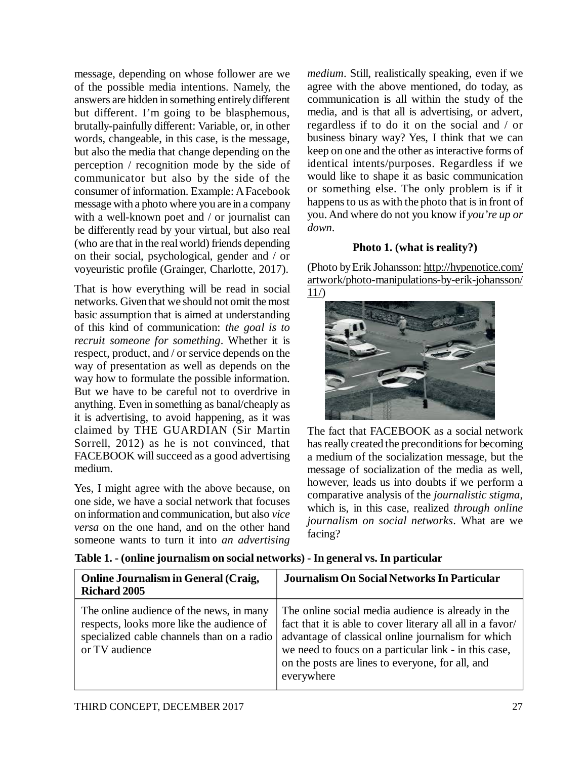message, depending on whose follower are we of the possible media intentions. Namely, the answers are hidden in something entirely different but different. I'm going to be blasphemous, brutally-painfully different: Variable, or, in other words, changeable, in this case, is the message, but also the media that change depending on the perception / recognition mode by the side of communicator but also by the side of the consumer of information. Example: A Facebook message with a photo where you are in a company with a well-known poet and / or journalist can be differently read by your virtual, but also real (who are that in the real world) friends depending on their social, psychological, gender and / or voyeuristic profile (Grainger, Charlotte, 2017).

That is how everything will be read in social networks. Given that we should not omit the most basic assumption that is aimed at understanding of this kind of communication: *the goal is to recruit someone for something*. Whether it is respect, product, and / or service depends on the way of presentation as well as depends on the way how to formulate the possible information. But we have to be careful not to overdrive in anything. Even in something as banal/cheaply as it is advertising, to avoid happening, as it was claimed by THE GUARDIAN (Sir Martin Sorrell, 2012) as he is not convinced, that FACEBOOK will succeed as a good advertising medium.

Yes, I might agree with the above because, on one side, we have a social network that focuses on information and communication, but also *vice versa* on the one hand, and on the other hand someone wants to turn it into *an advertising medium*. Still, realistically speaking, even if we agree with the above mentioned, do today, as communication is all within the study of the media, and is that all is advertising, or advert, regardless if to do it on the social and / or business binary way? Yes, I think that we can keep on one and the other as interactive forms of identical intents/purposes. Regardless if we would like to shape it as basic communication or something else. The only problem is if it happens to us as with the photo that is in front of you. And where do not you know if *you're up or down*.

**Photo 1. (what is reality?)**

(Photo by Erik Johansson: http://hypenotice.com/artwork/photo-manipulations-by-erik-johansson/11/)

The fact that FACEBOOK as a social network has really created the preconditions for becoming a medium of the socialization message, but the message of socialization of the media as well, however, leads us into doubts if we perform a comparative analysis of the *journalistic stigma*, which is, in this case, realized *through online journalism on social networks*. What are we facing?

**Table 1. - (online journalism on social networks) - In general vs. In particular**

| **Online Journalism in General (Craig, Richard 2005** | **Journalism On Social Networks In Particular** |
|---|---|
| The online audience of the news, in many respects, looks more like the audience of specialized cable channels than on a radio or TV audience | The online social media audience is already in the fact that it is able to cover literary all all in a favor/ advantage of classical online journalism for which we need to foucs on a particular link - in this case, on the posts are lines to everyone, for all, and everywhere |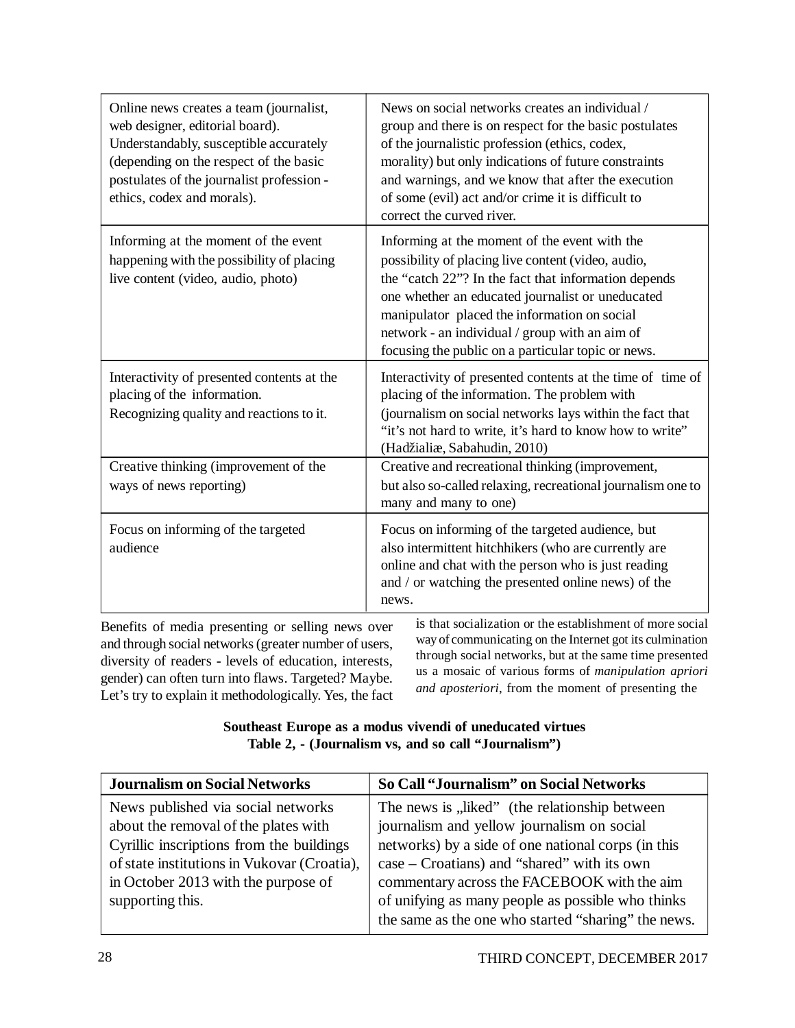| | |
|---|---|
| Online news creates a team (journalist, web designer, editorial board). Understandably, susceptible accurately (depending on the respect of the basic postulates of the journalist profession - ethics, codex and morals). | News on social networks creates an individual / group and there is on respect for the basic postulates of the journalistic profession (ethics, codex, morality) but only indications of future constraints and warnings, and we know that after the execution of some (evil) act and/or crime it is difficult to correct the curved river. |
| Informing at the moment of the event happening with the possibility of placing live content (video, audio, photo) | Informing at the moment of the event with the possibility of placing live content (video, audio, the "catch 22"? In the fact that information depends one whether an educated journalist or uneducated manipulator placed the information on social network - an individual / group with an aim of focusing the public on a particular topic or news. |
| Interactivity of presented contents at the placing of the information. Recognizing quality and reactions to it. | Interactivity of presented contents at the time of time of placing of the information. The problem with (journalism on social networks lays within the fact that "it's not hard to write, it's hard to know how to write" (Hadžialiæ, Sabahudin, 2010) |
| Creative thinking (improvement of the ways of news reporting) | Creative and recreational thinking (improvement, but also so-called relaxing, recreational journalism one to many and many to one) |
| Focus on informing of the targeted audience | Focus on informing of the targeted audience, but also intermittent hitchhikers (who are currently are online and chat with the person who is just reading and / or watching the presented online news) of the news. |

Benefits of media presenting or selling news over and through social networks (greater number of users, diversity of readers - levels of education, interests, gender) can often turn into flaws. Targeted? Maybe. Let's try to explain it methodologically. Yes, the fact is that socialization or the establishment of more social way of communicating on the Internet got its culmination through social networks, but at the same time presented us a mosaic of various forms of *manipulation apriori and aposteriori*, from the moment of presenting the

**Southeast Europe as a modus vivendi of uneducated virtues**
**Table 2, - (Journalism vs, and so call "Journalism")**

| Journalism on Social Networks | So Call "Journalism" on Social Networks |
|---|---|
| News published via social networks about the removal of the plates with Cyrillic inscriptions from the buildings of state institutions in Vukovar (Croatia), in October 2013 with the purpose of supporting this. | The news is „liked" (the relationship between journalism and yellow journalism on social networks) by a side of one national corps (in this case – Croatians) and "shared" with its own commentary across the FACEBOOK with the aim of unifying as many people as possible who thinks the same as the one who started "sharing" the news. |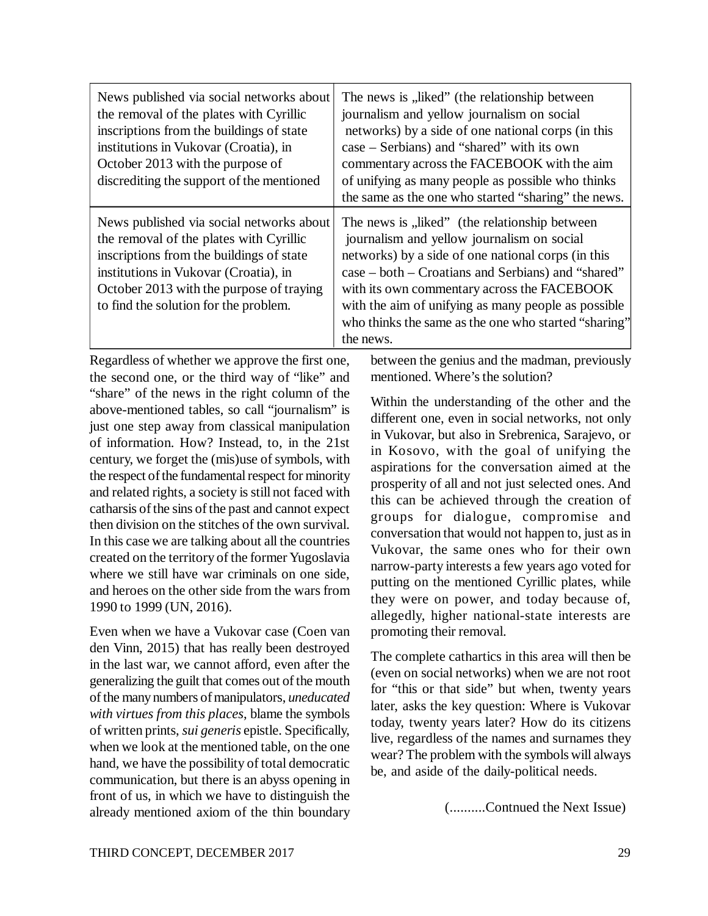| News published via social networks about the removal of the plates with Cyrillic inscriptions from the buildings of state institutions in Vukovar (Croatia), in October 2013 with the purpose of discrediting the support of the mentioned | The news is „liked" (the relationship between journalism and yellow journalism on social networks) by a side of one national corps (in this case – Serbians) and "shared" with its own commentary across the FACEBOOK with the aim of unifying as many people as possible who thinks the same as the one who started "sharing" the news. |
|---|---|
| News published via social networks about the removal of the plates with Cyrillic inscriptions from the buildings of state institutions in Vukovar (Croatia), in October 2013 with the purpose of traying to find the solution for the problem. | The news is „liked" (the relationship between journalism and yellow journalism on social networks) by a side of one national corps (in this case – both – Croatians and Serbians) and "shared" with its own commentary across the FACEBOOK with the aim of unifying as many people as possible who thinks the same as the one who started "sharing" the news. |

Regardless of whether we approve the first one, the second one, or the third way of "like" and "share" of the news in the right column of the above-mentioned tables, so call "journalism" is just one step away from classical manipulation of information. How? Instead, to, in the 21st century, we forget the (mis)use of symbols, with the respect of the fundamental respect for minority and related rights, a society is still not faced with catharsis of the sins of the past and cannot expect then division on the stitches of the own survival. In this case we are talking about all the countries created on the territory of the former Yugoslavia where we still have war criminals on one side, and heroes on the other side from the wars from 1990 to 1999 (UN, 2016).

Even when we have a Vukovar case (Coen van den Vinn, 2015) that has really been destroyed in the last war, we cannot afford, even after the generalizing the guilt that comes out of the mouth of the many numbers of manipulators, *uneducated with virtues from this places*, blame the symbols of written prints, *sui generis* epistle. Specifically, when we look at the mentioned table, on the one hand, we have the possibility of total democratic communication, but there is an abyss opening in front of us, in which we have to distinguish the already mentioned axiom of the thin boundary between the genius and the madman, previously mentioned. Where's the solution?

Within the understanding of the other and the different one, even in social networks, not only in Vukovar, but also in Srebrenica, Sarajevo, or in Kosovo, with the goal of unifying the aspirations for the conversation aimed at the prosperity of all and not just selected ones. And this can be achieved through the creation of groups for dialogue, compromise and conversation that would not happen to, just as in Vukovar, the same ones who for their own narrow-party interests a few years ago voted for putting on the mentioned Cyrillic plates, while they were on power, and today because of, allegedly, higher national-state interests are promoting their removal.

The complete cathartics in this area will then be (even on social networks) when we are not root for "this or that side" but when, twenty years later, asks the key question: Where is Vukovar today, twenty years later? How do its citizens live, regardless of the names and surnames they wear? The problem with the symbols will always be, and aside of the daily-political needs.

(..........Contnued the Next Issue)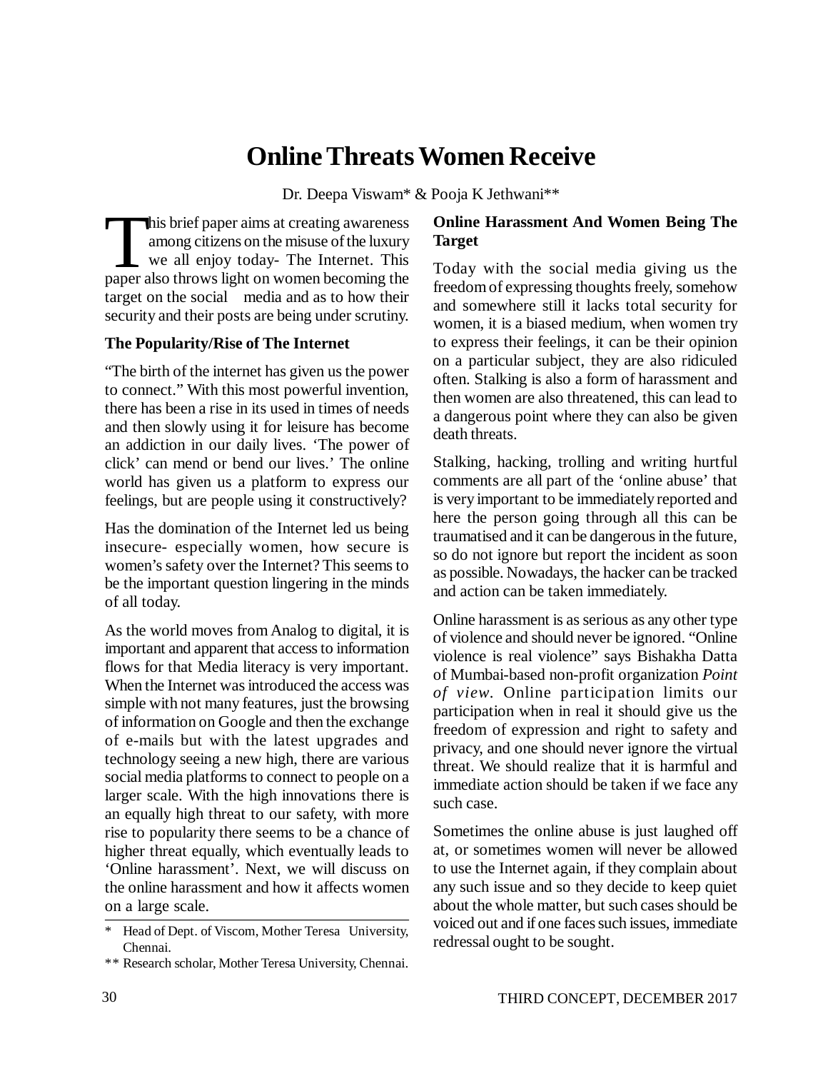# Online Threats Women Receive

Dr. Deepa Viswam* & Pooja K Jethwani**

This brief paper aims at creating awareness among citizens on the misuse of the luxury we all enjoy today- The Internet. This paper also throws light on women becoming the target on the social media and as to how their security and their posts are being under scrutiny.

### The Popularity/Rise of The Internet

"The birth of the internet has given us the power to connect." With this most powerful invention, there has been a rise in its used in times of needs and then slowly using it for leisure has become an addiction in our daily lives. 'The power of click' can mend or bend our lives.' The online world has given us a platform to express our feelings, but are people using it constructively?

Has the domination of the Internet led us being insecure- especially women, how secure is women's safety over the Internet? This seems to be the important question lingering in the minds of all today.

As the world moves from Analog to digital, it is important and apparent that access to information flows for that Media literacy is very important. When the Internet was introduced the access was simple with not many features, just the browsing of information on Google and then the exchange of e-mails but with the latest upgrades and technology seeing a new high, there are various social media platforms to connect to people on a larger scale. With the high innovations there is an equally high threat to our safety, with more rise to popularity there seems to be a chance of higher threat equally, which eventually leads to 'Online harassment'. Next, we will discuss on the online harassment and how it affects women on a large scale.

### Online Harassment And Women Being The Target

Today with the social media giving us the freedom of expressing thoughts freely, somehow and somewhere still it lacks total security for women, it is a biased medium, when women try to express their feelings, it can be their opinion on a particular subject, they are also ridiculed often. Stalking is also a form of harassment and then women are also threatened, this can lead to a dangerous point where they can also be given death threats.

Stalking, hacking, trolling and writing hurtful comments are all part of the 'online abuse' that is very important to be immediately reported and here the person going through all this can be traumatised and it can be dangerous in the future, so do not ignore but report the incident as soon as possible. Nowadays, the hacker can be tracked and action can be taken immediately.

Online harassment is as serious as any other type of violence and should never be ignored. "Online violence is real violence" says Bishakha Datta of Mumbai-based non-profit organization *Point of view*. Online participation limits our participation when in real it should give us the freedom of expression and right to safety and privacy, and one should never ignore the virtual threat. We should realize that it is harmful and immediate action should be taken if we face any such case.

Sometimes the online abuse is just laughed off at, or sometimes women will never be allowed to use the Internet again, if they complain about any such issue and so they decide to keep quiet about the whole matter, but such cases should be voiced out and if one faces such issues, immediate redressal ought to be sought.

---

\* Head of Dept. of Viscom, Mother Teresa University, Chennai.

\*\* Research scholar, Mother Teresa University, Chennai.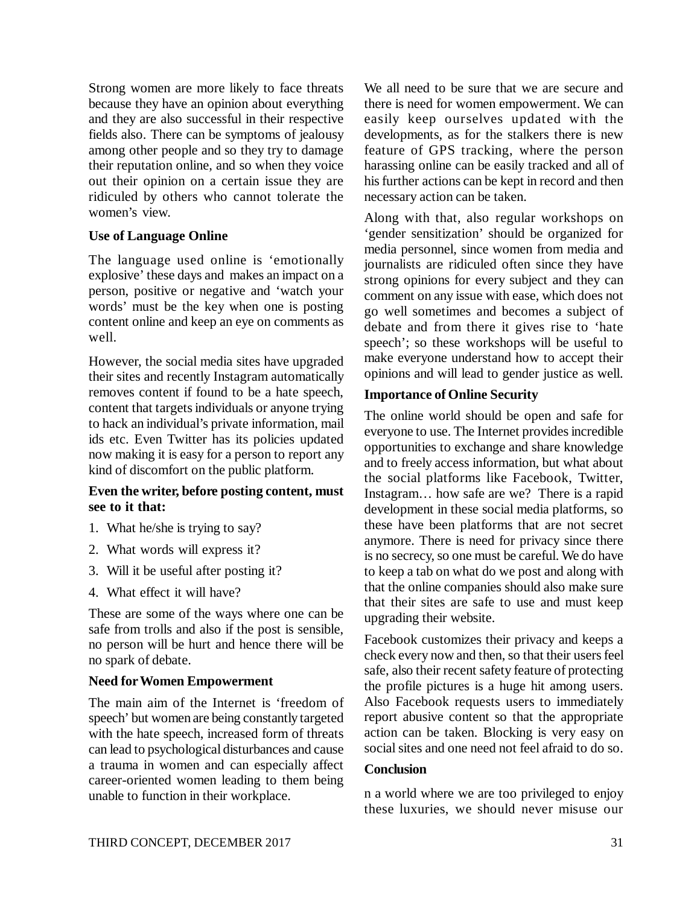Strong women are more likely to face threats because they have an opinion about everything and they are also successful in their respective fields also. There can be symptoms of jealousy among other people and so they try to damage their reputation online, and so when they voice out their opinion on a certain issue they are ridiculed by others who cannot tolerate the women's view.

**Use of Language Online**

The language used online is 'emotionally explosive' these days and makes an impact on a person, positive or negative and 'watch your words' must be the key when one is posting content online and keep an eye on comments as well.

However, the social media sites have upgraded their sites and recently Instagram automatically removes content if found to be a hate speech, content that targets individuals or anyone trying to hack an individual's private information, mail ids etc. Even Twitter has its policies updated now making it is easy for a person to report any kind of discomfort on the public platform.

**Even the writer, before posting content, must see to it that:**

1. What he/she is trying to say?
2. What words will express it?
3. Will it be useful after posting it?
4. What effect it will have?

These are some of the ways where one can be safe from trolls and also if the post is sensible, no person will be hurt and hence there will be no spark of debate.

**Need for Women Empowerment**

The main aim of the Internet is 'freedom of speech' but women are being constantly targeted with the hate speech, increased form of threats can lead to psychological disturbances and cause a trauma in women and can especially affect career-oriented women leading to them being unable to function in their workplace.

We all need to be sure that we are secure and there is need for women empowerment. We can easily keep ourselves updated with the developments, as for the stalkers there is new feature of GPS tracking, where the person harassing online can be easily tracked and all of his further actions can be kept in record and then necessary action can be taken.

Along with that, also regular workshops on 'gender sensitization' should be organized for media personnel, since women from media and journalists are ridiculed often since they have strong opinions for every subject and they can comment on any issue with ease, which does not go well sometimes and becomes a subject of debate and from there it gives rise to 'hate speech'; so these workshops will be useful to make everyone understand how to accept their opinions and will lead to gender justice as well.

**Importance of Online Security**

The online world should be open and safe for everyone to use. The Internet provides incredible opportunities to exchange and share knowledge and to freely access information, but what about the social platforms like Facebook, Twitter, Instagram… how safe are we? There is a rapid development in these social media platforms, so these have been platforms that are not secret anymore. There is need for privacy since there is no secrecy, so one must be careful. We do have to keep a tab on what do we post and along with that the online companies should also make sure that their sites are safe to use and must keep upgrading their website.

Facebook customizes their privacy and keeps a check every now and then, so that their users feel safe, also their recent safety feature of protecting the profile pictures is a huge hit among users. Also Facebook requests users to immediately report abusive content so that the appropriate action can be taken. Blocking is very easy on social sites and one need not feel afraid to do so.

**Conclusion**

n a world where we are too privileged to enjoy these luxuries, we should never misuse our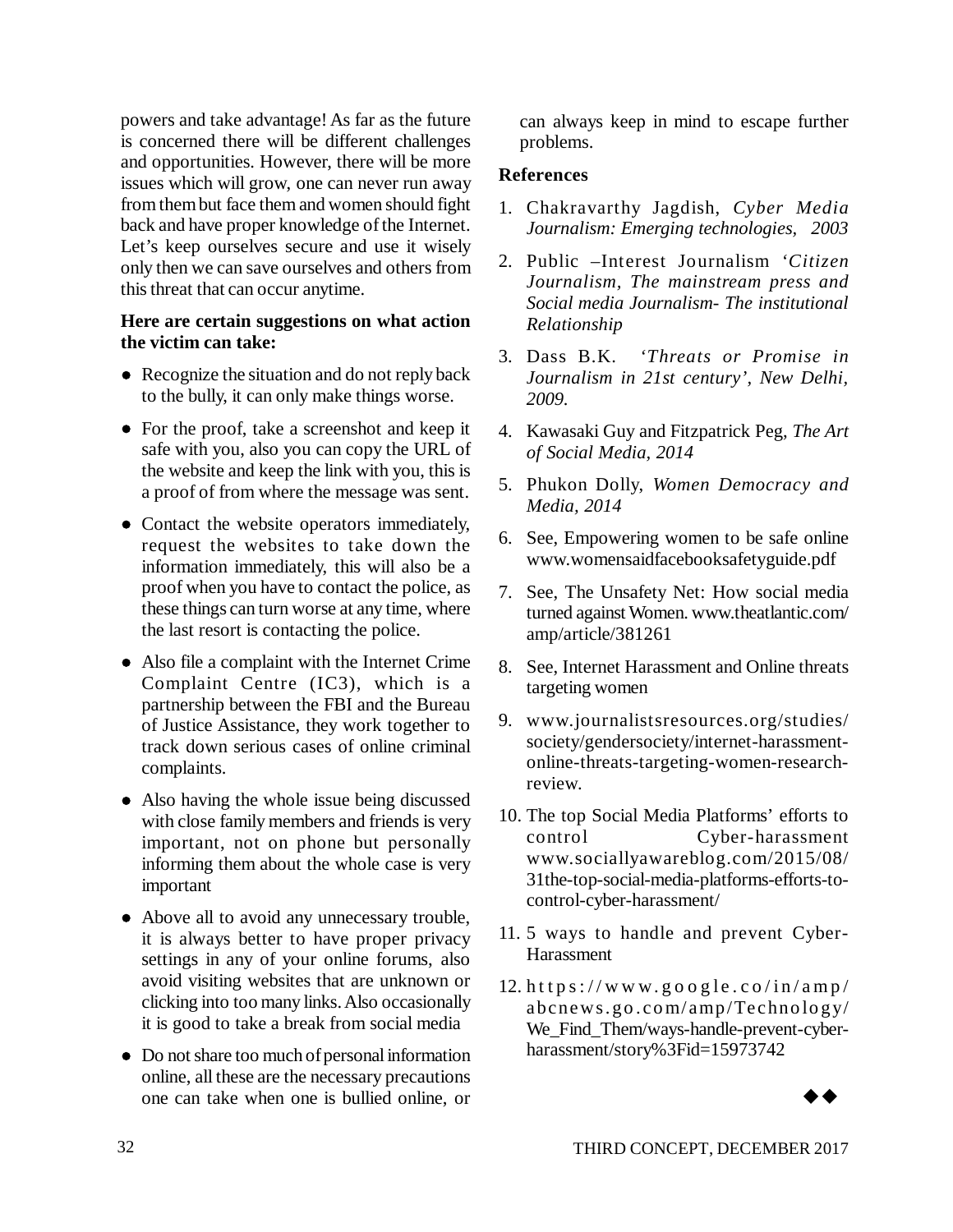powers and take advantage! As far as the future is concerned there will be different challenges and opportunities. However, there will be more issues which will grow, one can never run away from them but face them and women should fight back and have proper knowledge of the Internet. Let's keep ourselves secure and use it wisely only then we can save ourselves and others from this threat that can occur anytime.

**Here are certain suggestions on what action the victim can take:**

- Recognize the situation and do not reply back to the bully, it can only make things worse.
- For the proof, take a screenshot and keep it safe with you, also you can copy the URL of the website and keep the link with you, this is a proof of from where the message was sent.
- Contact the website operators immediately, request the websites to take down the information immediately, this will also be a proof when you have to contact the police, as these things can turn worse at any time, where the last resort is contacting the police.
- Also file a complaint with the Internet Crime Complaint Centre (IC3), which is a partnership between the FBI and the Bureau of Justice Assistance, they work together to track down serious cases of online criminal complaints.
- Also having the whole issue being discussed with close family members and friends is very important, not on phone but personally informing them about the whole case is very important
- Above all to avoid any unnecessary trouble, it is always better to have proper privacy settings in any of your online forums, also avoid visiting websites that are unknown or clicking into too many links. Also occasionally it is good to take a break from social media
- Do not share too much of personal information online, all these are the necessary precautions one can take when one is bullied online, or can always keep in mind to escape further problems.

**References**

1. Chakravarthy Jagdish, *Cyber Media Journalism: Emerging technologies, 2003*
2. Public –Interest Journalism *'Citizen Journalism, The mainstream press and Social media Journalism- The institutional Relationship*
3. Dass B.K. *'Threats or Promise in Journalism in 21st century', New Delhi, 2009.*
4. Kawasaki Guy and Fitzpatrick Peg, *The Art of Social Media, 2014*
5. Phukon Dolly, *Women Democracy and Media, 2014*
6. See, Empowering women to be safe online www.womensaidfacebooksafetyguide.pdf
7. See, The Unsafety Net: How social media turned against Women. www.theatlantic.com/amp/article/381261
8. See, Internet Harassment and Online threats targeting women
9. www.journalistsresources.org/studies/society/gendersociety/internet-harassment-online-threats-targeting-women-research-review.
10. The top Social Media Platforms' efforts to control Cyber-harassment www.sociallyawareblog.com/2015/08/31the-top-social-media-platforms-efforts-to-control-cyber-harassment/
11. 5 ways to handle and prevent Cyber-Harassment
12. https://www.google.co/in/amp/abcnews.go.com/amp/Technology/We_Find_Them/ways-handle-prevent-cyber-harassment/story%3Fid=15973742

◆◆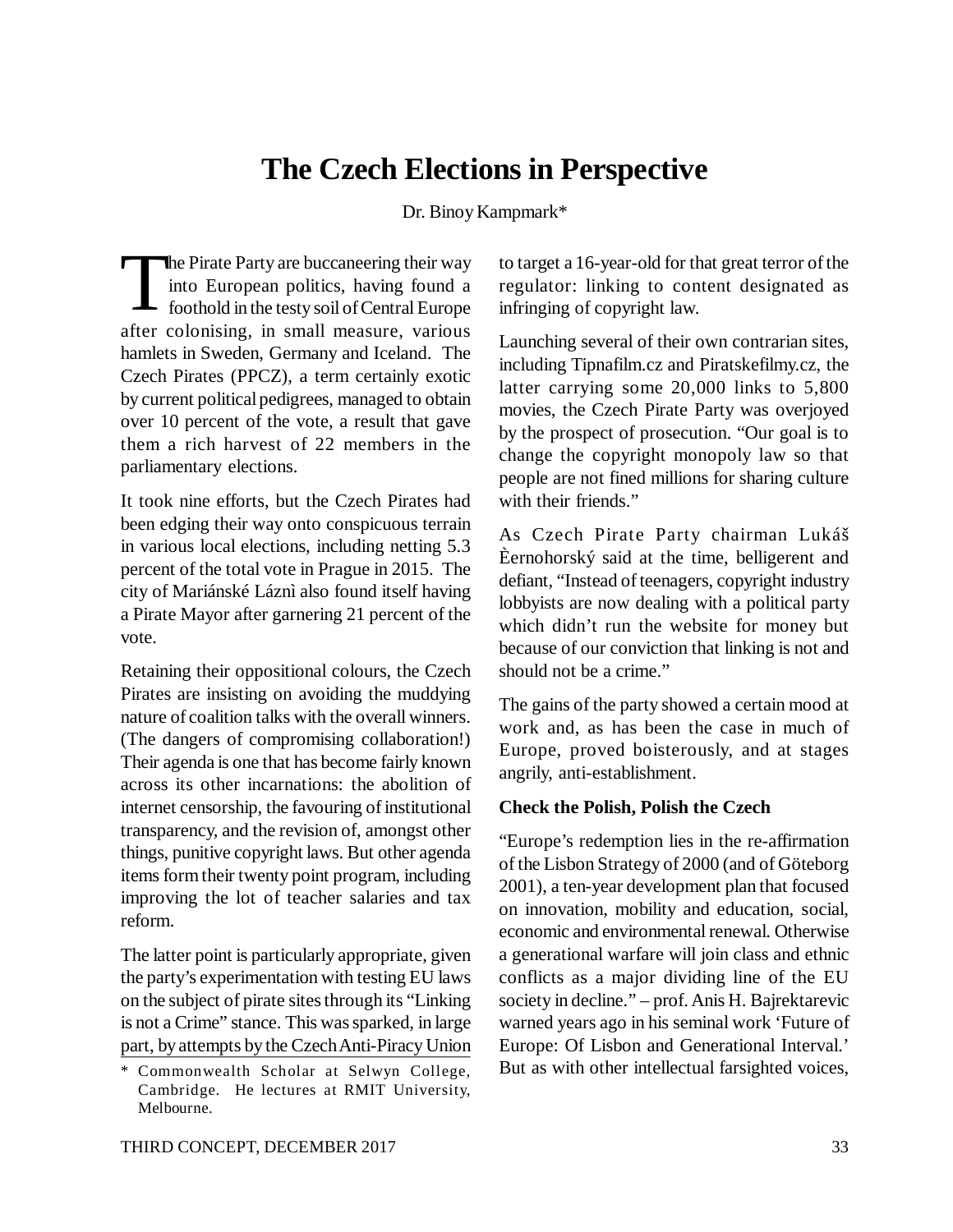# The Czech Elections in Perspective

Dr. Binoy Kampmark*

The Pirate Party are buccaneering their way into European politics, having found a foothold in the testy soil of Central Europe after colonising, in small measure, various hamlets in Sweden, Germany and Iceland. The Czech Pirates (PPCZ), a term certainly exotic by current political pedigrees, managed to obtain over 10 percent of the vote, a result that gave them a rich harvest of 22 members in the parliamentary elections.

It took nine efforts, but the Czech Pirates had been edging their way onto conspicuous terrain in various local elections, including netting 5.3 percent of the total vote in Prague in 2015. The city of Mariánské Láznì also found itself having a Pirate Mayor after garnering 21 percent of the vote.

Retaining their oppositional colours, the Czech Pirates are insisting on avoiding the muddying nature of coalition talks with the overall winners. (The dangers of compromising collaboration!) Their agenda is one that has become fairly known across its other incarnations: the abolition of internet censorship, the favouring of institutional transparency, and the revision of, amongst other things, punitive copyright laws. But other agenda items form their twenty point program, including improving the lot of teacher salaries and tax reform.

The latter point is particularly appropriate, given the party's experimentation with testing EU laws on the subject of pirate sites through its "Linking is not a Crime" stance. This was sparked, in large part, by attempts by the Czech Anti-Piracy Union to target a 16-year-old for that great terror of the regulator: linking to content designated as infringing of copyright law.

Launching several of their own contrarian sites, including Tipnafilm.cz and Piratskefilmy.cz, the latter carrying some 20,000 links to 5,800 movies, the Czech Pirate Party was overjoyed by the prospect of prosecution. "Our goal is to change the copyright monopoly law so that people are not fined millions for sharing culture with their friends."

As Czech Pirate Party chairman Lukáš Èernohorský said at the time, belligerent and defiant, "Instead of teenagers, copyright industry lobbyists are now dealing with a political party which didn't run the website for money but because of our conviction that linking is not and should not be a crime."

The gains of the party showed a certain mood at work and, as has been the case in much of Europe, proved boisterously, and at stages angrily, anti-establishment.

**Check the Polish, Polish the Czech**

"Europe's redemption lies in the re-affirmation of the Lisbon Strategy of 2000 (and of Göteborg 2001), a ten-year development plan that focused on innovation, mobility and education, social, economic and environmental renewal. Otherwise a generational warfare will join class and ethnic conflicts as a major dividing line of the EU society in decline." – prof. Anis H. Bajrektarevic warned years ago in his seminal work 'Future of Europe: Of Lisbon and Generational Interval.' But as with other intellectual farsighted voices,

\* Commonwealth Scholar at Selwyn College, Cambridge. He lectures at RMIT University, Melbourne.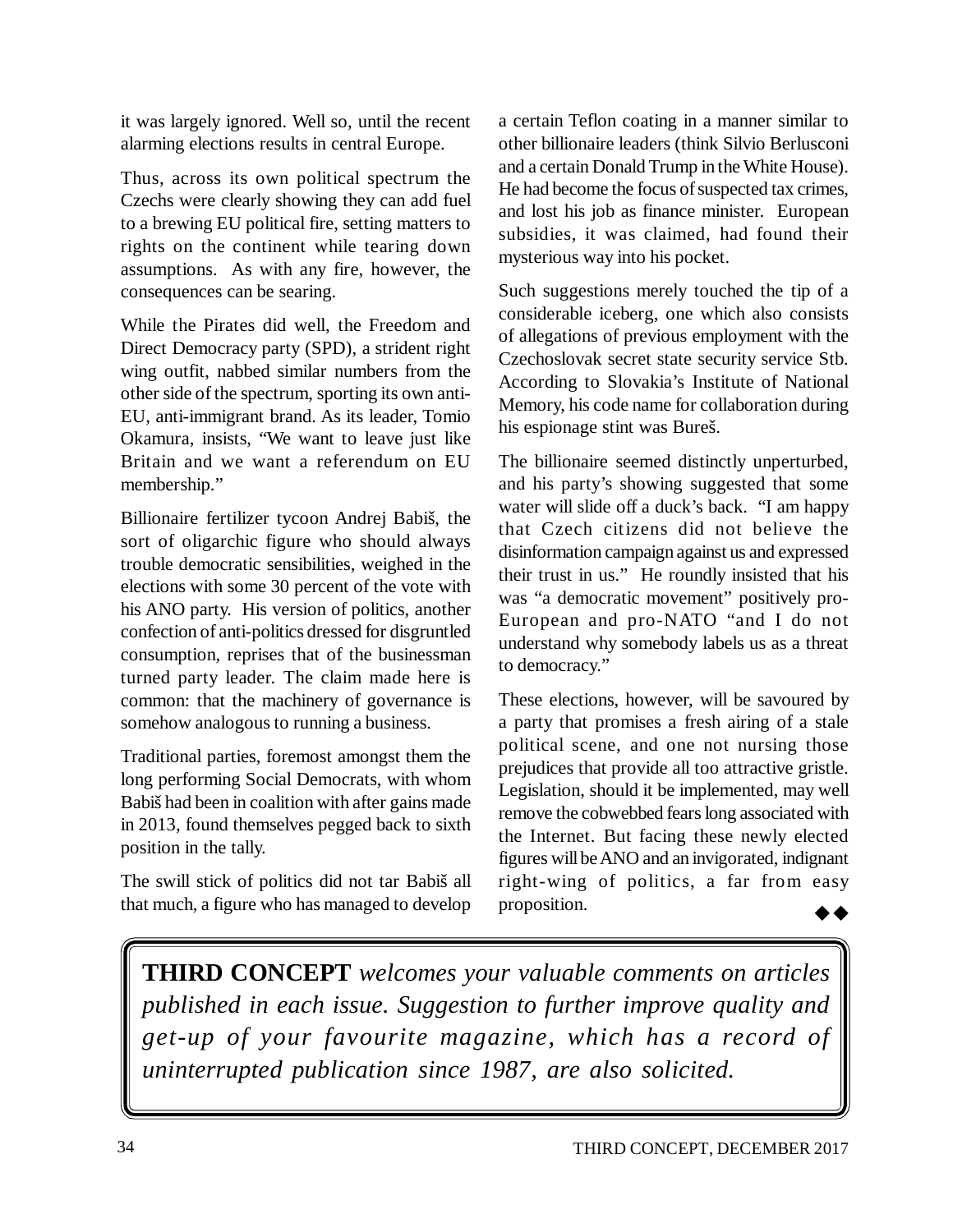it was largely ignored. Well so, until the recent alarming elections results in central Europe.

Thus, across its own political spectrum the Czechs were clearly showing they can add fuel to a brewing EU political fire, setting matters to rights on the continent while tearing down assumptions. As with any fire, however, the consequences can be searing.

While the Pirates did well, the Freedom and Direct Democracy party (SPD), a strident right wing outfit, nabbed similar numbers from the other side of the spectrum, sporting its own anti-EU, anti-immigrant brand. As its leader, Tomio Okamura, insists, "We want to leave just like Britain and we want a referendum on EU membership."

Billionaire fertilizer tycoon Andrej Babiš, the sort of oligarchic figure who should always trouble democratic sensibilities, weighed in the elections with some 30 percent of the vote with his ANO party. His version of politics, another confection of anti-politics dressed for disgruntled consumption, reprises that of the businessman turned party leader. The claim made here is common: that the machinery of governance is somehow analogous to running a business.

Traditional parties, foremost amongst them the long performing Social Democrats, with whom Babiš had been in coalition with after gains made in 2013, found themselves pegged back to sixth position in the tally.

The swill stick of politics did not tar Babiš all that much, a figure who has managed to develop a certain Teflon coating in a manner similar to other billionaire leaders (think Silvio Berlusconi and a certain Donald Trump in the White House). He had become the focus of suspected tax crimes, and lost his job as finance minister. European subsidies, it was claimed, had found their mysterious way into his pocket.

Such suggestions merely touched the tip of a considerable iceberg, one which also consists of allegations of previous employment with the Czechoslovak secret state security service Stb. According to Slovakia's Institute of National Memory, his code name for collaboration during his espionage stint was Bureš.

The billionaire seemed distinctly unperturbed, and his party's showing suggested that some water will slide off a duck's back. "I am happy that Czech citizens did not believe the disinformation campaign against us and expressed their trust in us." He roundly insisted that his was "a democratic movement" positively pro-European and pro-NATO "and I do not understand why somebody labels us as a threat to democracy."

These elections, however, will be savoured by a party that promises a fresh airing of a stale political scene, and one not nursing those prejudices that provide all too attractive gristle. Legislation, should it be implemented, may well remove the cobwebbed fears long associated with the Internet. But facing these newly elected figures will be ANO and an invigorated, indignant right-wing of politics, a far from easy proposition. ◆◆

**THIRD CONCEPT** *welcomes your valuable comments on articles published in each issue. Suggestion to further improve quality and get-up of your favourite magazine, which has a record of uninterrupted publication since 1987, are also solicited.*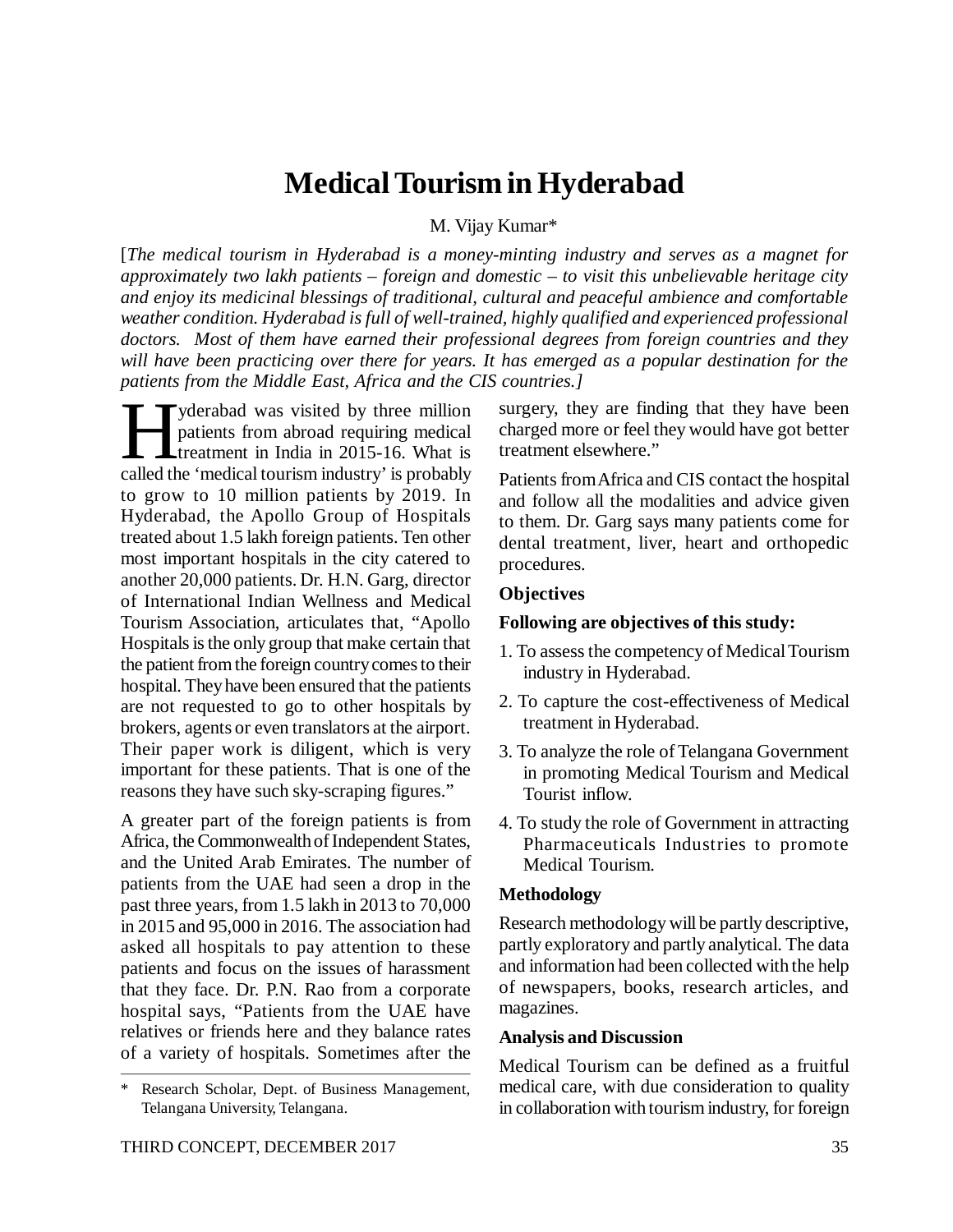# Medical Tourism in Hyderabad

M. Vijay Kumar*

[*The medical tourism in Hyderabad is a money-minting industry and serves as a magnet for approximately two lakh patients – foreign and domestic – to visit this unbelievable heritage city and enjoy its medicinal blessings of traditional, cultural and peaceful ambience and comfortable weather condition. Hyderabad is full of well-trained, highly qualified and experienced professional doctors. Most of them have earned their professional degrees from foreign countries and they will have been practicing over there for years. It has emerged as a popular destination for the patients from the Middle East, Africa and the CIS countries.*]

Hyderabad was visited by three million patients from abroad requiring medical treatment in India in 2015-16. What is called the 'medical tourism industry' is probably to grow to 10 million patients by 2019. In Hyderabad, the Apollo Group of Hospitals treated about 1.5 lakh foreign patients. Ten other most important hospitals in the city catered to another 20,000 patients. Dr. H.N. Garg, director of International Indian Wellness and Medical Tourism Association, articulates that, "Apollo Hospitals is the only group that make certain that the patient from the foreign country comes to their hospital. They have been ensured that the patients are not requested to go to other hospitals by brokers, agents or even translators at the airport. Their paper work is diligent, which is very important for these patients. That is one of the reasons they have such sky-scraping figures."

A greater part of the foreign patients is from Africa, the Commonwealth of Independent States, and the United Arab Emirates. The number of patients from the UAE had seen a drop in the past three years, from 1.5 lakh in 2013 to 70,000 in 2015 and 95,000 in 2016. The association had asked all hospitals to pay attention to these patients and focus on the issues of harassment that they face. Dr. P.N. Rao from a corporate hospital says, "Patients from the UAE have relatives or friends here and they balance rates of a variety of hospitals. Sometimes after the surgery, they are finding that they have been charged more or feel they would have got better treatment elsewhere."

Patients from Africa and CIS contact the hospital and follow all the modalities and advice given to them. Dr. Garg says many patients come for dental treatment, liver, heart and orthopedic procedures.

### Objectives

**Following are objectives of this study:**

1. To assess the competency of Medical Tourism industry in Hyderabad.
2. To capture the cost-effectiveness of Medical treatment in Hyderabad.
3. To analyze the role of Telangana Government in promoting Medical Tourism and Medical Tourist inflow.
4. To study the role of Government in attracting Pharmaceuticals Industries to promote Medical Tourism.

### Methodology

Research methodology will be partly descriptive, partly exploratory and partly analytical. The data and information had been collected with the help of newspapers, books, research articles, and magazines.

### Analysis and Discussion

Medical Tourism can be defined as a fruitful medical care, with due consideration to quality in collaboration with tourism industry, for foreign

\* Research Scholar, Dept. of Business Management, Telangana University, Telangana.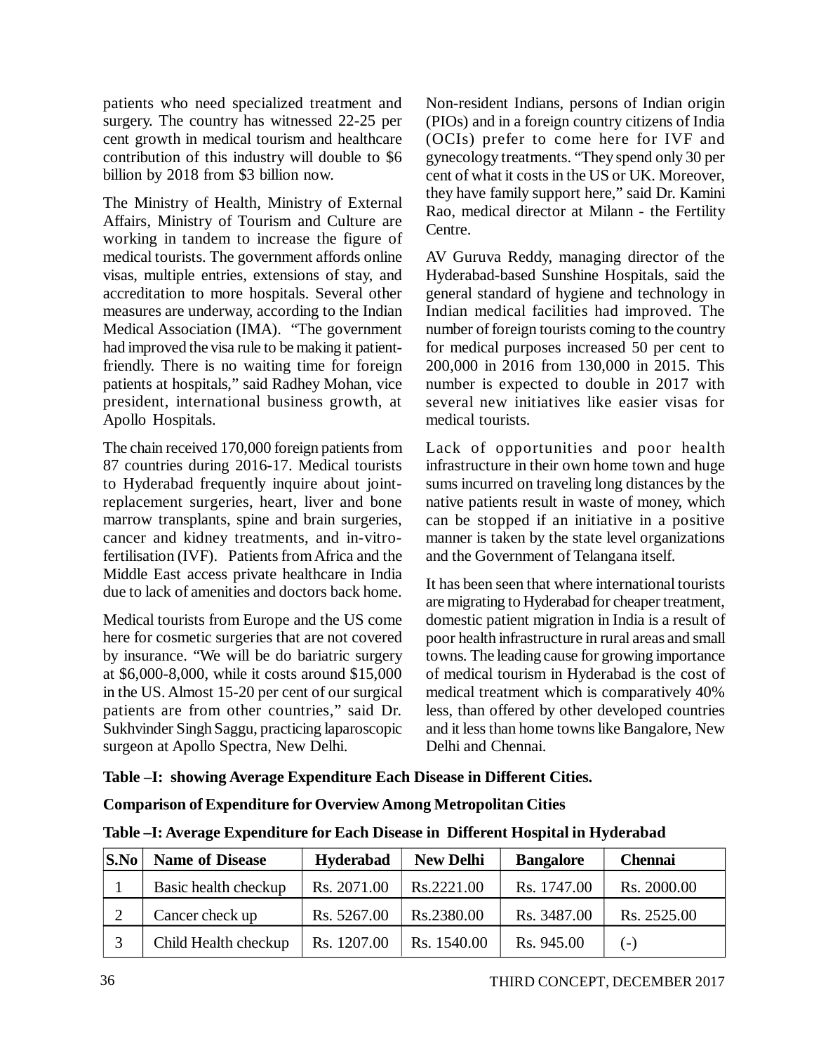patients who need specialized treatment and surgery. The country has witnessed 22-25 per cent growth in medical tourism and healthcare contribution of this industry will double to $6 billion by 2018 from $3 billion now.

The Ministry of Health, Ministry of External Affairs, Ministry of Tourism and Culture are working in tandem to increase the figure of medical tourists. The government affords online visas, multiple entries, extensions of stay, and accreditation to more hospitals. Several other measures are underway, according to the Indian Medical Association (IMA). "The government had improved the visa rule to be making it patient-friendly. There is no waiting time for foreign patients at hospitals," said Radhey Mohan, vice president, international business growth, at Apollo Hospitals.

The chain received 170,000 foreign patients from 87 countries during 2016-17. Medical tourists to Hyderabad frequently inquire about joint-replacement surgeries, heart, liver and bone marrow transplants, spine and brain surgeries, cancer and kidney treatments, and in-vitro-fertilisation (IVF). Patients from Africa and the Middle East access private healthcare in India due to lack of amenities and doctors back home.

Medical tourists from Europe and the US come here for cosmetic surgeries that are not covered by insurance. "We will be do bariatric surgery at $6,000-8,000, while it costs around $15,000 in the US. Almost 15-20 per cent of our surgical patients are from other countries," said Dr. Sukhvinder Singh Saggu, practicing laparoscopic surgeon at Apollo Spectra, New Delhi.

Non-resident Indians, persons of Indian origin (PIOs) and in a foreign country citizens of India (OCIs) prefer to come here for IVF and gynecology treatments. "They spend only 30 per cent of what it costs in the US or UK. Moreover, they have family support here," said Dr. Kamini Rao, medical director at Milann - the Fertility Centre.

AV Guruva Reddy, managing director of the Hyderabad-based Sunshine Hospitals, said the general standard of hygiene and technology in Indian medical facilities had improved. The number of foreign tourists coming to the country for medical purposes increased 50 per cent to 200,000 in 2016 from 130,000 in 2015. This number is expected to double in 2017 with several new initiatives like easier visas for medical tourists.

Lack of opportunities and poor health infrastructure in their own home town and huge sums incurred on traveling long distances by the native patients result in waste of money, which can be stopped if an initiative in a positive manner is taken by the state level organizations and the Government of Telangana itself.

It has been seen that where international tourists are migrating to Hyderabad for cheaper treatment, domestic patient migration in India is a result of poor health infrastructure in rural areas and small towns. The leading cause for growing importance of medical tourism in Hyderabad is the cost of medical treatment which is comparatively 40% less, than offered by other developed countries and it less than home towns like Bangalore, New Delhi and Chennai.

**Table –I: showing Average Expenditure Each Disease in Different Cities.**

**Comparison of Expenditure for Overview Among Metropolitan Cities**

**Table –I: Average Expenditure for Each Disease in Different Hospital in Hyderabad**

| S.No | Name of Disease | Hyderabad | New Delhi | Bangalore | Chennai |
|---|---|---|---|---|---|
| 1 | Basic health checkup | Rs. 2071.00 | Rs.2221.00 | Rs. 1747.00 | Rs. 2000.00 |
| 2 | Cancer check up | Rs. 5267.00 | Rs.2380.00 | Rs. 3487.00 | Rs. 2525.00 |
| 3 | Child Health checkup | Rs. 1207.00 | Rs. 1540.00 | Rs. 945.00 | (-) |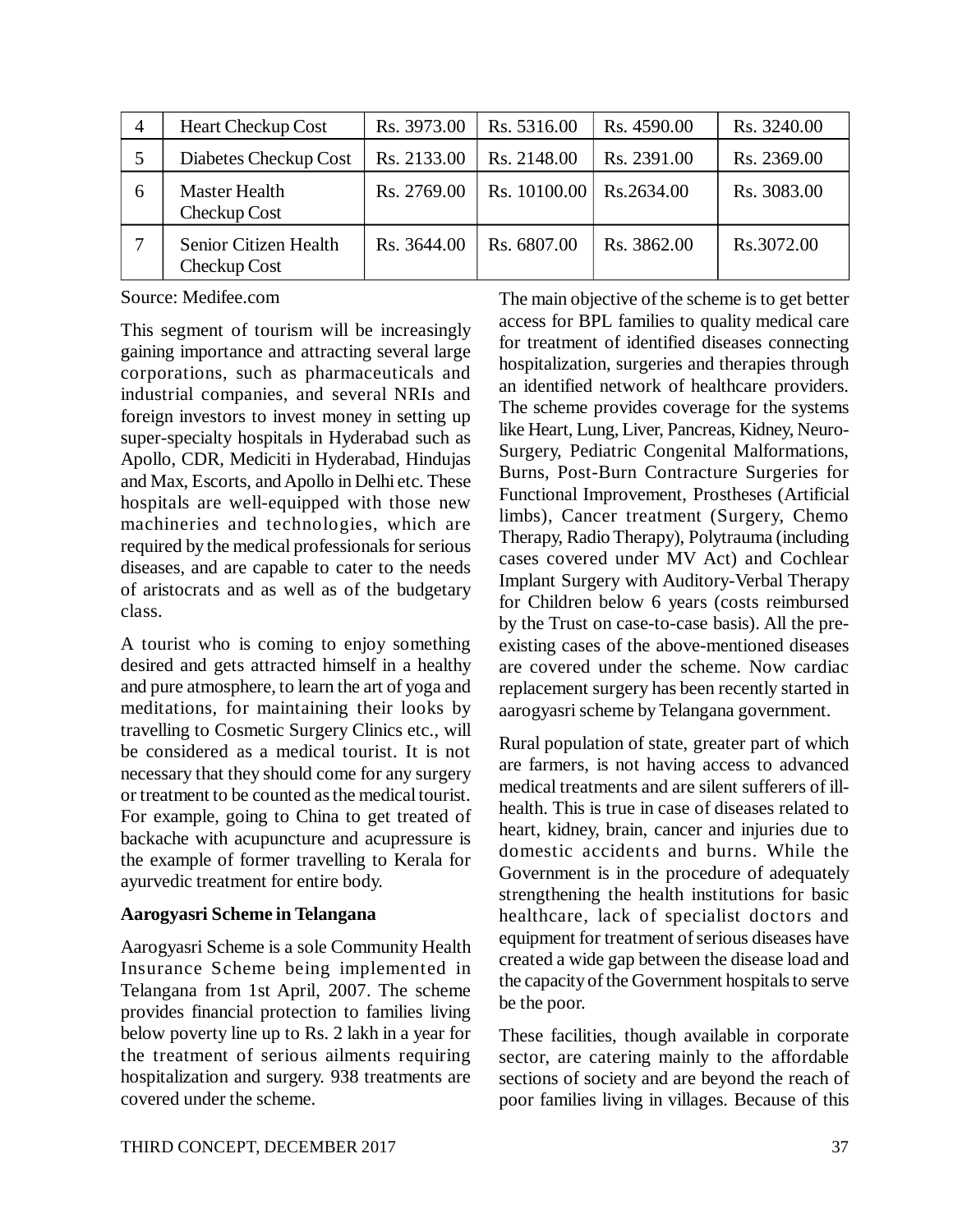| 4 | Heart Checkup Cost | Rs. 3973.00 | Rs. 5316.00 | Rs. 4590.00 | Rs. 3240.00 |
|---|---|---|---|---|---|
| 5 | Diabetes Checkup Cost | Rs. 2133.00 | Rs. 2148.00 | Rs. 2391.00 | Rs. 2369.00 |
| 6 | Master Health Checkup Cost | Rs. 2769.00 | Rs. 10100.00 | Rs.2634.00 | Rs. 3083.00 |
| 7 | Senior Citizen Health Checkup Cost | Rs. 3644.00 | Rs. 6807.00 | Rs. 3862.00 | Rs.3072.00 |

Source: Medifee.com

This segment of tourism will be increasingly gaining importance and attracting several large corporations, such as pharmaceuticals and industrial companies, and several NRIs and foreign investors to invest money in setting up super-specialty hospitals in Hyderabad such as Apollo, CDR, Mediciti in Hyderabad, Hindujas and Max, Escorts, and Apollo in Delhi etc. These hospitals are well-equipped with those new machineries and technologies, which are required by the medical professionals for serious diseases, and are capable to cater to the needs of aristocrats and as well as of the budgetary class.

A tourist who is coming to enjoy something desired and gets attracted himself in a healthy and pure atmosphere, to learn the art of yoga and meditations, for maintaining their looks by travelling to Cosmetic Surgery Clinics etc., will be considered as a medical tourist. It is not necessary that they should come for any surgery or treatment to be counted as the medical tourist. For example, going to China to get treated of backache with acupuncture and acupressure is the example of former travelling to Kerala for ayurvedic treatment for entire body.

**Aarogyasri Scheme in Telangana**

Aarogyasri Scheme is a sole Community Health Insurance Scheme being implemented in Telangana from 1st April, 2007. The scheme provides financial protection to families living below poverty line up to Rs. 2 lakh in a year for the treatment of serious ailments requiring hospitalization and surgery. 938 treatments are covered under the scheme.

The main objective of the scheme is to get better access for BPL families to quality medical care for treatment of identified diseases connecting hospitalization, surgeries and therapies through an identified network of healthcare providers. The scheme provides coverage for the systems like Heart, Lung, Liver, Pancreas, Kidney, Neuro-Surgery, Pediatric Congenital Malformations, Burns, Post-Burn Contracture Surgeries for Functional Improvement, Prostheses (Artificial limbs), Cancer treatment (Surgery, Chemo Therapy, Radio Therapy), Polytrauma (including cases covered under MV Act) and Cochlear Implant Surgery with Auditory-Verbal Therapy for Children below 6 years (costs reimbursed by the Trust on case-to-case basis). All the pre-existing cases of the above-mentioned diseases are covered under the scheme. Now cardiac replacement surgery has been recently started in aarogyasri scheme by Telangana government.

Rural population of state, greater part of which are farmers, is not having access to advanced medical treatments and are silent sufferers of ill-health. This is true in case of diseases related to heart, kidney, brain, cancer and injuries due to domestic accidents and burns. While the Government is in the procedure of adequately strengthening the health institutions for basic healthcare, lack of specialist doctors and equipment for treatment of serious diseases have created a wide gap between the disease load and the capacity of the Government hospitals to serve be the poor.

These facilities, though available in corporate sector, are catering mainly to the affordable sections of society and are beyond the reach of poor families living in villages. Because of this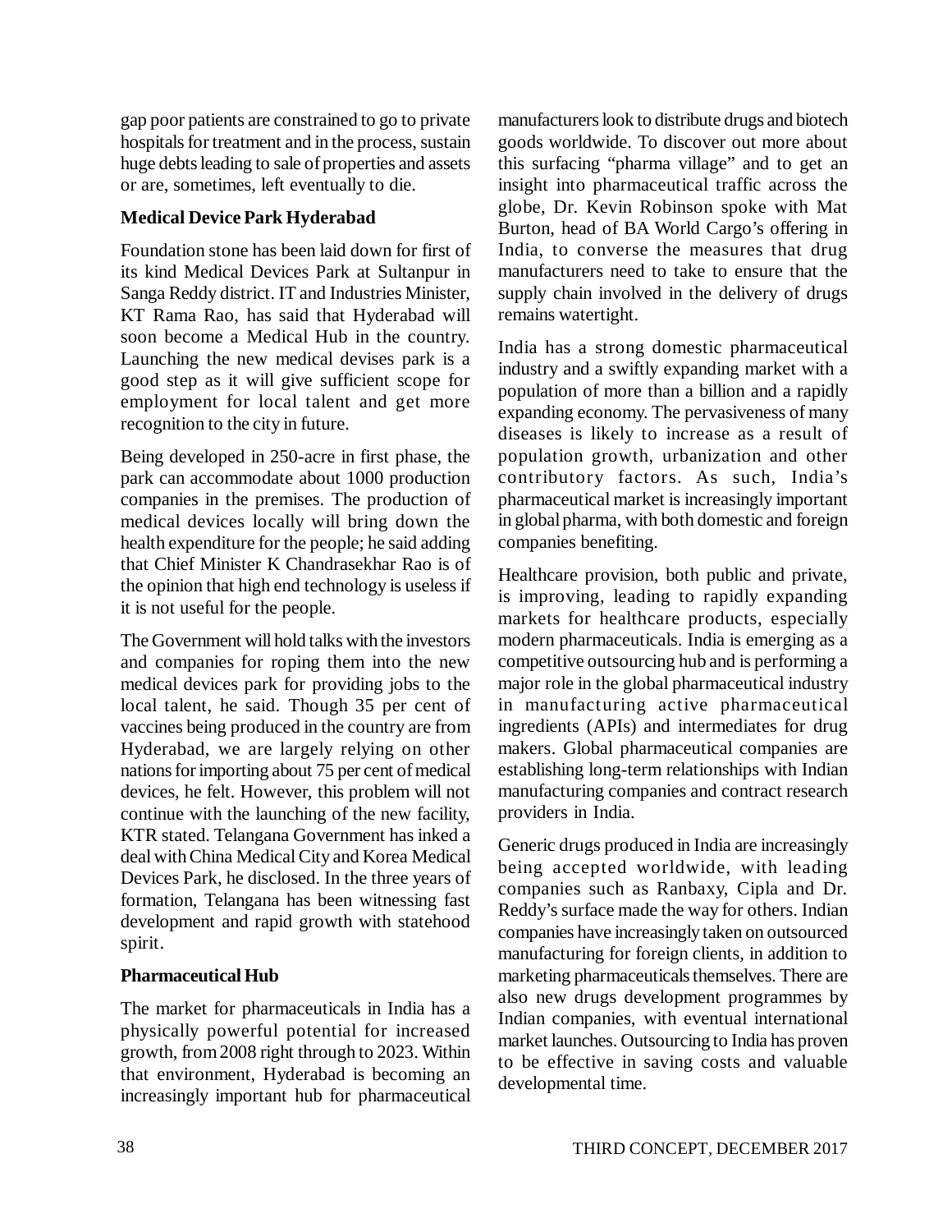gap poor patients are constrained to go to private hospitals for treatment and in the process, sustain huge debts leading to sale of properties and assets or are, sometimes, left eventually to die.

**Medical Device Park Hyderabad**

Foundation stone has been laid down for first of its kind Medical Devices Park at Sultanpur in Sanga Reddy district. IT and Industries Minister, KT Rama Rao, has said that Hyderabad will soon become a Medical Hub in the country. Launching the new medical devises park is a good step as it will give sufficient scope for employment for local talent and get more recognition to the city in future.

Being developed in 250-acre in first phase, the park can accommodate about 1000 production companies in the premises. The production of medical devices locally will bring down the health expenditure for the people; he said adding that Chief Minister K Chandrasekhar Rao is of the opinion that high end technology is useless if it is not useful for the people.

The Government will hold talks with the investors and companies for roping them into the new medical devices park for providing jobs to the local talent, he said. Though 35 per cent of vaccines being produced in the country are from Hyderabad, we are largely relying on other nations for importing about 75 per cent of medical devices, he felt. However, this problem will not continue with the launching of the new facility, KTR stated. Telangana Government has inked a deal with China Medical City and Korea Medical Devices Park, he disclosed. In the three years of formation, Telangana has been witnessing fast development and rapid growth with statehood spirit.

**Pharmaceutical Hub**

The market for pharmaceuticals in India has a physically powerful potential for increased growth, from 2008 right through to 2023. Within that environment, Hyderabad is becoming an increasingly important hub for pharmaceutical manufacturers look to distribute drugs and biotech goods worldwide. To discover out more about this surfacing "pharma village" and to get an insight into pharmaceutical traffic across the globe, Dr. Kevin Robinson spoke with Mat Burton, head of BA World Cargo's offering in India, to converse the measures that drug manufacturers need to take to ensure that the supply chain involved in the delivery of drugs remains watertight.

India has a strong domestic pharmaceutical industry and a swiftly expanding market with a population of more than a billion and a rapidly expanding economy. The pervasiveness of many diseases is likely to increase as a result of population growth, urbanization and other contributory factors. As such, India's pharmaceutical market is increasingly important in global pharma, with both domestic and foreign companies benefiting.

Healthcare provision, both public and private, is improving, leading to rapidly expanding markets for healthcare products, especially modern pharmaceuticals. India is emerging as a competitive outsourcing hub and is performing a major role in the global pharmaceutical industry in manufacturing active pharmaceutical ingredients (APIs) and intermediates for drug makers. Global pharmaceutical companies are establishing long-term relationships with Indian manufacturing companies and contract research providers in India.

Generic drugs produced in India are increasingly being accepted worldwide, with leading companies such as Ranbaxy, Cipla and Dr. Reddy's surface made the way for others. Indian companies have increasingly taken on outsourced manufacturing for foreign clients, in addition to marketing pharmaceuticals themselves. There are also new drugs development programmes by Indian companies, with eventual international market launches. Outsourcing to India has proven to be effective in saving costs and valuable developmental time.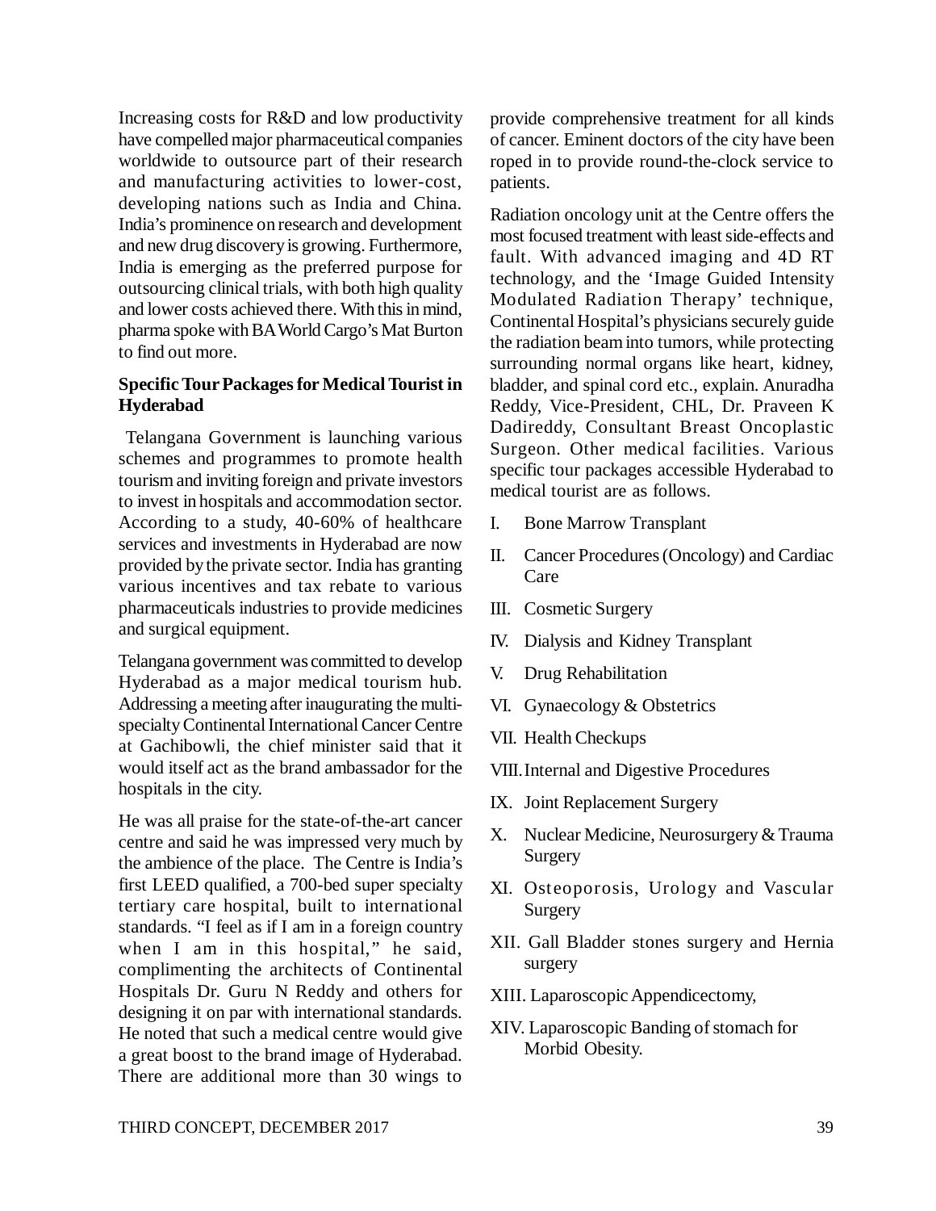Increasing costs for R&D and low productivity have compelled major pharmaceutical companies worldwide to outsource part of their research and manufacturing activities to lower-cost, developing nations such as India and China. India's prominence on research and development and new drug discovery is growing. Furthermore, India is emerging as the preferred purpose for outsourcing clinical trials, with both high quality and lower costs achieved there. With this in mind, pharma spoke with BA World Cargo's Mat Burton to find out more.

**Specific Tour Packages for Medical Tourist in Hyderabad**

Telangana Government is launching various schemes and programmes to promote health tourism and inviting foreign and private investors to invest in hospitals and accommodation sector. According to a study, 40-60% of healthcare services and investments in Hyderabad are now provided by the private sector. India has granting various incentives and tax rebate to various pharmaceuticals industries to provide medicines and surgical equipment.

Telangana government was committed to develop Hyderabad as a major medical tourism hub. Addressing a meeting after inaugurating the multi-specialty Continental International Cancer Centre at Gachibowli, the chief minister said that it would itself act as the brand ambassador for the hospitals in the city.

He was all praise for the state-of-the-art cancer centre and said he was impressed very much by the ambience of the place. The Centre is India's first LEED qualified, a 700-bed super specialty tertiary care hospital, built to international standards. "I feel as if I am in a foreign country when I am in this hospital," he said, complimenting the architects of Continental Hospitals Dr. Guru N Reddy and others for designing it on par with international standards. He noted that such a medical centre would give a great boost to the brand image of Hyderabad. There are additional more than 30 wings to provide comprehensive treatment for all kinds of cancer. Eminent doctors of the city have been roped in to provide round-the-clock service to patients.

Radiation oncology unit at the Centre offers the most focused treatment with least side-effects and fault. With advanced imaging and 4D RT technology, and the 'Image Guided Intensity Modulated Radiation Therapy' technique, Continental Hospital's physicians securely guide the radiation beam into tumors, while protecting surrounding normal organs like heart, kidney, bladder, and spinal cord etc., explain. Anuradha Reddy, Vice-President, CHL, Dr. Praveen K Dadireddy, Consultant Breast Oncoplastic Surgeon. Other medical facilities. Various specific tour packages accessible Hyderabad to medical tourist are as follows.

I. Bone Marrow Transplant

II. Cancer Procedures (Oncology) and Cardiac Care

III. Cosmetic Surgery

IV. Dialysis and Kidney Transplant

V. Drug Rehabilitation

VI. Gynaecology & Obstetrics

VII. Health Checkups

VIII. Internal and Digestive Procedures

IX. Joint Replacement Surgery

X. Nuclear Medicine, Neurosurgery & Trauma Surgery

XI. Osteoporosis, Urology and Vascular Surgery

XII. Gall Bladder stones surgery and Hernia surgery

XIII. Laparoscopic Appendicectomy,

XIV. Laparoscopic Banding of stomach for Morbid Obesity.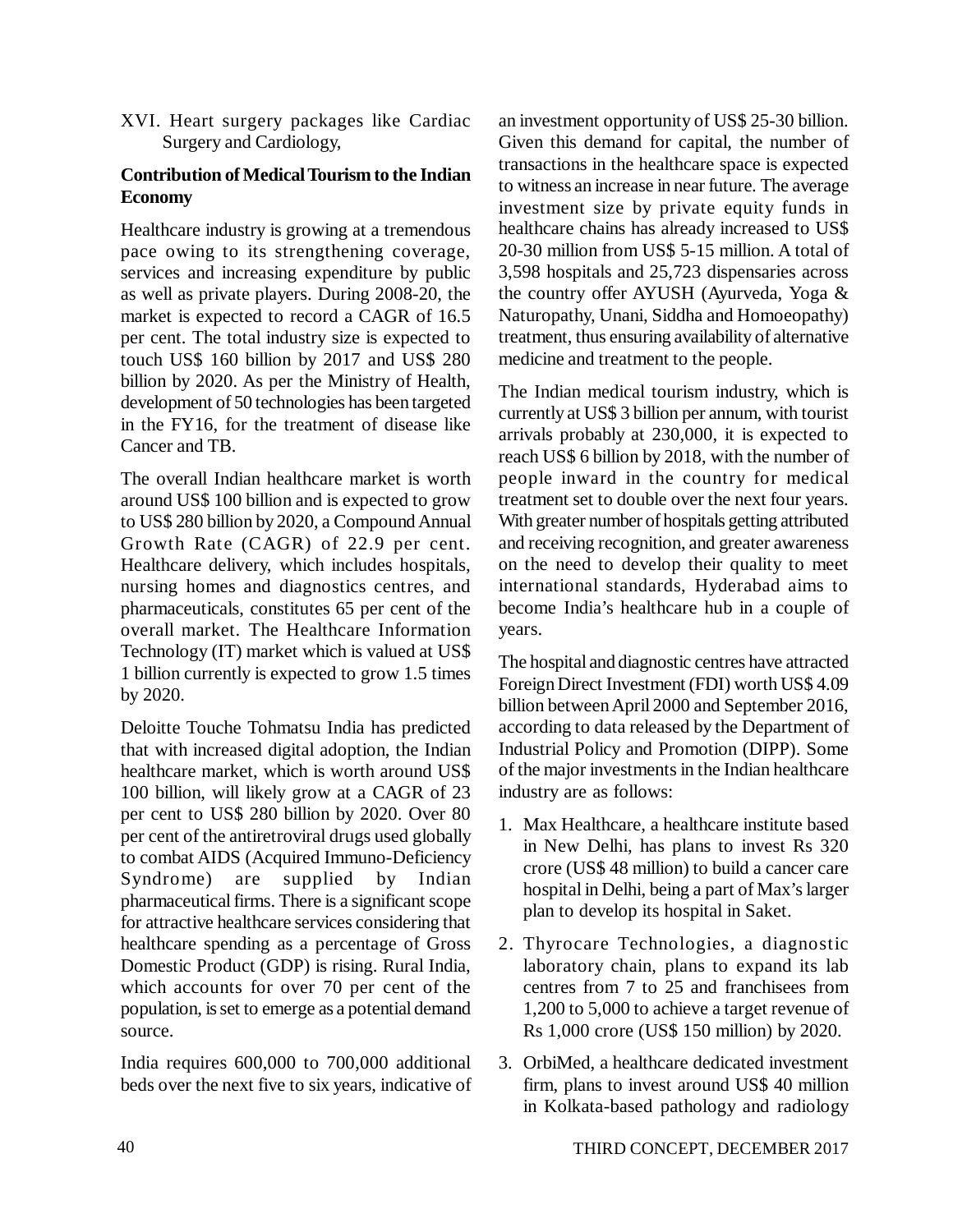XVI. Heart surgery packages like Cardiac Surgery and Cardiology,

**Contribution of Medical Tourism to the Indian Economy**

Healthcare industry is growing at a tremendous pace owing to its strengthening coverage, services and increasing expenditure by public as well as private players. During 2008-20, the market is expected to record a CAGR of 16.5 per cent. The total industry size is expected to touch US$ 160 billion by 2017 and US$ 280 billion by 2020. As per the Ministry of Health, development of 50 technologies has been targeted in the FY16, for the treatment of disease like Cancer and TB.

The overall Indian healthcare market is worth around US$ 100 billion and is expected to grow to US$ 280 billion by 2020, a Compound Annual Growth Rate (CAGR) of 22.9 per cent. Healthcare delivery, which includes hospitals, nursing homes and diagnostics centres, and pharmaceuticals, constitutes 65 per cent of the overall market. The Healthcare Information Technology (IT) market which is valued at US$ 1 billion currently is expected to grow 1.5 times by 2020.

Deloitte Touche Tohmatsu India has predicted that with increased digital adoption, the Indian healthcare market, which is worth around US$ 100 billion, will likely grow at a CAGR of 23 per cent to US$ 280 billion by 2020. Over 80 per cent of the antiretroviral drugs used globally to combat AIDS (Acquired Immuno-Deficiency Syndrome) are supplied by Indian pharmaceutical firms. There is a significant scope for attractive healthcare services considering that healthcare spending as a percentage of Gross Domestic Product (GDP) is rising. Rural India, which accounts for over 70 per cent of the population, is set to emerge as a potential demand source.

India requires 600,000 to 700,000 additional beds over the next five to six years, indicative of an investment opportunity of US$ 25-30 billion. Given this demand for capital, the number of transactions in the healthcare space is expected to witness an increase in near future. The average investment size by private equity funds in healthcare chains has already increased to US$ 20-30 million from US$ 5-15 million. A total of 3,598 hospitals and 25,723 dispensaries across the country offer AYUSH (Ayurveda, Yoga & Naturopathy, Unani, Siddha and Homoeopathy) treatment, thus ensuring availability of alternative medicine and treatment to the people.

The Indian medical tourism industry, which is currently at US$ 3 billion per annum, with tourist arrivals probably at 230,000, it is expected to reach US$ 6 billion by 2018, with the number of people inward in the country for medical treatment set to double over the next four years. With greater number of hospitals getting attributed and receiving recognition, and greater awareness on the need to develop their quality to meet international standards, Hyderabad aims to become India's healthcare hub in a couple of years.

The hospital and diagnostic centres have attracted Foreign Direct Investment (FDI) worth US$ 4.09 billion between April 2000 and September 2016, according to data released by the Department of Industrial Policy and Promotion (DIPP). Some of the major investments in the Indian healthcare industry are as follows:

1. Max Healthcare, a healthcare institute based in New Delhi, has plans to invest Rs 320 crore (US$ 48 million) to build a cancer care hospital in Delhi, being a part of Max's larger plan to develop its hospital in Saket.
2. Thyrocare Technologies, a diagnostic laboratory chain, plans to expand its lab centres from 7 to 25 and franchisees from 1,200 to 5,000 to achieve a target revenue of Rs 1,000 crore (US$ 150 million) by 2020.
3. OrbiMed, a healthcare dedicated investment firm, plans to invest around US$ 40 million in Kolkata-based pathology and radiology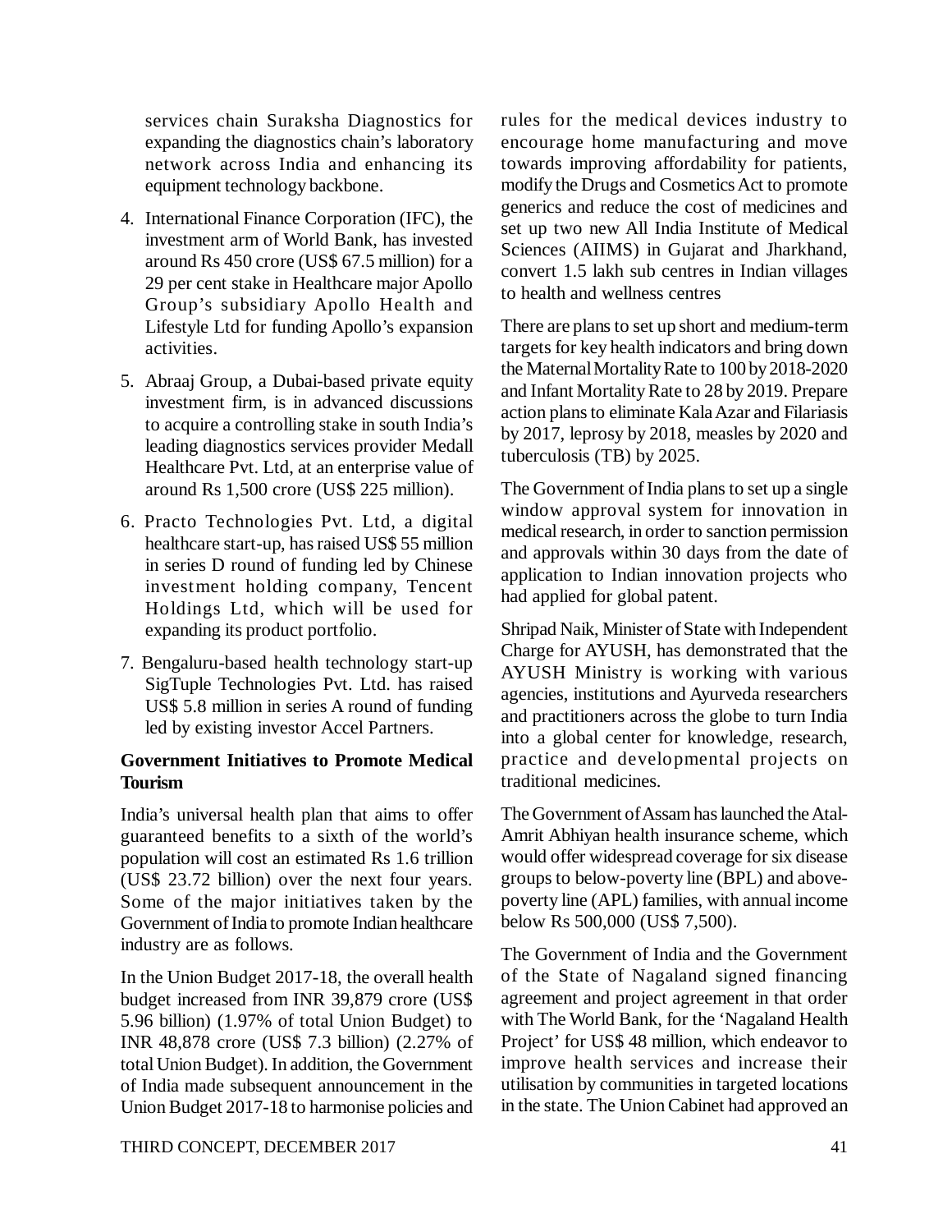services chain Suraksha Diagnostics for expanding the diagnostics chain's laboratory network across India and enhancing its equipment technology backbone.

4. International Finance Corporation (IFC), the investment arm of World Bank, has invested around Rs 450 crore (US$ 67.5 million) for a 29 per cent stake in Healthcare major Apollo Group's subsidiary Apollo Health and Lifestyle Ltd for funding Apollo's expansion activities.

5. Abraaj Group, a Dubai-based private equity investment firm, is in advanced discussions to acquire a controlling stake in south India's leading diagnostics services provider Medall Healthcare Pvt. Ltd, at an enterprise value of around Rs 1,500 crore (US$ 225 million).

6. Practo Technologies Pvt. Ltd, a digital healthcare start-up, has raised US$ 55 million in series D round of funding led by Chinese investment holding company, Tencent Holdings Ltd, which will be used for expanding its product portfolio.

7. Bengaluru-based health technology start-up SigTuple Technologies Pvt. Ltd. has raised US$ 5.8 million in series A round of funding led by existing investor Accel Partners.

**Government Initiatives to Promote Medical Tourism**

India's universal health plan that aims to offer guaranteed benefits to a sixth of the world's population will cost an estimated Rs 1.6 trillion (US$ 23.72 billion) over the next four years. Some of the major initiatives taken by the Government of India to promote Indian healthcare industry are as follows.

In the Union Budget 2017-18, the overall health budget increased from INR 39,879 crore (US$ 5.96 billion) (1.97% of total Union Budget) to INR 48,878 crore (US$ 7.3 billion) (2.27% of total Union Budget). In addition, the Government of India made subsequent announcement in the Union Budget 2017-18 to harmonise policies and rules for the medical devices industry to encourage home manufacturing and move towards improving affordability for patients, modify the Drugs and Cosmetics Act to promote generics and reduce the cost of medicines and set up two new All India Institute of Medical Sciences (AIIMS) in Gujarat and Jharkhand, convert 1.5 lakh sub centres in Indian villages to health and wellness centres

There are plans to set up short and medium-term targets for key health indicators and bring down the Maternal Mortality Rate to 100 by 2018-2020 and Infant Mortality Rate to 28 by 2019. Prepare action plans to eliminate Kala Azar and Filariasis by 2017, leprosy by 2018, measles by 2020 and tuberculosis (TB) by 2025.

The Government of India plans to set up a single window approval system for innovation in medical research, in order to sanction permission and approvals within 30 days from the date of application to Indian innovation projects who had applied for global patent.

Shripad Naik, Minister of State with Independent Charge for AYUSH, has demonstrated that the AYUSH Ministry is working with various agencies, institutions and Ayurveda researchers and practitioners across the globe to turn India into a global center for knowledge, research, practice and developmental projects on traditional medicines.

The Government of Assam has launched the Atal-Amrit Abhiyan health insurance scheme, which would offer widespread coverage for six disease groups to below-poverty line (BPL) and above-poverty line (APL) families, with annual income below Rs 500,000 (US$ 7,500).

The Government of India and the Government of the State of Nagaland signed financing agreement and project agreement in that order with The World Bank, for the 'Nagaland Health Project' for US$ 48 million, which endeavor to improve health services and increase their utilisation by communities in targeted locations in the state. The Union Cabinet had approved an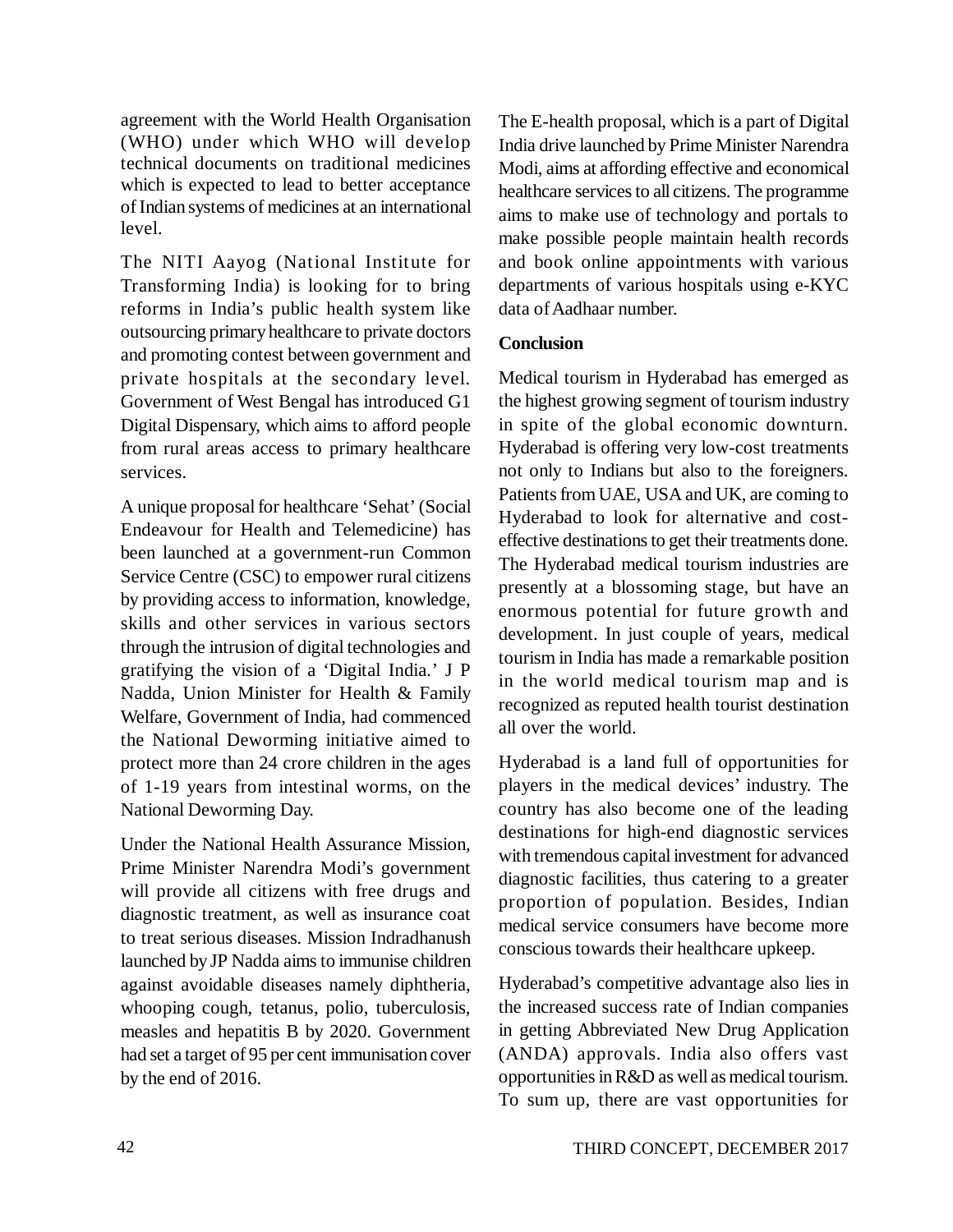agreement with the World Health Organisation (WHO) under which WHO will develop technical documents on traditional medicines which is expected to lead to better acceptance of Indian systems of medicines at an international level.

The NITI Aayog (National Institute for Transforming India) is looking for to bring reforms in India's public health system like outsourcing primary healthcare to private doctors and promoting contest between government and private hospitals at the secondary level. Government of West Bengal has introduced G1 Digital Dispensary, which aims to afford people from rural areas access to primary healthcare services.

A unique proposal for healthcare 'Sehat' (Social Endeavour for Health and Telemedicine) has been launched at a government-run Common Service Centre (CSC) to empower rural citizens by providing access to information, knowledge, skills and other services in various sectors through the intrusion of digital technologies and gratifying the vision of a 'Digital India.' J P Nadda, Union Minister for Health & Family Welfare, Government of India, had commenced the National Deworming initiative aimed to protect more than 24 crore children in the ages of 1-19 years from intestinal worms, on the National Deworming Day.

Under the National Health Assurance Mission, Prime Minister Narendra Modi's government will provide all citizens with free drugs and diagnostic treatment, as well as insurance coat to treat serious diseases. Mission Indradhanush launched by JP Nadda aims to immunise children against avoidable diseases namely diphtheria, whooping cough, tetanus, polio, tuberculosis, measles and hepatitis B by 2020. Government had set a target of 95 per cent immunisation cover by the end of 2016.

The E-health proposal, which is a part of Digital India drive launched by Prime Minister Narendra Modi, aims at affording effective and economical healthcare services to all citizens. The programme aims to make use of technology and portals to make possible people maintain health records and book online appointments with various departments of various hospitals using e-KYC data of Aadhaar number.

**Conclusion**

Medical tourism in Hyderabad has emerged as the highest growing segment of tourism industry in spite of the global economic downturn. Hyderabad is offering very low-cost treatments not only to Indians but also to the foreigners. Patients from UAE, USA and UK, are coming to Hyderabad to look for alternative and cost-effective destinations to get their treatments done. The Hyderabad medical tourism industries are presently at a blossoming stage, but have an enormous potential for future growth and development. In just couple of years, medical tourism in India has made a remarkable position in the world medical tourism map and is recognized as reputed health tourist destination all over the world.

Hyderabad is a land full of opportunities for players in the medical devices' industry. The country has also become one of the leading destinations for high-end diagnostic services with tremendous capital investment for advanced diagnostic facilities, thus catering to a greater proportion of population. Besides, Indian medical service consumers have become more conscious towards their healthcare upkeep.

Hyderabad's competitive advantage also lies in the increased success rate of Indian companies in getting Abbreviated New Drug Application (ANDA) approvals. India also offers vast opportunities in R&D as well as medical tourism. To sum up, there are vast opportunities for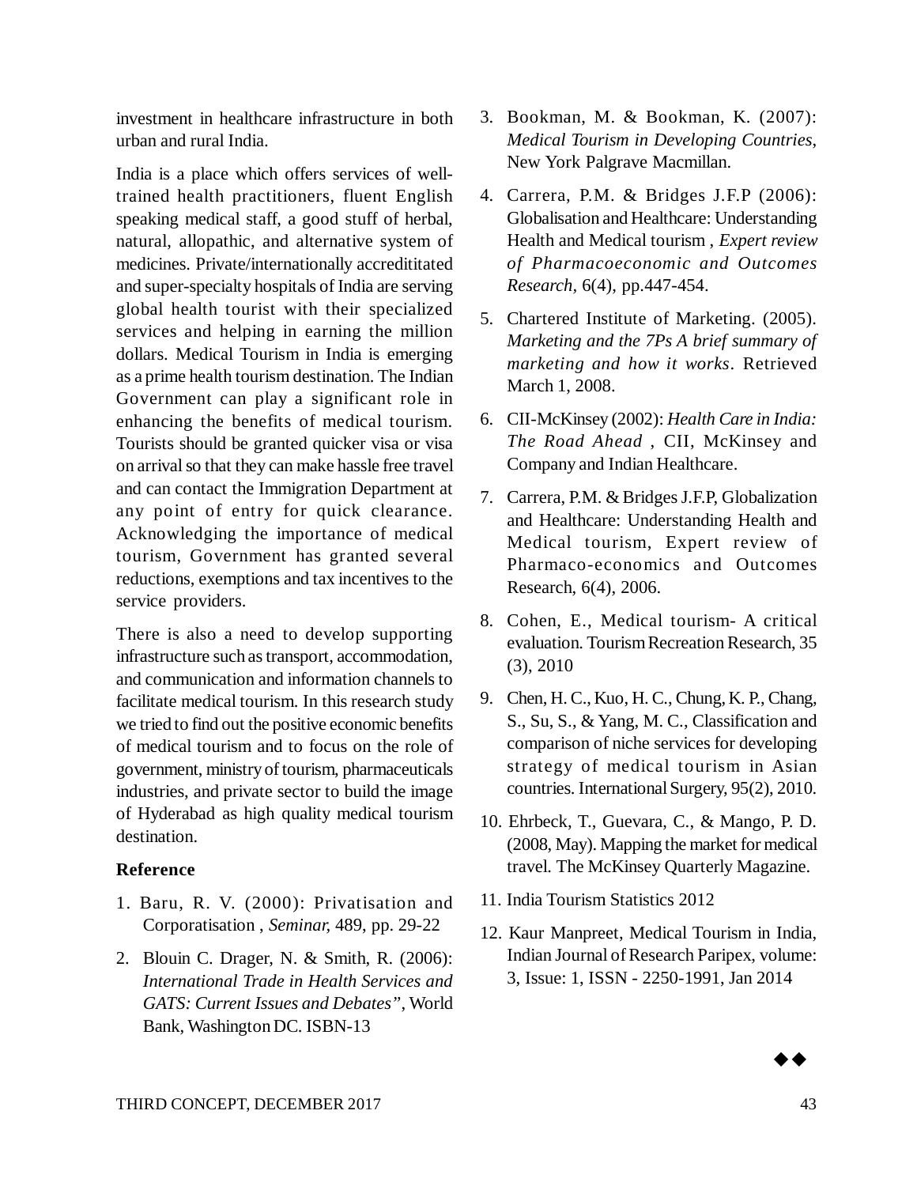investment in healthcare infrastructure in both urban and rural India.

India is a place which offers services of well-trained health practitioners, fluent English speaking medical staff, a good stuff of herbal, natural, allopathic, and alternative system of medicines. Private/internationally accredititated and super-specialty hospitals of India are serving global health tourist with their specialized services and helping in earning the million dollars. Medical Tourism in India is emerging as a prime health tourism destination. The Indian Government can play a significant role in enhancing the benefits of medical tourism. Tourists should be granted quicker visa or visa on arrival so that they can make hassle free travel and can contact the Immigration Department at any point of entry for quick clearance. Acknowledging the importance of medical tourism, Government has granted several reductions, exemptions and tax incentives to the service providers.

There is also a need to develop supporting infrastructure such as transport, accommodation, and communication and information channels to facilitate medical tourism. In this research study we tried to find out the positive economic benefits of medical tourism and to focus on the role of government, ministry of tourism, pharmaceuticals industries, and private sector to build the image of Hyderabad as high quality medical tourism destination.

**Reference**

1. Baru, R. V. (2000): Privatisation and Corporatisation , *Seminar,* 489, pp. 29-22
2. Blouin C. Drager, N. & Smith, R. (2006): *International Trade in Health Services and GATS: Current Issues and Debates"*, World Bank, Washington DC. ISBN-13
3. Bookman, M. & Bookman, K. (2007): *Medical Tourism in Developing Countries*, New York Palgrave Macmillan.
4. Carrera, P.M. & Bridges J.F.P (2006): Globalisation and Healthcare: Understanding Health and Medical tourism , *Expert review of Pharmacoeconomic and Outcomes Research,* 6(4), pp.447-454.
5. Chartered Institute of Marketing. (2005). *Marketing and the 7Ps A brief summary of marketing and how it works*. Retrieved March 1, 2008.
6. CII-McKinsey (2002): *Health Care in India: The Road Ahead* , CII, McKinsey and Company and Indian Healthcare.
7. Carrera, P.M. & Bridges J.F.P, Globalization and Healthcare: Understanding Health and Medical tourism, Expert review of Pharmaco-economics and Outcomes Research, 6(4), 2006.
8. Cohen, E., Medical tourism- A critical evaluation. Tourism Recreation Research, 35 (3), 2010
9. Chen, H. C., Kuo, H. C., Chung, K. P., Chang, S., Su, S., & Yang, M. C., Classification and comparison of niche services for developing strategy of medical tourism in Asian countries. International Surgery, 95(2), 2010.
10. Ehrbeck, T., Guevara, C., & Mango, P. D. (2008, May). Mapping the market for medical travel. The McKinsey Quarterly Magazine.
11. India Tourism Statistics 2012
12. Kaur Manpreet, Medical Tourism in India, Indian Journal of Research Paripex, volume: 3, Issue: 1, ISSN - 2250-1991, Jan 2014

◆◆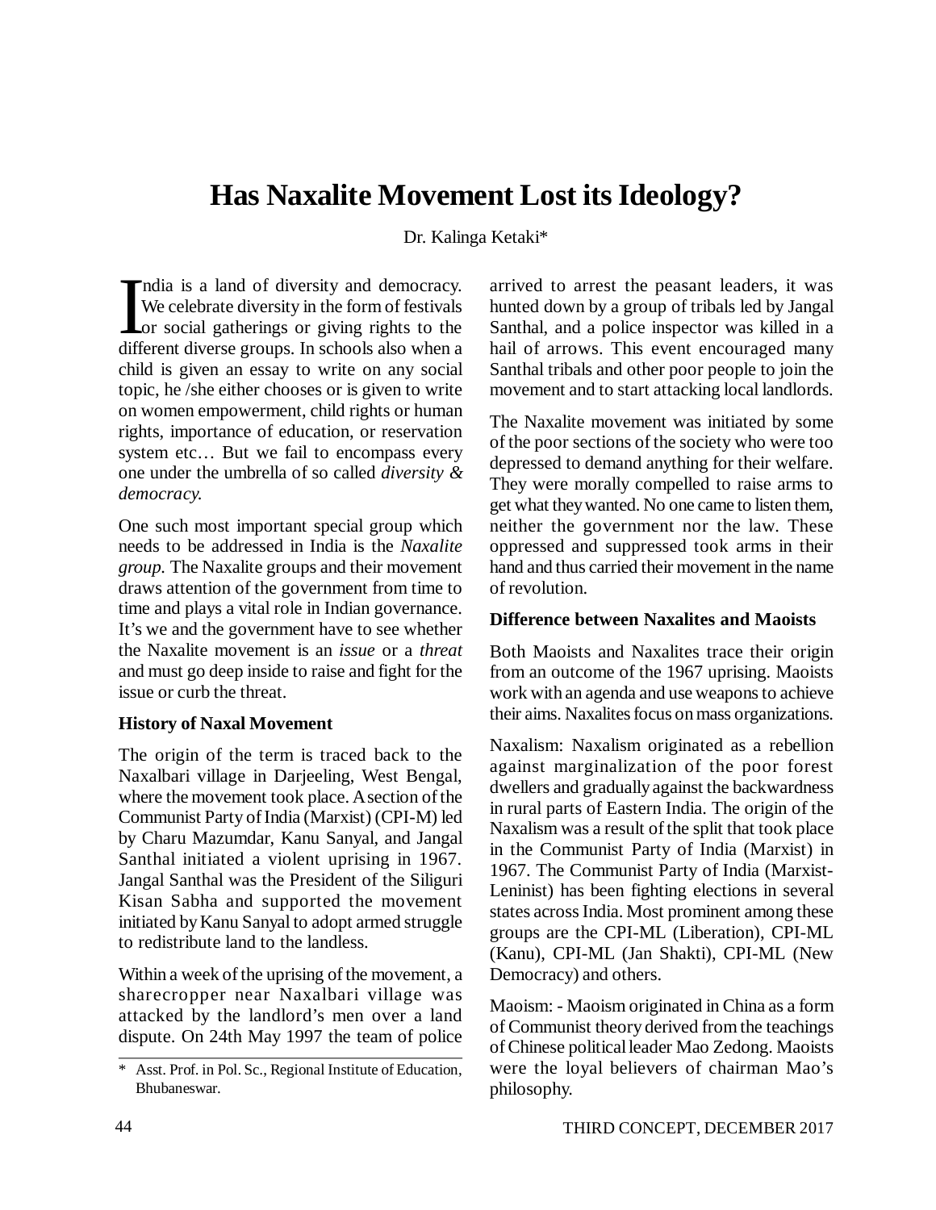# Has Naxalite Movement Lost its Ideology?

Dr. Kalinga Ketaki*

India is a land of diversity and democracy. We celebrate diversity in the form of festivals or social gatherings or giving rights to the different diverse groups. In schools also when a child is given an essay to write on any social topic, he /she either chooses or is given to write on women empowerment, child rights or human rights, importance of education, or reservation system etc… But we fail to encompass every one under the umbrella of so called *diversity & democracy.*

One such most important special group which needs to be addressed in India is the *Naxalite group.* The Naxalite groups and their movement draws attention of the government from time to time and plays a vital role in Indian governance. It's we and the government have to see whether the Naxalite movement is an *issue* or a *threat* and must go deep inside to raise and fight for the issue or curb the threat.

### History of Naxal Movement

The origin of the term is traced back to the Naxalbari village in Darjeeling, West Bengal, where the movement took place. A section of the Communist Party of India (Marxist) (CPI-M) led by Charu Mazumdar, Kanu Sanyal, and Jangal Santhal initiated a violent uprising in 1967. Jangal Santhal was the President of the Siliguri Kisan Sabha and supported the movement initiated by Kanu Sanyal to adopt armed struggle to redistribute land to the landless.

Within a week of the uprising of the movement, a sharecropper near Naxalbari village was attacked by the landlord's men over a land dispute. On 24th May 1997 the team of police arrived to arrest the peasant leaders, it was hunted down by a group of tribals led by Jangal Santhal, and a police inspector was killed in a hail of arrows. This event encouraged many Santhal tribals and other poor people to join the movement and to start attacking local landlords.

The Naxalite movement was initiated by some of the poor sections of the society who were too depressed to demand anything for their welfare. They were morally compelled to raise arms to get what they wanted. No one came to listen them, neither the government nor the law. These oppressed and suppressed took arms in their hand and thus carried their movement in the name of revolution.

### Difference between Naxalites and Maoists

Both Maoists and Naxalites trace their origin from an outcome of the 1967 uprising. Maoists work with an agenda and use weapons to achieve their aims. Naxalites focus on mass organizations.

Naxalism: Naxalism originated as a rebellion against marginalization of the poor forest dwellers and gradually against the backwardness in rural parts of Eastern India. The origin of the Naxalism was a result of the split that took place in the Communist Party of India (Marxist) in 1967. The Communist Party of India (Marxist-Leninist) has been fighting elections in several states across India. Most prominent among these groups are the CPI-ML (Liberation), CPI-ML (Kanu), CPI-ML (Jan Shakti), CPI-ML (New Democracy) and others.

Maoism: - Maoism originated in China as a form of Communist theory derived from the teachings of Chinese political leader Mao Zedong. Maoists were the loyal believers of chairman Mao's philosophy.

---

\* Asst. Prof. in Pol. Sc., Regional Institute of Education, Bhubaneswar.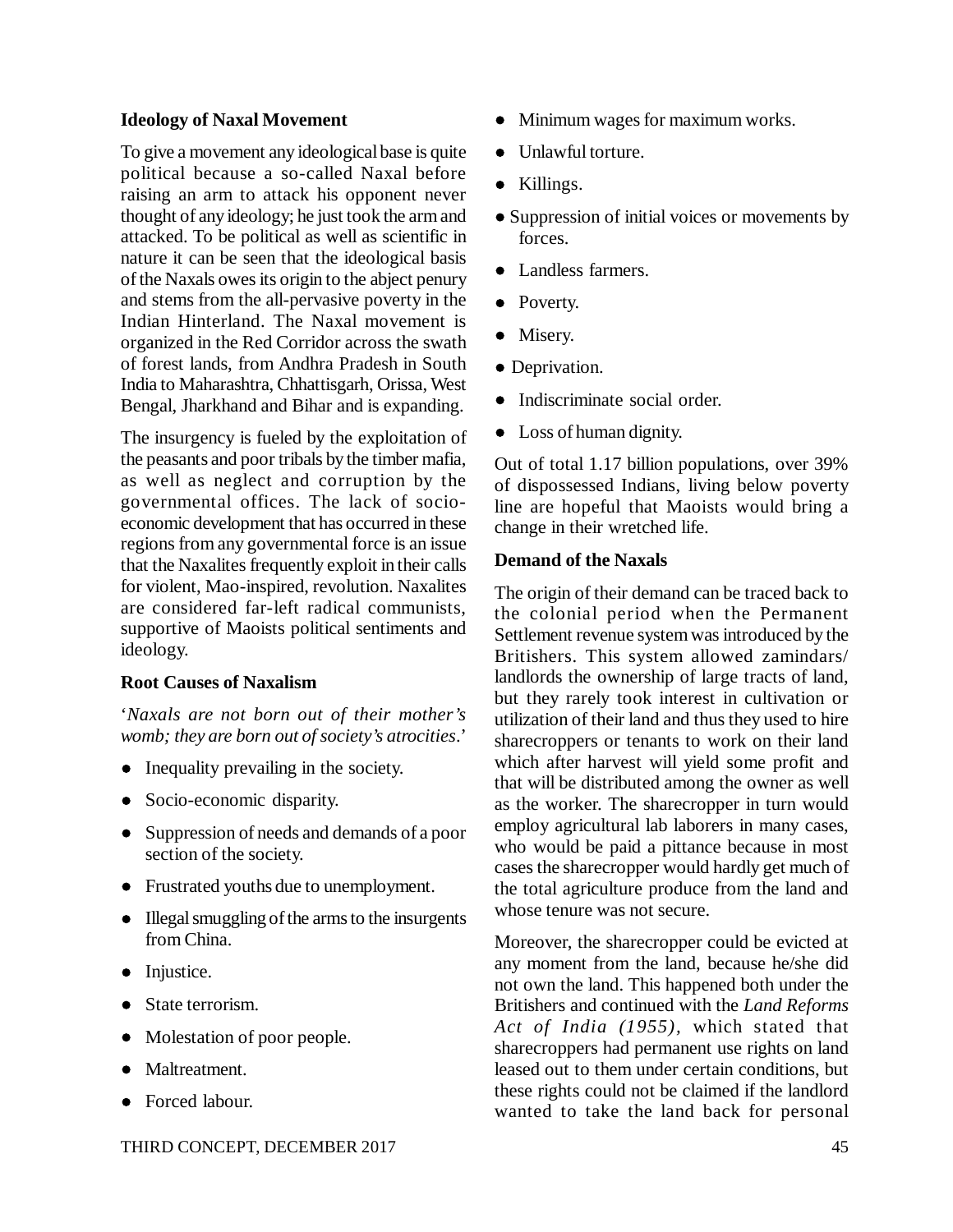### Ideology of Naxal Movement

To give a movement any ideological base is quite political because a so-called Naxal before raising an arm to attack his opponent never thought of any ideology; he just took the arm and attacked. To be political as well as scientific in nature it can be seen that the ideological basis of the Naxals owes its origin to the abject penury and stems from the all-pervasive poverty in the Indian Hinterland. The Naxal movement is organized in the Red Corridor across the swath of forest lands, from Andhra Pradesh in South India to Maharashtra, Chhattisgarh, Orissa, West Bengal, Jharkhand and Bihar and is expanding.

The insurgency is fueled by the exploitation of the peasants and poor tribals by the timber mafia, as well as neglect and corruption by the governmental offices. The lack of socio-economic development that has occurred in these regions from any governmental force is an issue that the Naxalites frequently exploit in their calls for violent, Mao-inspired, revolution. Naxalites are considered far-left radical communists, supportive of Maoists political sentiments and ideology.

### Root Causes of Naxalism

'*Naxals are not born out of their mother's womb; they are born out of society's atrocities*.'

- Inequality prevailing in the society.
- Socio-economic disparity.
- Suppression of needs and demands of a poor section of the society.
- Frustrated youths due to unemployment.
- Illegal smuggling of the arms to the insurgents from China.
- Injustice.
- State terrorism.
- Molestation of poor people.
- Maltreatment.
- Forced labour.
- Minimum wages for maximum works.
- Unlawful torture.
- Killings.
- Suppression of initial voices or movements by forces.
- Landless farmers.
- Poverty.
- Misery.
- Deprivation.
- Indiscriminate social order.
- Loss of human dignity.

Out of total 1.17 billion populations, over 39% of dispossessed Indians, living below poverty line are hopeful that Maoists would bring a change in their wretched life.

### Demand of the Naxals

The origin of their demand can be traced back to the colonial period when the Permanent Settlement revenue system was introduced by the Britishers. This system allowed zamindars/ landlords the ownership of large tracts of land, but they rarely took interest in cultivation or utilization of their land and thus they used to hire sharecroppers or tenants to work on their land which after harvest will yield some profit and that will be distributed among the owner as well as the worker. The sharecropper in turn would employ agricultural lab laborers in many cases, who would be paid a pittance because in most cases the sharecropper would hardly get much of the total agriculture produce from the land and whose tenure was not secure.

Moreover, the sharecropper could be evicted at any moment from the land, because he/she did not own the land. This happened both under the Britishers and continued with the *Land Reforms Act of India (1955)*, which stated that sharecroppers had permanent use rights on land leased out to them under certain conditions, but these rights could not be claimed if the landlord wanted to take the land back for personal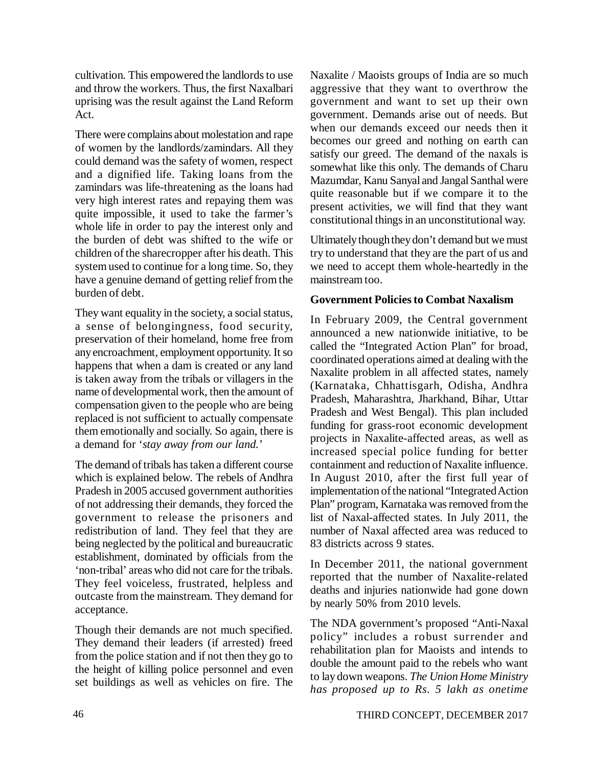cultivation. This empowered the landlords to use and throw the workers. Thus, the first Naxalbari uprising was the result against the Land Reform Act.

There were complains about molestation and rape of women by the landlords/zamindars. All they could demand was the safety of women, respect and a dignified life. Taking loans from the zamindars was life-threatening as the loans had very high interest rates and repaying them was quite impossible, it used to take the farmer's whole life in order to pay the interest only and the burden of debt was shifted to the wife or children of the sharecropper after his death. This system used to continue for a long time. So, they have a genuine demand of getting relief from the burden of debt.

They want equality in the society, a social status, a sense of belongingness, food security, preservation of their homeland, home free from any encroachment, employment opportunity. It so happens that when a dam is created or any land is taken away from the tribals or villagers in the name of developmental work, then the amount of compensation given to the people who are being replaced is not sufficient to actually compensate them emotionally and socially. So again, there is a demand for '*stay away from our land.*'

The demand of tribals has taken a different course which is explained below. The rebels of Andhra Pradesh in 2005 accused government authorities of not addressing their demands, they forced the government to release the prisoners and redistribution of land. They feel that they are being neglected by the political and bureaucratic establishment, dominated by officials from the 'non-tribal' areas who did not care for the tribals. They feel voiceless, frustrated, helpless and outcaste from the mainstream. They demand for acceptance.

Though their demands are not much specified. They demand their leaders (if arrested) freed from the police station and if not then they go to the height of killing police personnel and even set buildings as well as vehicles on fire. The Naxalite / Maoists groups of India are so much aggressive that they want to overthrow the government and want to set up their own government. Demands arise out of needs. But when our demands exceed our needs then it becomes our greed and nothing on earth can satisfy our greed. The demand of the naxals is somewhat like this only. The demands of Charu Mazumdar, Kanu Sanyal and Jangal Santhal were quite reasonable but if we compare it to the present activities, we will find that they want constitutional things in an unconstitutional way.

Ultimately though they don't demand but we must try to understand that they are the part of us and we need to accept them whole-heartedly in the mainstream too.

**Government Policies to Combat Naxalism**

In February 2009, the Central government announced a new nationwide initiative, to be called the "Integrated Action Plan" for broad, coordinated operations aimed at dealing with the Naxalite problem in all affected states, namely (Karnataka, Chhattisgarh, Odisha, Andhra Pradesh, Maharashtra, Jharkhand, Bihar, Uttar Pradesh and West Bengal). This plan included funding for grass-root economic development projects in Naxalite-affected areas, as well as increased special police funding for better containment and reduction of Naxalite influence. In August 2010, after the first full year of implementation of the national "Integrated Action Plan" program, Karnataka was removed from the list of Naxal-affected states. In July 2011, the number of Naxal affected area was reduced to 83 districts across 9 states.

In December 2011, the national government reported that the number of Naxalite-related deaths and injuries nationwide had gone down by nearly 50% from 2010 levels.

The NDA government's proposed "Anti-Naxal policy" includes a robust surrender and rehabilitation plan for Maoists and intends to double the amount paid to the rebels who want to lay down weapons. *The Union Home Ministry has proposed up to Rs. 5 lakh as onetime*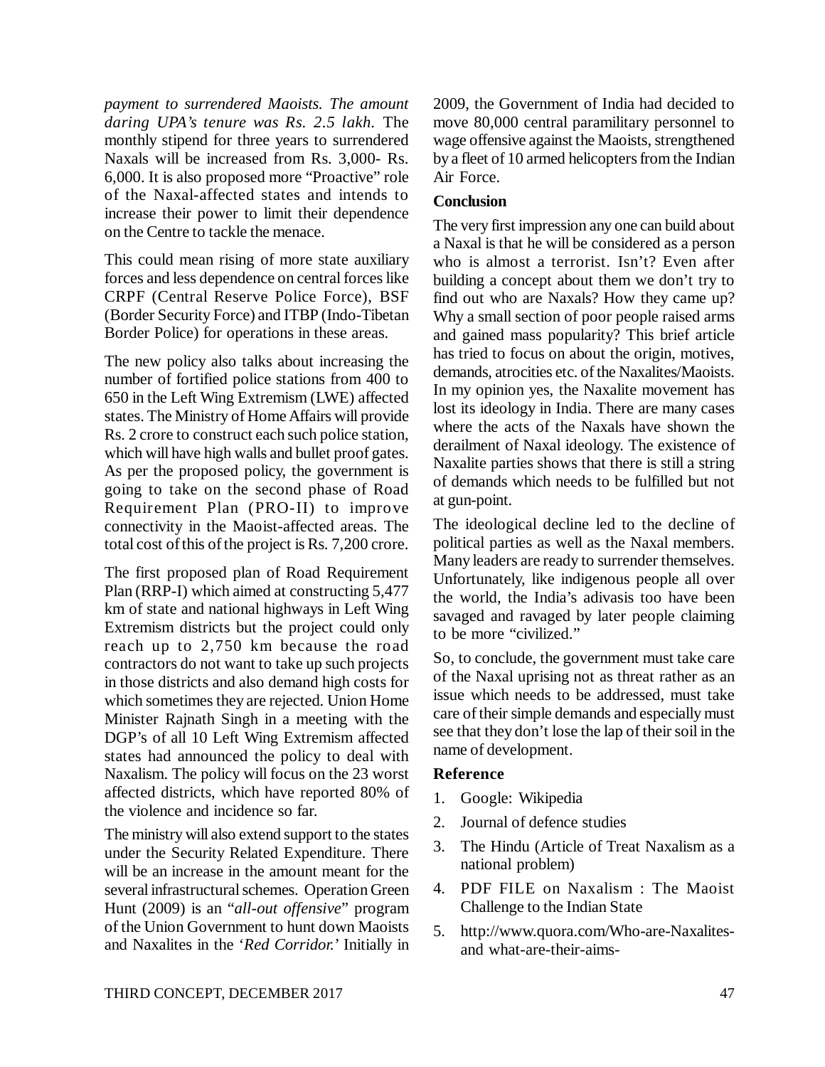*payment to surrendered Maoists. The amount daring UPA's tenure was Rs. 2.5 lakh.* The monthly stipend for three years to surrendered Naxals will be increased from Rs. 3,000- Rs. 6,000. It is also proposed more "Proactive" role of the Naxal-affected states and intends to increase their power to limit their dependence on the Centre to tackle the menace.

This could mean rising of more state auxiliary forces and less dependence on central forces like CRPF (Central Reserve Police Force), BSF (Border Security Force) and ITBP (Indo-Tibetan Border Police) for operations in these areas.

The new policy also talks about increasing the number of fortified police stations from 400 to 650 in the Left Wing Extremism (LWE) affected states. The Ministry of Home Affairs will provide Rs. 2 crore to construct each such police station, which will have high walls and bullet proof gates. As per the proposed policy, the government is going to take on the second phase of Road Requirement Plan (PRO-II) to improve connectivity in the Maoist-affected areas. The total cost of this of the project is Rs. 7,200 crore.

The first proposed plan of Road Requirement Plan (RRP-I) which aimed at constructing 5,477 km of state and national highways in Left Wing Extremism districts but the project could only reach up to 2,750 km because the road contractors do not want to take up such projects in those districts and also demand high costs for which sometimes they are rejected. Union Home Minister Rajnath Singh in a meeting with the DGP's of all 10 Left Wing Extremism affected states had announced the policy to deal with Naxalism. The policy will focus on the 23 worst affected districts, which have reported 80% of the violence and incidence so far.

The ministry will also extend support to the states under the Security Related Expenditure. There will be an increase in the amount meant for the several infrastructural schemes. Operation Green Hunt (2009) is an "*all-out offensive*" program of the Union Government to hunt down Maoists and Naxalites in the '*Red Corridor.*' Initially in 2009, the Government of India had decided to move 80,000 central paramilitary personnel to wage offensive against the Maoists, strengthened by a fleet of 10 armed helicopters from the Indian Air Force.

## Conclusion

The very first impression any one can build about a Naxal is that he will be considered as a person who is almost a terrorist. Isn't? Even after building a concept about them we don't try to find out who are Naxals? How they came up? Why a small section of poor people raised arms and gained mass popularity? This brief article has tried to focus on about the origin, motives, demands, atrocities etc. of the Naxalites/Maoists. In my opinion yes, the Naxalite movement has lost its ideology in India. There are many cases where the acts of the Naxals have shown the derailment of Naxal ideology. The existence of Naxalite parties shows that there is still a string of demands which needs to be fulfilled but not at gun-point.

The ideological decline led to the decline of political parties as well as the Naxal members. Many leaders are ready to surrender themselves. Unfortunately, like indigenous people all over the world, the India's adivasis too have been savaged and ravaged by later people claiming to be more "civilized."

So, to conclude, the government must take care of the Naxal uprising not as threat rather as an issue which needs to be addressed, must take care of their simple demands and especially must see that they don't lose the lap of their soil in the name of development.

## Reference

1. Google: Wikipedia
2. Journal of defence studies
3. The Hindu (Article of Treat Naxalism as a national problem)
4. PDF FILE on Naxalism : The Maoist Challenge to the Indian State
5. http://www.quora.com/Who-are-Naxalites-and what-are-their-aims-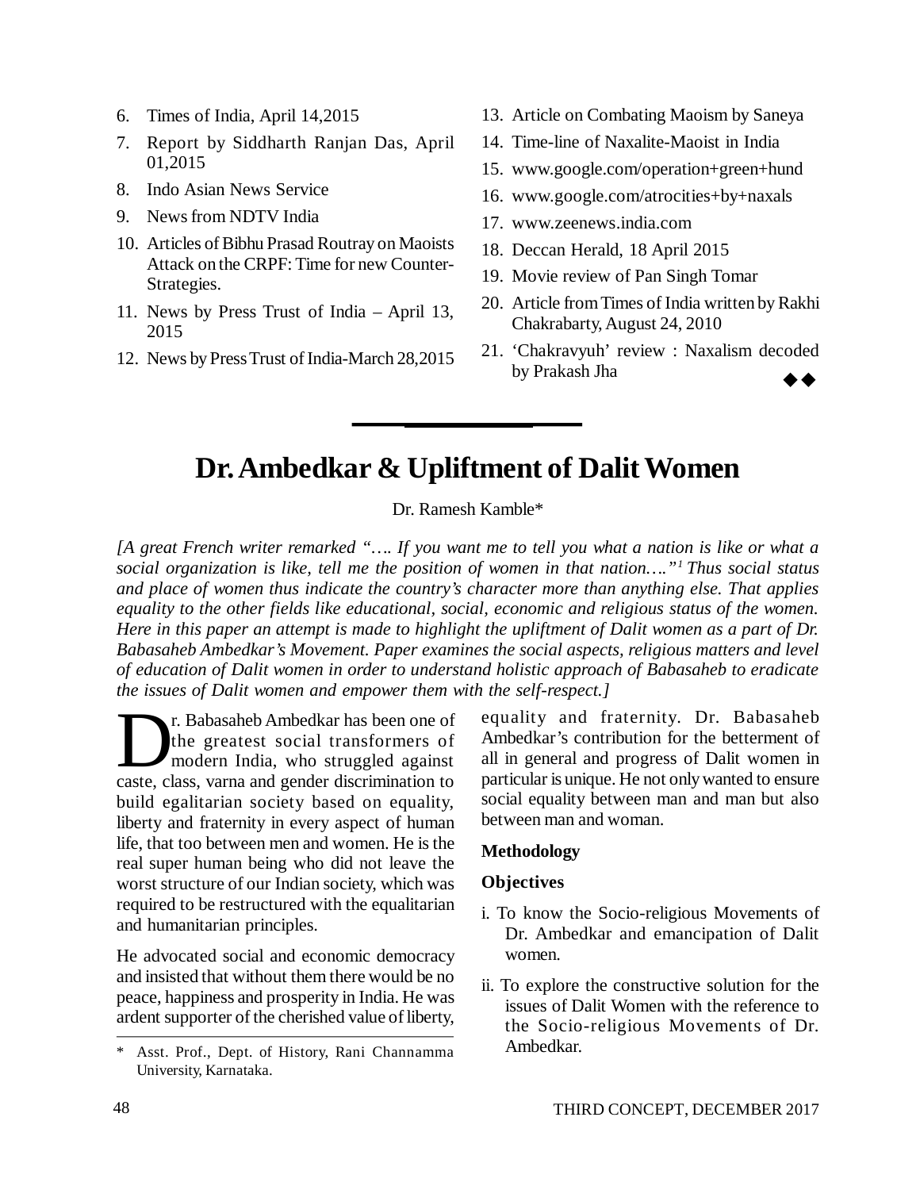6. Times of India, April 14,2015
7. Report by Siddharth Ranjan Das, April 01,2015
8. Indo Asian News Service
9. News from NDTV India
10. Articles of Bibhu Prasad Routray on Maoists Attack on the CRPF: Time for new Counter-Strategies.
11. News by Press Trust of India – April 13, 2015
12. News by Press Trust of India-March 28,2015
13. Article on Combating Maoism by Saneya
14. Time-line of Naxalite-Maoist in India
15. www.google.com/operation+green+hund
16. www.google.com/atrocities+by+naxals
17. www.zeenews.india.com
18. Deccan Herald, 18 April 2015
19. Movie review of Pan Singh Tomar
20. Article from Times of India written by Rakhi Chakrabarty, August 24, 2010
21. 'Chakravyuh' review : Naxalism decoded by Prakash Jha

◆◆

---

# Dr. Ambedkar & Upliftment of Dalit Women

Dr. Ramesh Kamble*

*[A great French writer remarked "…. If you want me to tell you what a nation is like or what a social organization is like, tell me the position of women in that nation…."[1] Thus social status and place of women thus indicate the country's character more than anything else. That applies equality to the other fields like educational, social, economic and religious status of the women. Here in this paper an attempt is made to highlight the upliftment of Dalit women as a part of Dr. Babasaheb Ambedkar's Movement. Paper examines the social aspects, religious matters and level of education of Dalit women in order to understand holistic approach of Babasaheb to eradicate the issues of Dalit women and empower them with the self-respect.]*

Dr. Babasaheb Ambedkar has been one of the greatest social transformers of modern India, who struggled against caste, class, varna and gender discrimination to build egalitarian society based on equality, liberty and fraternity in every aspect of human life, that too between men and women. He is the real super human being who did not leave the worst structure of our Indian society, which was required to be restructured with the equalitarian and humanitarian principles.

He advocated social and economic democracy and insisted that without them there would be no peace, happiness and prosperity in India. He was ardent supporter of the cherished value of liberty, equality and fraternity. Dr. Babasaheb Ambedkar's contribution for the betterment of all in general and progress of Dalit women in particular is unique. He not only wanted to ensure social equality between man and man but also between man and woman.

**Methodology**

**Objectives**

i. To know the Socio-religious Movements of Dr. Ambedkar and emancipation of Dalit women.

ii. To explore the constructive solution for the issues of Dalit Women with the reference to the Socio-religious Movements of Dr. Ambedkar.

---

\* Asst. Prof., Dept. of History, Rani Channamma University, Karnataka.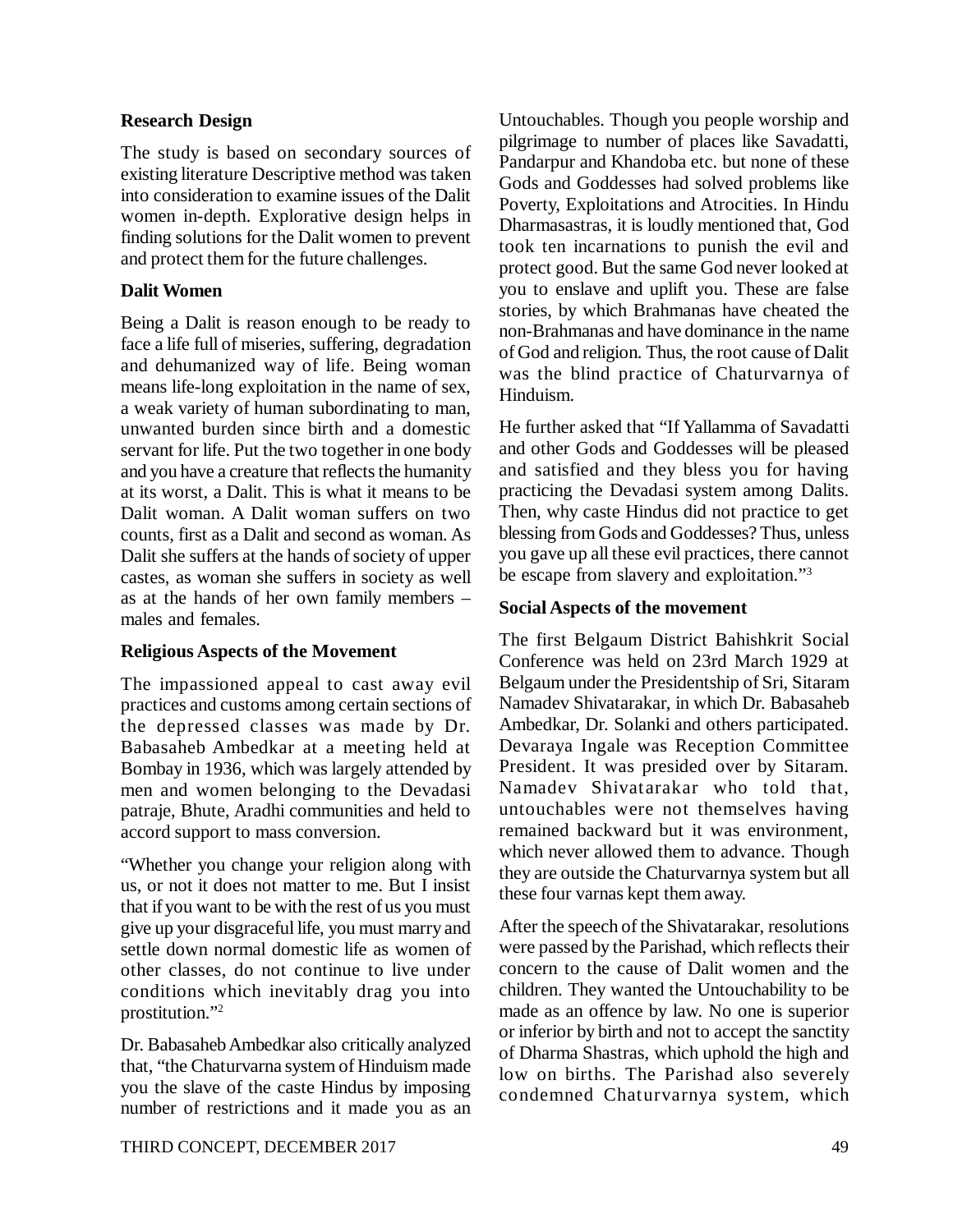### Research Design

The study is based on secondary sources of existing literature Descriptive method was taken into consideration to examine issues of the Dalit women in-depth. Explorative design helps in finding solutions for the Dalit women to prevent and protect them for the future challenges.

### Dalit Women

Being a Dalit is reason enough to be ready to face a life full of miseries, suffering, degradation and dehumanized way of life. Being woman means life-long exploitation in the name of sex, a weak variety of human subordinating to man, unwanted burden since birth and a domestic servant for life. Put the two together in one body and you have a creature that reflects the humanity at its worst, a Dalit. This is what it means to be Dalit woman. A Dalit woman suffers on two counts, first as a Dalit and second as woman. As Dalit she suffers at the hands of society of upper castes, as woman she suffers in society as well as at the hands of her own family members – males and females.

### Religious Aspects of the Movement

The impassioned appeal to cast away evil practices and customs among certain sections of the depressed classes was made by Dr. Babasaheb Ambedkar at a meeting held at Bombay in 1936, which was largely attended by men and women belonging to the Devadasi patraje, Bhute, Aradhi communities and held to accord support to mass conversion.

"Whether you change your religion along with us, or not it does not matter to me. But I insist that if you want to be with the rest of us you must give up your disgraceful life, you must marry and settle down normal domestic life as women of other classes, do not continue to live under conditions which inevitably drag you into prostitution."[2]

Dr. Babasaheb Ambedkar also critically analyzed that, "the Chaturvarna system of Hinduism made you the slave of the caste Hindus by imposing number of restrictions and it made you as an Untouchables. Though you people worship and pilgrimage to number of places like Savadatti, Pandarpur and Khandoba etc. but none of these Gods and Goddesses had solved problems like Poverty, Exploitations and Atrocities. In Hindu Dharmasastras, it is loudly mentioned that, God took ten incarnations to punish the evil and protect good. But the same God never looked at you to enslave and uplift you. These are false stories, by which Brahmanas have cheated the non-Brahmanas and have dominance in the name of God and religion. Thus, the root cause of Dalit was the blind practice of Chaturvarnya of Hinduism.

He further asked that "If Yallamma of Savadatti and other Gods and Goddesses will be pleased and satisfied and they bless you for having practicing the Devadasi system among Dalits. Then, why caste Hindus did not practice to get blessing from Gods and Goddesses? Thus, unless you gave up all these evil practices, there cannot be escape from slavery and exploitation."[3]

### Social Aspects of the movement

The first Belgaum District Bahishkrit Social Conference was held on 23rd March 1929 at Belgaum under the Presidentship of Sri, Sitaram Namadev Shivatarakar, in which Dr. Babasaheb Ambedkar, Dr. Solanki and others participated. Devaraya Ingale was Reception Committee President. It was presided over by Sitaram. Namadev Shivatarakar who told that, untouchables were not themselves having remained backward but it was environment, which never allowed them to advance. Though they are outside the Chaturvarnya system but all these four varnas kept them away.

After the speech of the Shivatarakar, resolutions were passed by the Parishad, which reflects their concern to the cause of Dalit women and the children. They wanted the Untouchability to be made as an offence by law. No one is superior or inferior by birth and not to accept the sanctity of Dharma Shastras, which uphold the high and low on births. The Parishad also severely condemned Chaturvarnya system, which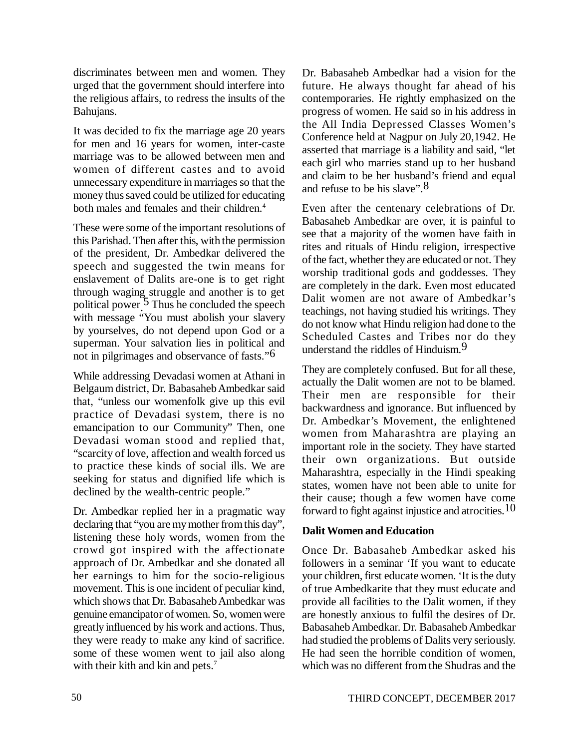discriminates between men and women. They urged that the government should interfere into the religious affairs, to redress the insults of the Bahujans.

It was decided to fix the marriage age 20 years for men and 16 years for women, inter-caste marriage was to be allowed between men and women of different castes and to avoid unnecessary expenditure in marriages so that the money thus saved could be utilized for educating both males and females and their children.[4]

These were some of the important resolutions of this Parishad. Then after this, with the permission of the president, Dr. Ambedkar delivered the speech and suggested the twin means for enslavement of Dalits are-one is to get right through waging struggle and another is to get political power.[5] Thus he concluded the speech with message "You must abolish your slavery by yourselves, do not depend upon God or a superman. Your salvation lies in political and not in pilgrimages and observance of fasts."[6]

While addressing Devadasi women at Athani in Belgaum district, Dr. Babasaheb Ambedkar said that, "unless our womenfolk give up this evil practice of Devadasi system, there is no emancipation to our Community" Then, one Devadasi woman stood and replied that, "scarcity of love, affection and wealth forced us to practice these kinds of social ills. We are seeking for status and dignified life which is declined by the wealth-centric people."

Dr. Ambedkar replied her in a pragmatic way declaring that "you are my mother from this day", listening these holy words, women from the crowd got inspired with the affectionate approach of Dr. Ambedkar and she donated all her earnings to him for the socio-religious movement. This is one incident of peculiar kind, which shows that Dr. Babasaheb Ambedkar was genuine emancipator of women. So, women were greatly influenced by his work and actions. Thus, they were ready to make any kind of sacrifice. some of these women went to jail also along with their kith and kin and pets.[7]

Dr. Babasaheb Ambedkar had a vision for the future. He always thought far ahead of his contemporaries. He rightly emphasized on the progress of women. He said so in his address in the All India Depressed Classes Women's Conference held at Nagpur on July 20,1942. He asserted that marriage is a liability and said, "let each girl who marries stand up to her husband and claim to be her husband's friend and equal and refuse to be his slave".[8]

Even after the centenary celebrations of Dr. Babasaheb Ambedkar are over, it is painful to see that a majority of the women have faith in rites and rituals of Hindu religion, irrespective of the fact, whether they are educated or not. They worship traditional gods and goddesses. They are completely in the dark. Even most educated Dalit women are not aware of Ambedkar's teachings, not having studied his writings. They do not know what Hindu religion had done to the Scheduled Castes and Tribes nor do they understand the riddles of Hinduism.[9]

They are completely confused. But for all these, actually the Dalit women are not to be blamed. Their men are responsible for their backwardness and ignorance. But influenced by Dr. Ambedkar's Movement, the enlightened women from Maharashtra are playing an important role in the society. They have started their own organizations. But outside Maharashtra, especially in the Hindi speaking states, women have not been able to unite for their cause; though a few women have come forward to fight against injustice and atrocities.[10]

**Dalit Women and Education**

Once Dr. Babasaheb Ambedkar asked his followers in a seminar 'If you want to educate your children, first educate women. 'It is the duty of true Ambedkarite that they must educate and provide all facilities to the Dalit women, if they are honestly anxious to fulfil the desires of Dr. Babasaheb Ambedkar. Dr. Babasaheb Ambedkar had studied the problems of Dalits very seriously. He had seen the horrible condition of women, which was no different from the Shudras and the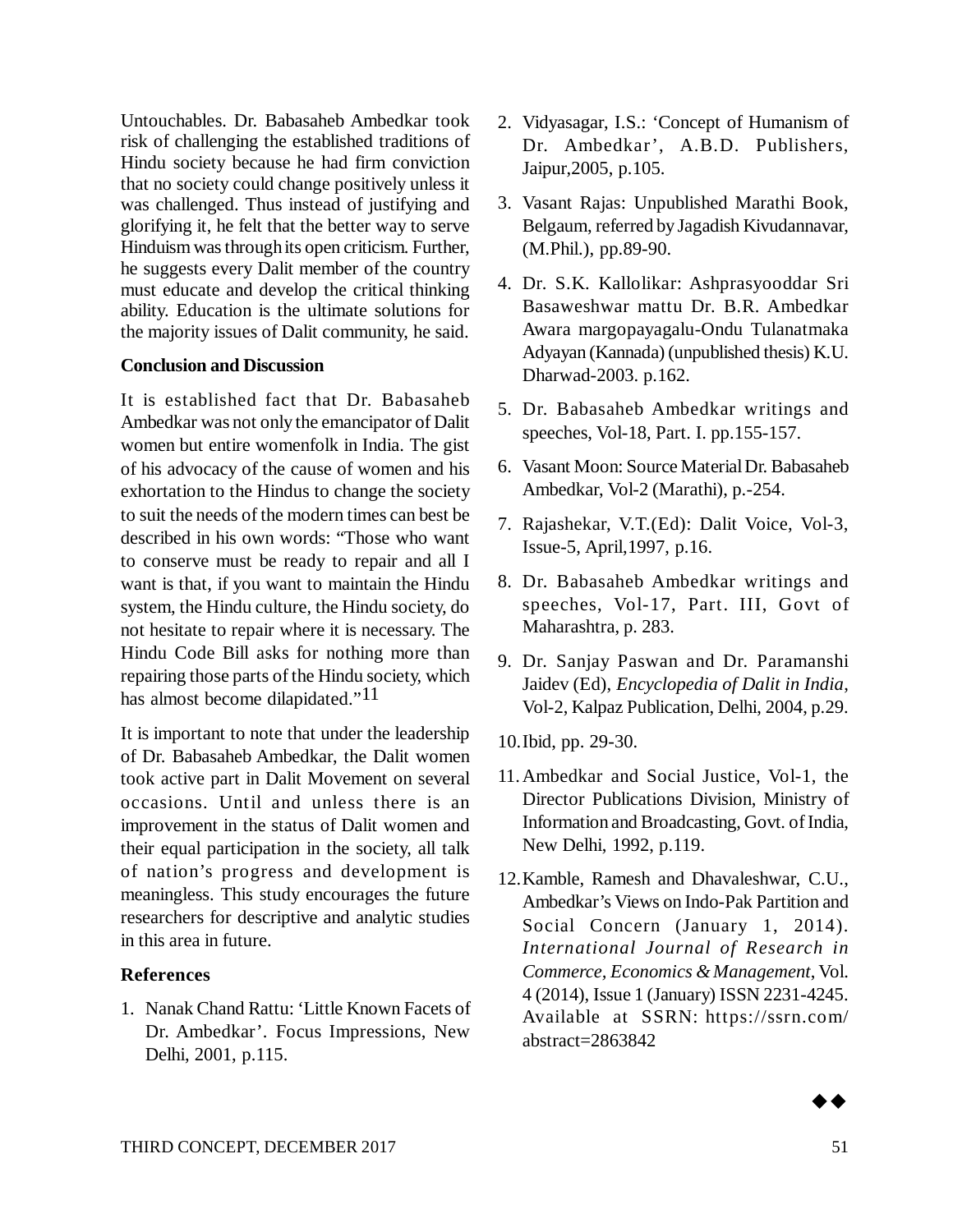Untouchables. Dr. Babasaheb Ambedkar took risk of challenging the established traditions of Hindu society because he had firm conviction that no society could change positively unless it was challenged. Thus instead of justifying and glorifying it, he felt that the better way to serve Hinduism was through its open criticism. Further, he suggests every Dalit member of the country must educate and develop the critical thinking ability. Education is the ultimate solutions for the majority issues of Dalit community, he said.

**Conclusion and Discussion**

It is established fact that Dr. Babasaheb Ambedkar was not only the emancipator of Dalit women but entire womenfolk in India. The gist of his advocacy of the cause of women and his exhortation to the Hindus to change the society to suit the needs of the modern times can best be described in his own words: "Those who want to conserve must be ready to repair and all I want is that, if you want to maintain the Hindu system, the Hindu culture, the Hindu society, do not hesitate to repair where it is necessary. The Hindu Code Bill asks for nothing more than repairing those parts of the Hindu society, which has almost become dilapidated."[11]

It is important to note that under the leadership of Dr. Babasaheb Ambedkar, the Dalit women took active part in Dalit Movement on several occasions. Until and unless there is an improvement in the status of Dalit women and their equal participation in the society, all talk of nation's progress and development is meaningless. This study encourages the future researchers for descriptive and analytic studies in this area in future.

**References**

1. Nanak Chand Rattu: 'Little Known Facets of Dr. Ambedkar'. Focus Impressions, New Delhi, 2001, p.115.
2. Vidyasagar, I.S.: 'Concept of Humanism of Dr. Ambedkar', A.B.D. Publishers, Jaipur,2005, p.105.
3. Vasant Rajas: Unpublished Marathi Book, Belgaum, referred by Jagadish Kivudannavar, (M.Phil.), pp.89-90.
4. Dr. S.K. Kallolikar: Ashprasyooddar Sri Basaweshwar mattu Dr. B.R. Ambedkar Awara margopayagalu-Ondu Tulanatmaka Adyayan (Kannada) (unpublished thesis) K.U. Dharwad-2003. p.162.
5. Dr. Babasaheb Ambedkar writings and speeches, Vol-18, Part. I. pp.155-157.
6. Vasant Moon: Source Material Dr. Babasaheb Ambedkar, Vol-2 (Marathi), p.-254.
7. Rajashekar, V.T.(Ed): Dalit Voice, Vol-3, Issue-5, April,1997, p.16.
8. Dr. Babasaheb Ambedkar writings and speeches, Vol-17, Part. III, Govt of Maharashtra, p. 283.
9. Dr. Sanjay Paswan and Dr. Paramanshi Jaidev (Ed), *Encyclopedia of Dalit in India*, Vol-2, Kalpaz Publication, Delhi, 2004, p.29.
10. Ibid, pp. 29-30.
11. Ambedkar and Social Justice, Vol-1, the Director Publications Division, Ministry of Information and Broadcasting, Govt. of India, New Delhi, 1992, p.119.
12. Kamble, Ramesh and Dhavaleshwar, C.U., Ambedkar's Views on Indo-Pak Partition and Social Concern (January 1, 2014). *International Journal of Research in Commerce, Economics & Management*, Vol. 4 (2014), Issue 1 (January) ISSN 2231-4245. Available at SSRN: https://ssrn.com/abstract=2863842

◆◆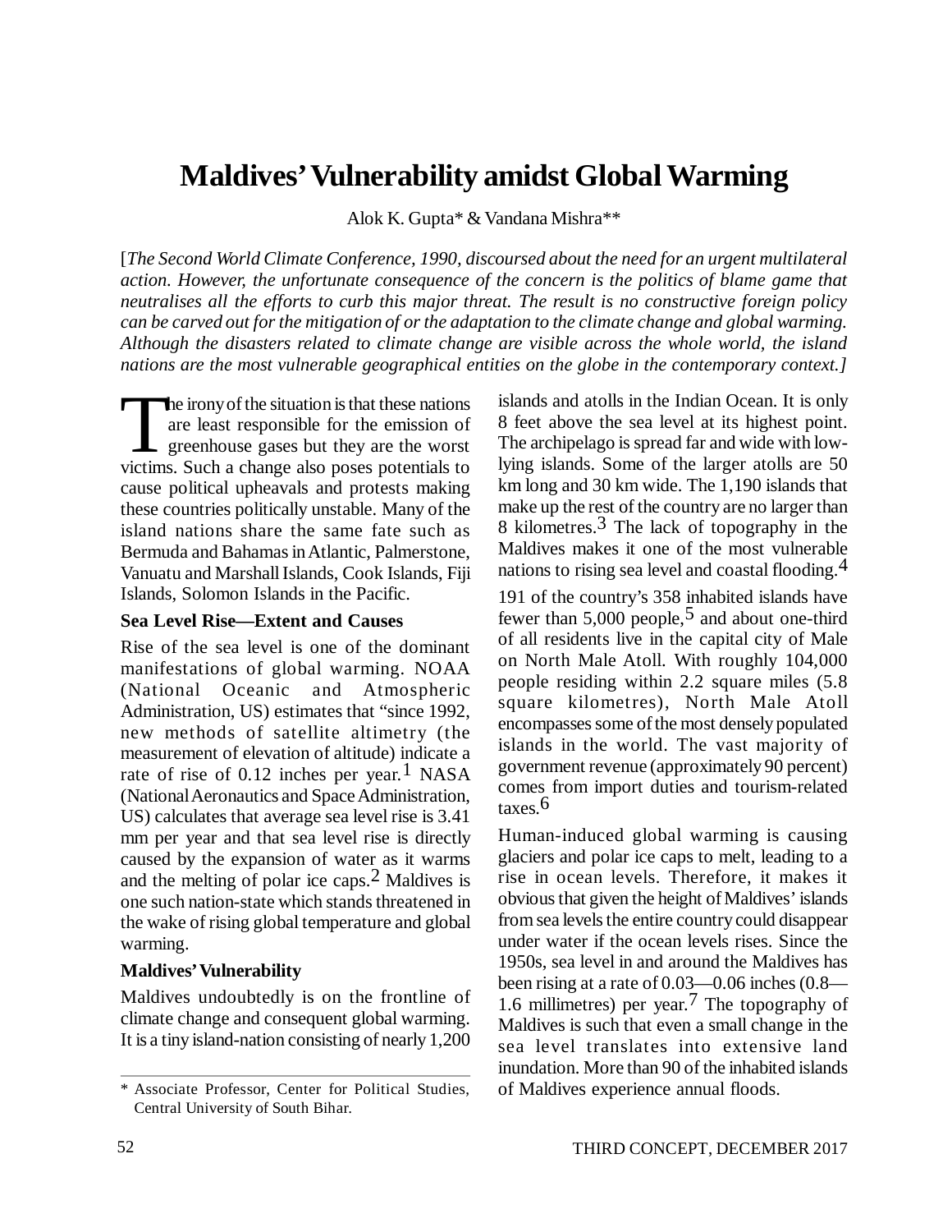# Maldives' Vulnerability amidst Global Warming

Alok K. Gupta* & Vandana Mishra**

[*The Second World Climate Conference, 1990, discoursed about the need for an urgent multilateral action. However, the unfortunate consequence of the concern is the politics of blame game that neutralises all the efforts to curb this major threat. The result is no constructive foreign policy can be carved out for the mitigation of or the adaptation to the climate change and global warming. Although the disasters related to climate change are visible across the whole world, the island nations are the most vulnerable geographical entities on the globe in the contemporary context.*]

The irony of the situation is that these nations are least responsible for the emission of greenhouse gases but they are the worst victims. Such a change also poses potentials to cause political upheavals and protests making these countries politically unstable. Many of the island nations share the same fate such as Bermuda and Bahamas in Atlantic, Palmerstone, Vanuatu and Marshall Islands, Cook Islands, Fiji Islands, Solomon Islands in the Pacific.

**Sea Level Rise—Extent and Causes**

Rise of the sea level is one of the dominant manifestations of global warming. NOAA (National Oceanic and Atmospheric Administration, US) estimates that "since 1992, new methods of satellite altimetry (the measurement of elevation of altitude) indicate a rate of rise of 0.12 inches per year.[1] NASA (National Aeronautics and Space Administration, US) calculates that average sea level rise is 3.41 mm per year and that sea level rise is directly caused by the expansion of water as it warms and the melting of polar ice caps.[2] Maldives is one such nation-state which stands threatened in the wake of rising global temperature and global warming.

**Maldives' Vulnerability**

Maldives undoubtedly is on the frontline of climate change and consequent global warming. It is a tiny island-nation consisting of nearly 1,200 islands and atolls in the Indian Ocean. It is only 8 feet above the sea level at its highest point. The archipelago is spread far and wide with low-lying islands. Some of the larger atolls are 50 km long and 30 km wide. The 1,190 islands that make up the rest of the country are no larger than 8 kilometres.[3] The lack of topography in the Maldives makes it one of the most vulnerable nations to rising sea level and coastal flooding.[4]

191 of the country's 358 inhabited islands have fewer than 5,000 people,[5] and about one-third of all residents live in the capital city of Male on North Male Atoll. With roughly 104,000 people residing within 2.2 square miles (5.8 square kilometres), North Male Atoll encompasses some of the most densely populated islands in the world. The vast majority of government revenue (approximately 90 percent) comes from import duties and tourism-related taxes.[6]

Human-induced global warming is causing glaciers and polar ice caps to melt, leading to a rise in ocean levels. Therefore, it makes it obvious that given the height of Maldives' islands from sea levels the entire country could disappear under water if the ocean levels rises. Since the 1950s, sea level in and around the Maldives has been rising at a rate of 0.03—0.06 inches (0.8—1.6 millimetres) per year.[7] The topography of Maldives is such that even a small change in the sea level translates into extensive land inundation. More than 90 of the inhabited islands of Maldives experience annual floods.

\* Associate Professor, Center for Political Studies, Central University of South Bihar.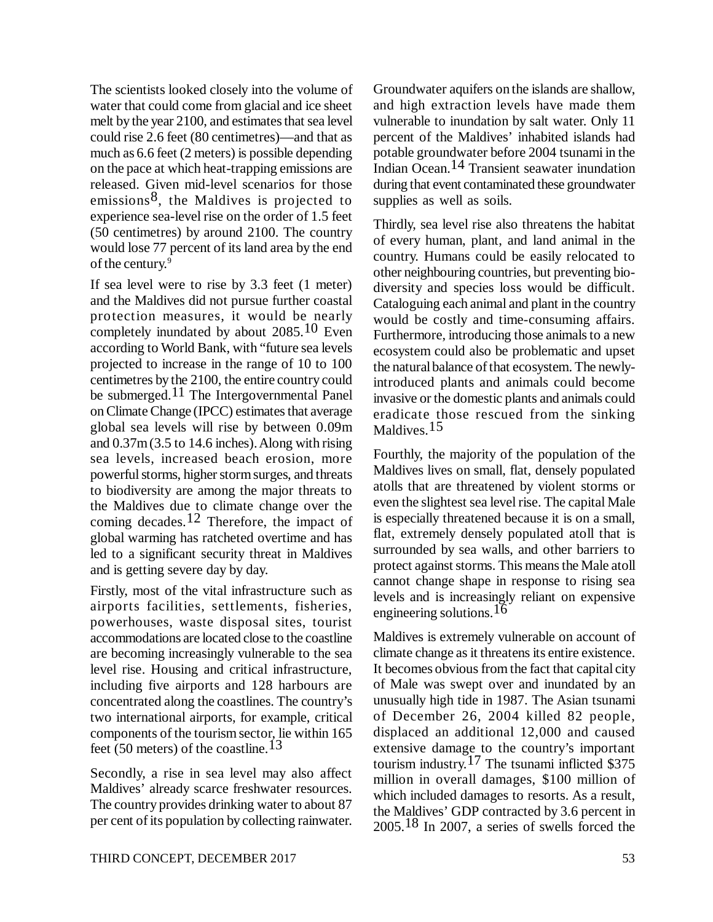The scientists looked closely into the volume of water that could come from glacial and ice sheet melt by the year 2100, and estimates that sea level could rise 2.6 feet (80 centimetres)—and that as much as 6.6 feet (2 meters) is possible depending on the pace at which heat-trapping emissions are released. Given mid-level scenarios for those emissions[8], the Maldives is projected to experience sea-level rise on the order of 1.5 feet (50 centimetres) by around 2100. The country would lose 77 percent of its land area by the end of the century.[9]

If sea level were to rise by 3.3 feet (1 meter) and the Maldives did not pursue further coastal protection measures, it would be nearly completely inundated by about 2085.[10] Even according to World Bank, with "future sea levels projected to increase in the range of 10 to 100 centimetres by the 2100, the entire country could be submerged.[11] The Intergovernmental Panel on Climate Change (IPCC) estimates that average global sea levels will rise by between 0.09m and 0.37m (3.5 to 14.6 inches). Along with rising sea levels, increased beach erosion, more powerful storms, higher storm surges, and threats to biodiversity are among the major threats to the Maldives due to climate change over the coming decades.[12] Therefore, the impact of global warming has ratcheted overtime and has led to a significant security threat in Maldives and is getting severe day by day.

Firstly, most of the vital infrastructure such as airports facilities, settlements, fisheries, powerhouses, waste disposal sites, tourist accommodations are located close to the coastline are becoming increasingly vulnerable to the sea level rise. Housing and critical infrastructure, including five airports and 128 harbours are concentrated along the coastlines. The country's two international airports, for example, critical components of the tourism sector, lie within 165 feet (50 meters) of the coastline.[13]

Secondly, a rise in sea level may also affect Maldives' already scarce freshwater resources. The country provides drinking water to about 87 per cent of its population by collecting rainwater. Groundwater aquifers on the islands are shallow, and high extraction levels have made them vulnerable to inundation by salt water. Only 11 percent of the Maldives' inhabited islands had potable groundwater before 2004 tsunami in the Indian Ocean.[14] Transient seawater inundation during that event contaminated these groundwater supplies as well as soils.

Thirdly, sea level rise also threatens the habitat of every human, plant, and land animal in the country. Humans could be easily relocated to other neighbouring countries, but preventing bio-diversity and species loss would be difficult. Cataloguing each animal and plant in the country would be costly and time-consuming affairs. Furthermore, introducing those animals to a new ecosystem could also be problematic and upset the natural balance of that ecosystem. The newly-introduced plants and animals could become invasive or the domestic plants and animals could eradicate those rescued from the sinking Maldives.[15]

Fourthly, the majority of the population of the Maldives lives on small, flat, densely populated atolls that are threatened by violent storms or even the slightest sea level rise. The capital Male is especially threatened because it is on a small, flat, extremely densely populated atoll that is surrounded by sea walls, and other barriers to protect against storms. This means the Male atoll cannot change shape in response to rising sea levels and is increasingly reliant on expensive engineering solutions.[16]

Maldives is extremely vulnerable on account of climate change as it threatens its entire existence. It becomes obvious from the fact that capital city of Male was swept over and inundated by an unusually high tide in 1987. The Asian tsunami of December 26, 2004 killed 82 people, displaced an additional 12,000 and caused extensive damage to the country's important tourism industry.[17] The tsunami inflicted $375 million in overall damages, $100 million of which included damages to resorts. As a result, the Maldives' GDP contracted by 3.6 percent in 2005.[18] In 2007, a series of swells forced the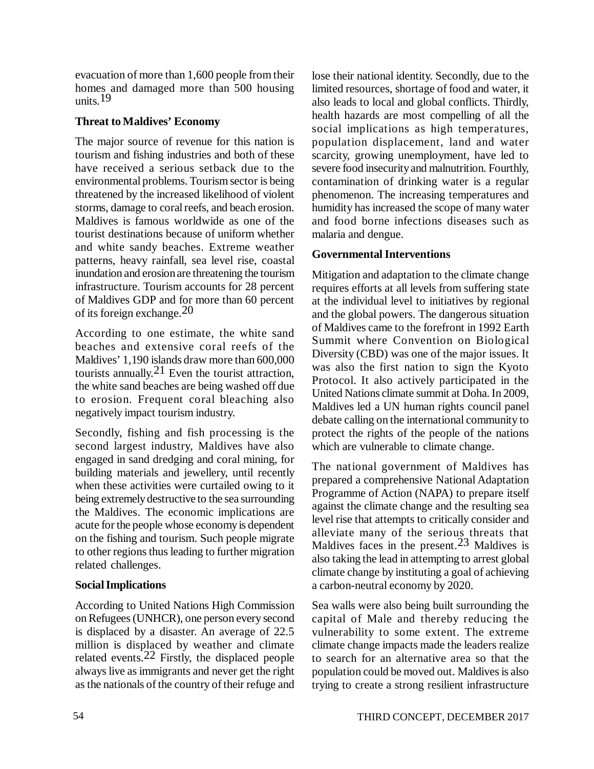evacuation of more than 1,600 people from their homes and damaged more than 500 housing units.[19]

### Threat to Maldives' Economy

The major source of revenue for this nation is tourism and fishing industries and both of these have received a serious setback due to the environmental problems. Tourism sector is being threatened by the increased likelihood of violent storms, damage to coral reefs, and beach erosion. Maldives is famous worldwide as one of the tourist destinations because of uniform whether and white sandy beaches. Extreme weather patterns, heavy rainfall, sea level rise, coastal inundation and erosion are threatening the tourism infrastructure. Tourism accounts for 28 percent of Maldives GDP and for more than 60 percent of its foreign exchange.[20]

According to one estimate, the white sand beaches and extensive coral reefs of the Maldives' 1,190 islands draw more than 600,000 tourists annually.[21] Even the tourist attraction, the white sand beaches are being washed off due to erosion. Frequent coral bleaching also negatively impact tourism industry.

Secondly, fishing and fish processing is the second largest industry, Maldives have also engaged in sand dredging and coral mining, for building materials and jewellery, until recently when these activities were curtailed owing to it being extremely destructive to the sea surrounding the Maldives. The economic implications are acute for the people whose economy is dependent on the fishing and tourism. Such people migrate to other regions thus leading to further migration related challenges.

### Social Implications

According to United Nations High Commission on Refugees (UNHCR), one person every second is displaced by a disaster. An average of 22.5 million is displaced by weather and climate related events.[22] Firstly, the displaced people always live as immigrants and never get the right as the nationals of the country of their refuge and lose their national identity. Secondly, due to the limited resources, shortage of food and water, it also leads to local and global conflicts. Thirdly, health hazards are most compelling of all the social implications as high temperatures, population displacement, land and water scarcity, growing unemployment, have led to severe food insecurity and malnutrition. Fourthly, contamination of drinking water is a regular phenomenon. The increasing temperatures and humidity has increased the scope of many water and food borne infections diseases such as malaria and dengue.

### Governmental Interventions

Mitigation and adaptation to the climate change requires efforts at all levels from suffering state at the individual level to initiatives by regional and the global powers. The dangerous situation of Maldives came to the forefront in 1992 Earth Summit where Convention on Biological Diversity (CBD) was one of the major issues. It was also the first nation to sign the Kyoto Protocol. It also actively participated in the United Nations climate summit at Doha. In 2009, Maldives led a UN human rights council panel debate calling on the international community to protect the rights of the people of the nations which are vulnerable to climate change.

The national government of Maldives has prepared a comprehensive National Adaptation Programme of Action (NAPA) to prepare itself against the climate change and the resulting sea level rise that attempts to critically consider and alleviate many of the serious threats that Maldives faces in the present.[23] Maldives is also taking the lead in attempting to arrest global climate change by instituting a goal of achieving a carbon-neutral economy by 2020.

Sea walls were also being built surrounding the capital of Male and thereby reducing the vulnerability to some extent. The extreme climate change impacts made the leaders realize to search for an alternative area so that the population could be moved out. Maldives is also trying to create a strong resilient infrastructure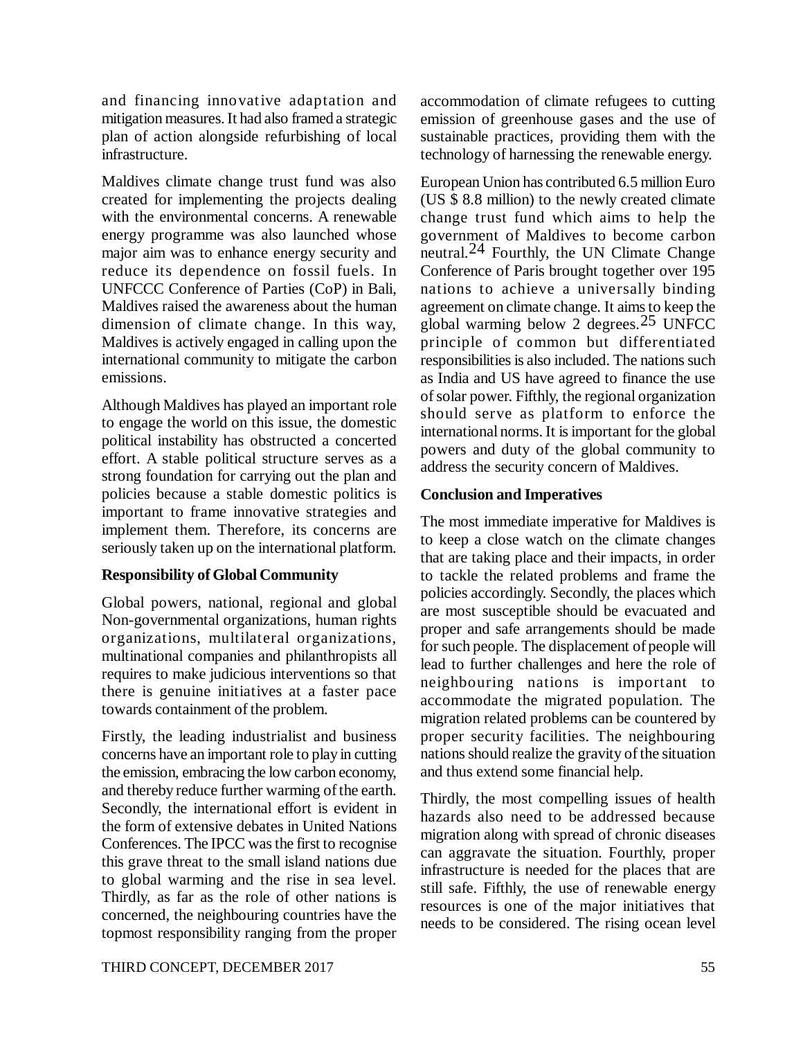and financing innovative adaptation and mitigation measures. It had also framed a strategic plan of action alongside refurbishing of local infrastructure.

Maldives climate change trust fund was also created for implementing the projects dealing with the environmental concerns. A renewable energy programme was also launched whose major aim was to enhance energy security and reduce its dependence on fossil fuels. In UNFCCC Conference of Parties (CoP) in Bali, Maldives raised the awareness about the human dimension of climate change. In this way, Maldives is actively engaged in calling upon the international community to mitigate the carbon emissions.

Although Maldives has played an important role to engage the world on this issue, the domestic political instability has obstructed a concerted effort. A stable political structure serves as a strong foundation for carrying out the plan and policies because a stable domestic politics is important to frame innovative strategies and implement them. Therefore, its concerns are seriously taken up on the international platform.

**Responsibility of Global Community**

Global powers, national, regional and global Non-governmental organizations, human rights organizations, multilateral organizations, multinational companies and philanthropists all requires to make judicious interventions so that there is genuine initiatives at a faster pace towards containment of the problem.

Firstly, the leading industrialist and business concerns have an important role to play in cutting the emission, embracing the low carbon economy, and thereby reduce further warming of the earth. Secondly, the international effort is evident in the form of extensive debates in United Nations Conferences. The IPCC was the first to recognise this grave threat to the small island nations due to global warming and the rise in sea level. Thirdly, as far as the role of other nations is concerned, the neighbouring countries have the topmost responsibility ranging from the proper accommodation of climate refugees to cutting emission of greenhouse gases and the use of sustainable practices, providing them with the technology of harnessing the renewable energy.

European Union has contributed 6.5 million Euro (US $ 8.8 million) to the newly created climate change trust fund which aims to help the government of Maldives to become carbon neutral.[24] Fourthly, the UN Climate Change Conference of Paris brought together over 195 nations to achieve a universally binding agreement on climate change. It aims to keep the global warming below 2 degrees.[25] UNFCC principle of common but differentiated responsibilities is also included. The nations such as India and US have agreed to finance the use of solar power. Fifthly, the regional organization should serve as platform to enforce the international norms. It is important for the global powers and duty of the global community to address the security concern of Maldives.

**Conclusion and Imperatives**

The most immediate imperative for Maldives is to keep a close watch on the climate changes that are taking place and their impacts, in order to tackle the related problems and frame the policies accordingly. Secondly, the places which are most susceptible should be evacuated and proper and safe arrangements should be made for such people. The displacement of people will lead to further challenges and here the role of neighbouring nations is important to accommodate the migrated population. The migration related problems can be countered by proper security facilities. The neighbouring nations should realize the gravity of the situation and thus extend some financial help.

Thirdly, the most compelling issues of health hazards also need to be addressed because migration along with spread of chronic diseases can aggravate the situation. Fourthly, proper infrastructure is needed for the places that are still safe. Fifthly, the use of renewable energy resources is one of the major initiatives that needs to be considered. The rising ocean level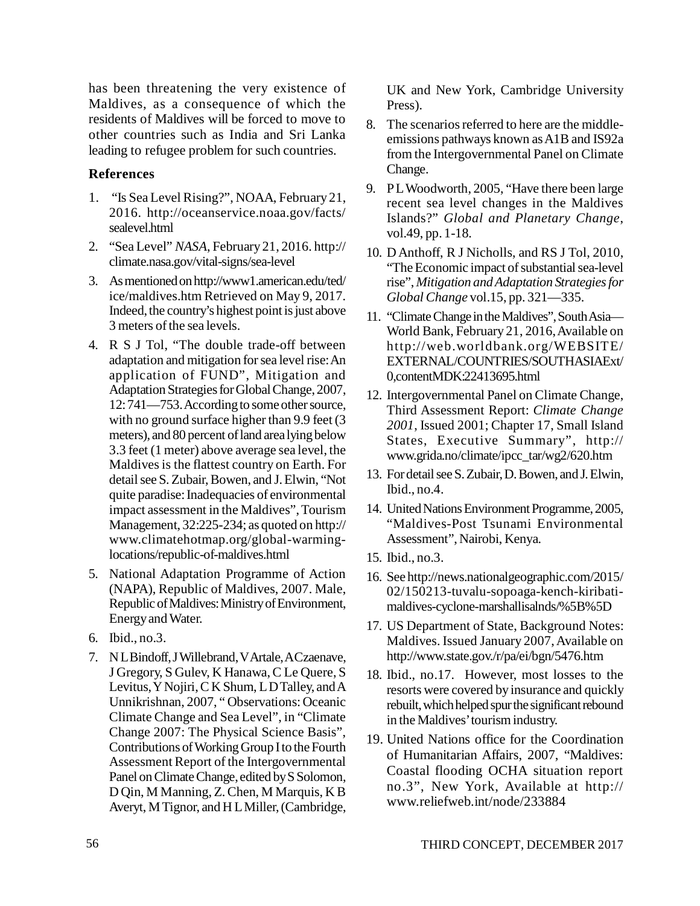has been threatening the very existence of Maldives, as a consequence of which the residents of Maldives will be forced to move to other countries such as India and Sri Lanka leading to refugee problem for such countries.

### References

1. "Is Sea Level Rising?", NOAA, February 21, 2016. http://oceanservice.noaa.gov/facts/sealevel.html
2. "Sea Level" *NASA*, February 21, 2016. http://climate.nasa.gov/vital-signs/sea-level
3. As mentioned on http://www1.american.edu/ted/ice/maldives.htm Retrieved on May 9, 2017. Indeed, the country's highest point is just above 3 meters of the sea levels.
4. R S J Tol, "The double trade-off between adaptation and mitigation for sea level rise: An application of FUND", Mitigation and Adaptation Strategies for Global Change, 2007, 12: 741—753. According to some other source, with no ground surface higher than 9.9 feet (3 meters), and 80 percent of land area lying below 3.3 feet (1 meter) above average sea level, the Maldives is the flattest country on Earth. For detail see S. Zubair, Bowen, and J. Elwin, "Not quite paradise: Inadequacies of environmental impact assessment in the Maldives", Tourism Management, 32:225-234; as quoted on http://www.climatehotmap.org/global-warming-locations/republic-of-maldives.html
5. National Adaptation Programme of Action (NAPA), Republic of Maldives, 2007. Male, Republic of Maldives: Ministry of Environment, Energy and Water.
6. Ibid., no.3.
7. N L Bindoff, J Willebrand, V Artale, A Czaenave, J Gregory, S Gulev, K Hanawa, C Le Quere, S Levitus, Y Nojiri, C K Shum, L D Talley, and A Unnikrishnan, 2007, " Observations: Oceanic Climate Change and Sea Level", in "Climate Change 2007: The Physical Science Basis", Contributions of Working Group I to the Fourth Assessment Report of the Intergovernmental Panel on Climate Change, edited by S Solomon, D Qin, M Manning, Z. Chen, M Marquis, K B Averyt, M Tignor, and H L Miller, (Cambridge, UK and New York, Cambridge University Press).
8. The scenarios referred to here are the middle-emissions pathways known as A1B and IS92a from the Intergovernmental Panel on Climate Change.
9. P L Woodworth, 2005, "Have there been large recent sea level changes in the Maldives Islands?" *Global and Planetary Change*, vol.49, pp. 1-18.
10. D Anthoff, R J Nicholls, and RS J Tol, 2010, "The Economic impact of substantial sea-level rise", *Mitigation and Adaptation Strategies for Global Change* vol.15, pp. 321—335.
11. "Climate Change in the Maldives", South Asia—World Bank, February 21, 2016, Available on http://web.worldbank.org/WEBSITE/EXTERNAL/COUNTRIES/SOUTHASIAExt/0,contentMDK:22413695.html
12. Intergovernmental Panel on Climate Change, Third Assessment Report: *Climate Change 2001*, Issued 2001; Chapter 17, Small Island States, Executive Summary", http://www.grida.no/climate/ipcc_tar/wg2/620.htm
13. For detail see S. Zubair, D. Bowen, and J. Elwin, Ibid., no.4.
14. United Nations Environment Programme, 2005, "Maldives-Post Tsunami Environmental Assessment", Nairobi, Kenya.
15. Ibid., no.3.
16. See http://news.nationalgeographic.com/2015/02/150213-tuvalu-sopoaga-kench-kiribati-maldives-cyclone-marshallisalnds/%5B%5D
17. US Department of State, Background Notes: Maldives. Issued January 2007, Available on http://www.state.gov./r/pa/ei/bgn/5476.htm
18. Ibid., no.17. However, most losses to the resorts were covered by insurance and quickly rebuilt, which helped spur the significant rebound in the Maldives' tourism industry.
19. United Nations office for the Coordination of Humanitarian Affairs, 2007, "Maldives: Coastal flooding OCHA situation report no.3", New York, Available at http://www.reliefweb.int/node/233884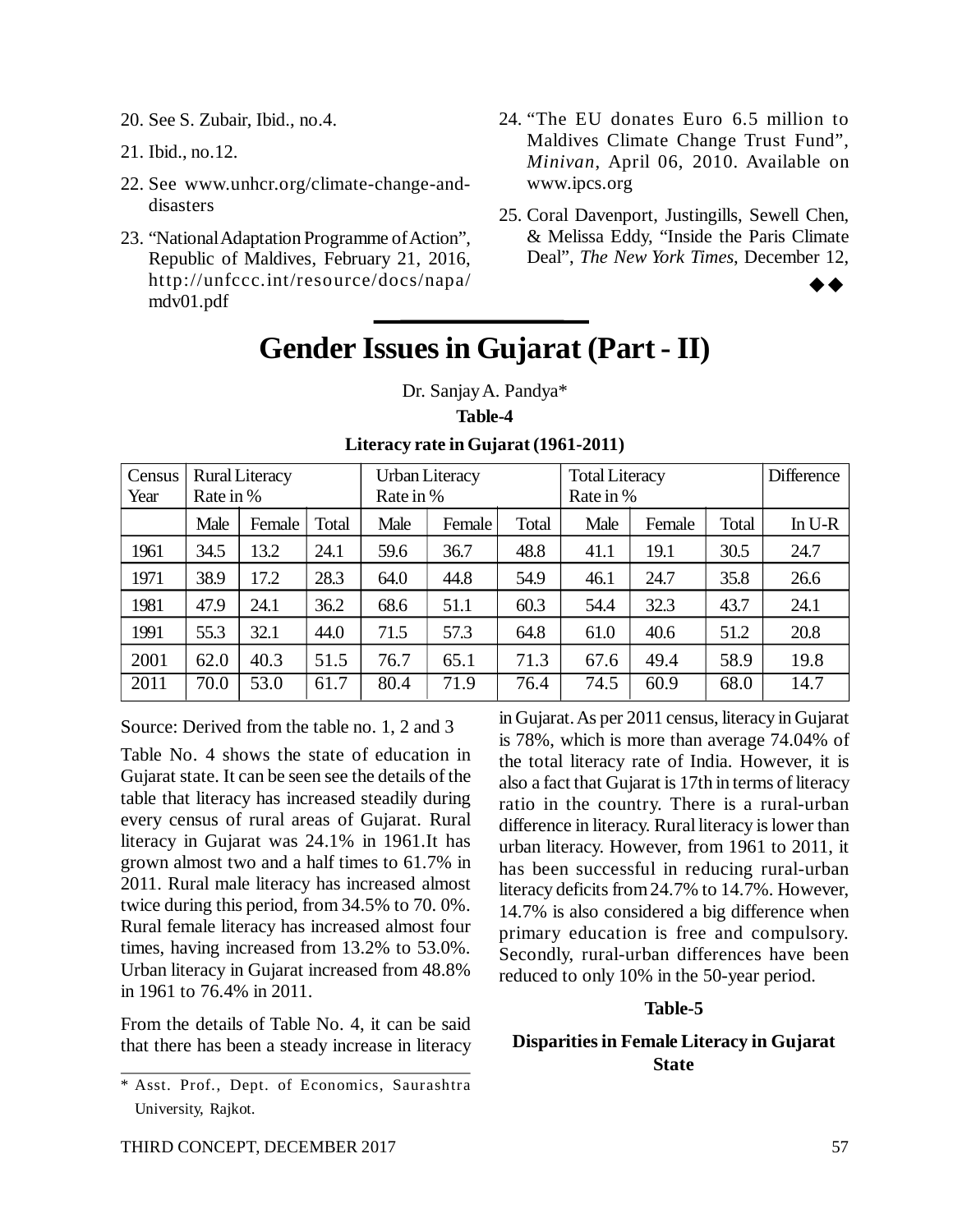20. See S. Zubair, Ibid., no.4.

21. Ibid., no.12.

22. See www.unhcr.org/climate-change-and-disasters

23. "National Adaptation Programme of Action", Republic of Maldives, February 21, 2016, http://unfccc.int/resource/docs/napa/mdv01.pdf

24. "The EU donates Euro 6.5 million to Maldives Climate Change Trust Fund", *Minivan*, April 06, 2010. Available on www.ipcs.org

25. Coral Davenport, Justingills, Sewell Chen, & Melissa Eddy, "Inside the Paris Climate Deal", *The New York Times*, December 12,

◆◆

# Gender Issues in Gujarat (Part - II)

Dr. Sanjay A. Pandya*

**Table-4**

**Literacy rate in Gujarat (1961-2011)**

| Census Year | Rural Literacy Rate in % | | | Urban Literacy Rate in % | | | Total Literacy Rate in % | | | Difference |
|---|---|---|---|---|---|---|---|---|---|---|
| | Male | Female | Total | Male | Female | Total | Male | Female | Total | In U-R |
| 1961 | 34.5 | 13.2 | 24.1 | 59.6 | 36.7 | 48.8 | 41.1 | 19.1 | 30.5 | 24.7 |
| 1971 | 38.9 | 17.2 | 28.3 | 64.0 | 44.8 | 54.9 | 46.1 | 24.7 | 35.8 | 26.6 |
| 1981 | 47.9 | 24.1 | 36.2 | 68.6 | 51.1 | 60.3 | 54.4 | 32.3 | 43.7 | 24.1 |
| 1991 | 55.3 | 32.1 | 44.0 | 71.5 | 57.3 | 64.8 | 61.0 | 40.6 | 51.2 | 20.8 |
| 2001 | 62.0 | 40.3 | 51.5 | 76.7 | 65.1 | 71.3 | 67.6 | 49.4 | 58.9 | 19.8 |
| 2011 | 70.0 | 53.0 | 61.7 | 80.4 | 71.9 | 76.4 | 74.5 | 60.9 | 68.0 | 14.7 |

Source: Derived from the table no. 1, 2 and 3

Table No. 4 shows the state of education in Gujarat state. It can be seen see the details of the table that literacy has increased steadily during every census of rural areas of Gujarat. Rural literacy in Gujarat was 24.1% in 1961.It has grown almost two and a half times to 61.7% in 2011. Rural male literacy has increased almost twice during this period, from 34.5% to 70. 0%. Rural female literacy has increased almost four times, having increased from 13.2% to 53.0%. Urban literacy in Gujarat increased from 48.8% in 1961 to 76.4% in 2011.

From the details of Table No. 4, it can be said that there has been a steady increase in literacy in Gujarat. As per 2011 census, literacy in Gujarat is 78%, which is more than average 74.04% of the total literacy rate of India. However, it is also a fact that Gujarat is 17th in terms of literacy ratio in the country. There is a rural-urban difference in literacy. Rural literacy is lower than urban literacy. However, from 1961 to 2011, it has been successful in reducing rural-urban literacy deficits from 24.7% to 14.7%. However, 14.7% is also considered a big difference when primary education is free and compulsory. Secondly, rural-urban differences have been reduced to only 10% in the 50-year period.

**Table-5**

**Disparities in Female Literacy in Gujarat State**

* Asst. Prof., Dept. of Economics, Saurashtra University, Rajkot.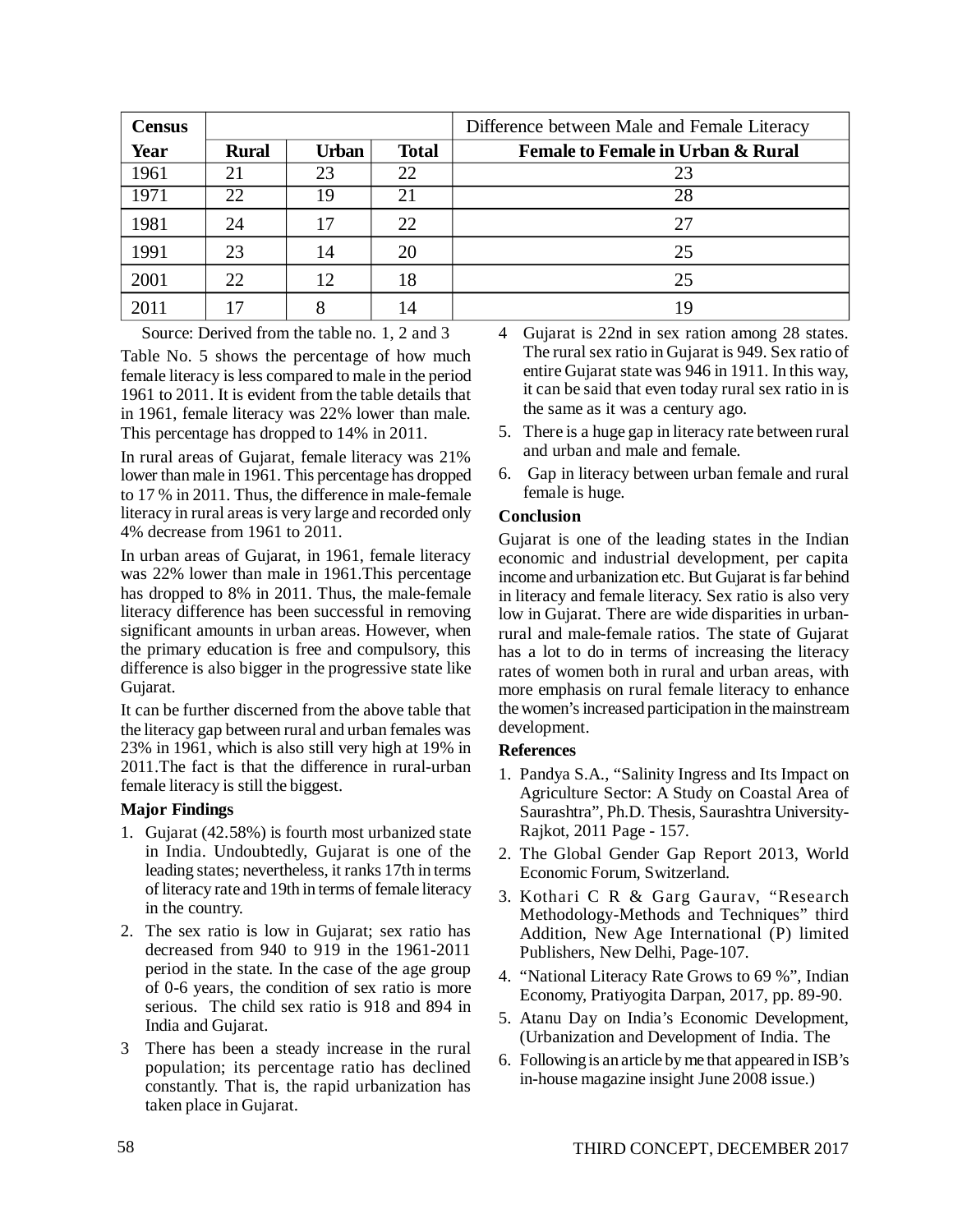| Census | | | | Difference between Male and Female Literacy |
|---|---|---|---|---|
| Year | Rural | Urban | Total | Female to Female in Urban & Rural |
| 1961 | 21 | 23 | 22 | 23 |
| 1971 | 22 | 19 | 21 | 28 |
| 1981 | 24 | 17 | 22 | 27 |
| 1991 | 23 | 14 | 20 | 25 |
| 2001 | 22 | 12 | 18 | 25 |
| 2011 | 17 | 8 | 14 | 19 |

Source: Derived from the table no. 1, 2 and 3

Table No. 5 shows the percentage of how much female literacy is less compared to male in the period 1961 to 2011. It is evident from the table details that in 1961, female literacy was 22% lower than male. This percentage has dropped to 14% in 2011.

In rural areas of Gujarat, female literacy was 21% lower than male in 1961. This percentage has dropped to 17 % in 2011. Thus, the difference in male-female literacy in rural areas is very large and recorded only 4% decrease from 1961 to 2011.

In urban areas of Gujarat, in 1961, female literacy was 22% lower than male in 1961.This percentage has dropped to 8% in 2011. Thus, the male-female literacy difference has been successful in removing significant amounts in urban areas. However, when the primary education is free and compulsory, this difference is also bigger in the progressive state like Gujarat.

It can be further discerned from the above table that the literacy gap between rural and urban females was 23% in 1961, which is also still very high at 19% in 2011.The fact is that the difference in rural-urban female literacy is still the biggest.

**Major Findings**

1. Gujarat (42.58%) is fourth most urbanized state in India. Undoubtedly, Gujarat is one of the leading states; nevertheless, it ranks 17th in terms of literacy rate and 19th in terms of female literacy in the country.
2. The sex ratio is low in Gujarat; sex ratio has decreased from 940 to 919 in the 1961-2011 period in the state. In the case of the age group of 0-6 years, the condition of sex ratio is more serious. The child sex ratio is 918 and 894 in India and Gujarat.
3. There has been a steady increase in the rural population; its percentage ratio has declined constantly. That is, the rapid urbanization has taken place in Gujarat.
4. Gujarat is 22nd in sex ration among 28 states. The rural sex ratio in Gujarat is 949. Sex ratio of entire Gujarat state was 946 in 1911. In this way, it can be said that even today rural sex ratio in is the same as it was a century ago.
5. There is a huge gap in literacy rate between rural and urban and male and female.
6. Gap in literacy between urban female and rural female is huge.

**Conclusion**

Gujarat is one of the leading states in the Indian economic and industrial development, per capita income and urbanization etc. But Gujarat is far behind in literacy and female literacy. Sex ratio is also very low in Gujarat. There are wide disparities in urban-rural and male-female ratios. The state of Gujarat has a lot to do in terms of increasing the literacy rates of women both in rural and urban areas, with more emphasis on rural female literacy to enhance the women's increased participation in the mainstream development.

**References**

1. Pandya S.A., "Salinity Ingress and Its Impact on Agriculture Sector: A Study on Coastal Area of Saurashtra", Ph.D. Thesis, Saurashtra University-Rajkot, 2011 Page - 157.
2. The Global Gender Gap Report 2013, World Economic Forum, Switzerland.
3. Kothari C R & Garg Gaurav, "Research Methodology-Methods and Techniques" third Addition, New Age International (P) limited Publishers, New Delhi, Page-107.
4. "National Literacy Rate Grows to 69 %", Indian Economy, Pratiyogita Darpan, 2017, pp. 89-90.
5. Atanu Day on India's Economic Development, (Urbanization and Development of India. The
6. Following is an article by me that appeared in ISB's in-house magazine insight June 2008 issue.)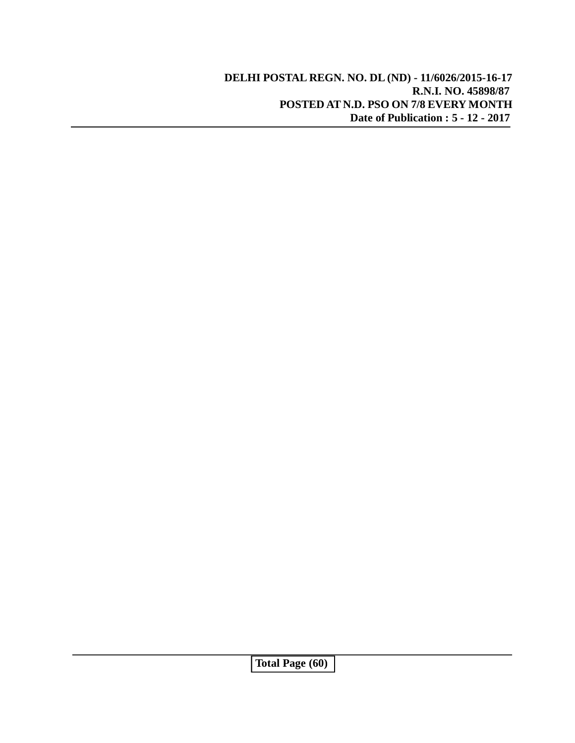**DELHI POSTAL REGN. NO. DL (ND) - 11/6026/2015-16-17**
**R.N.I. NO. 45898/87**
**POSTED AT N.D. PSO ON 7/8 EVERY MONTH**
**Date of Publication : 5 - 12 - 2017**

---

---

**Total Page (60)**